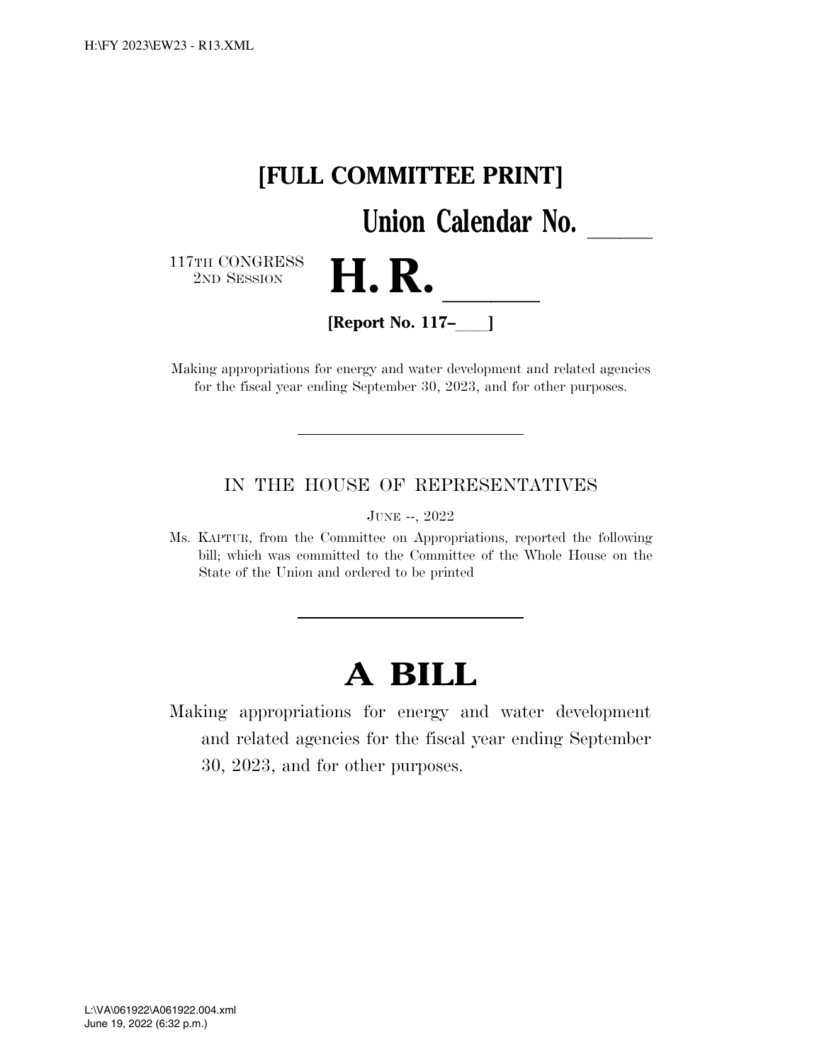# [FULL COMMITTEE PRINT]

**Union Calendar No. \_\_\_\_\_**

117TH CONGRESS
2ND SESSION

# H. R. \_\_\_\_\_\_

**[Report No. 117–\_\_\_\_]**

Making appropriations for energy and water development and related agencies for the fiscal year ending September 30, 2023, and for other purposes.

---

IN THE HOUSE OF REPRESENTATIVES

JUNE --, 2022

Ms. KAPTUR, from the Committee on Appropriations, reported the following bill; which was committed to the Committee of the Whole House on the State of the Union and ordered to be printed

---

# A BILL

Making appropriations for energy and water development and related agencies for the fiscal year ending September 30, 2023, and for other purposes.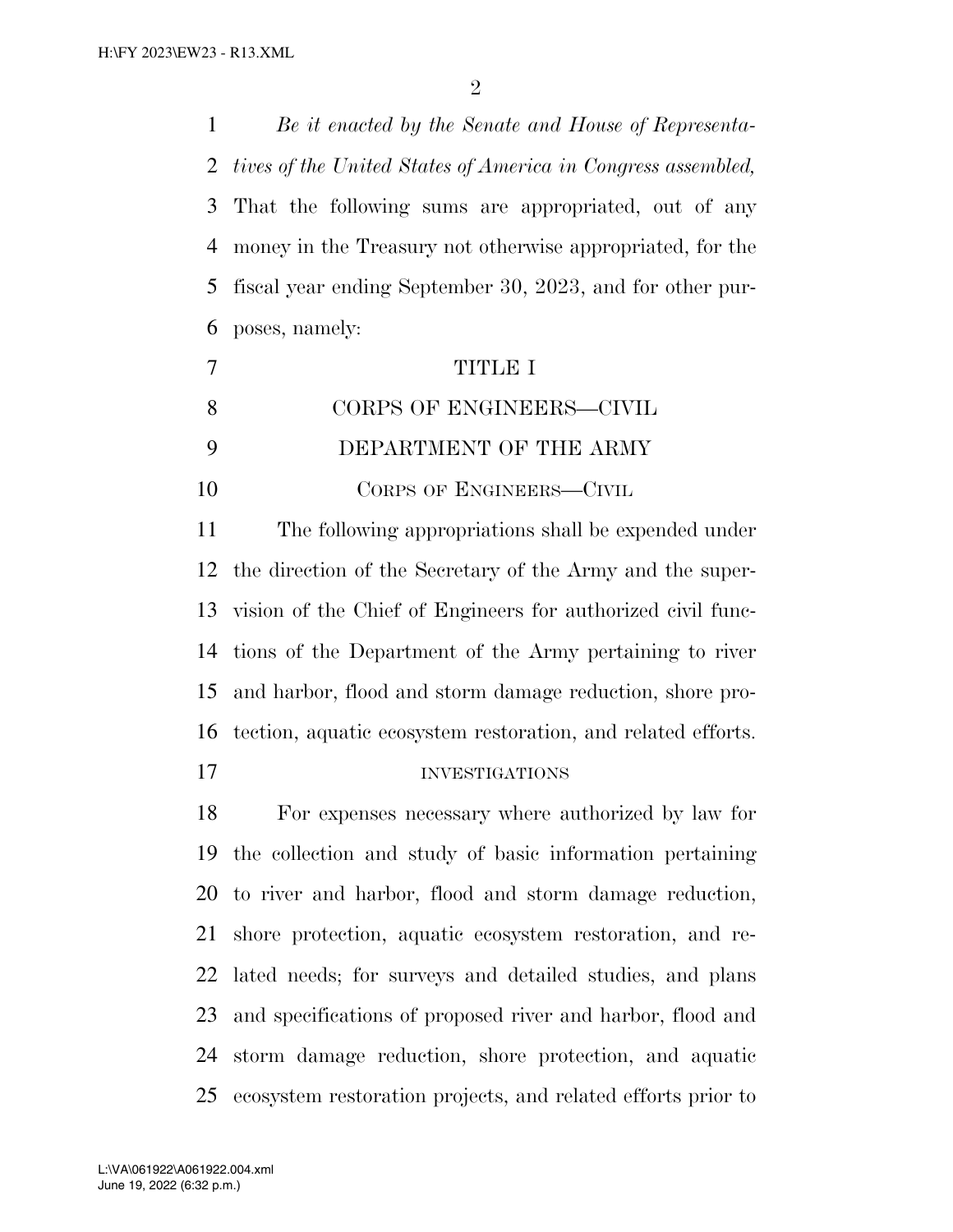*Be it enacted by the Senate and House of Representatives of the United States of America in Congress assembled,* That the following sums are appropriated, out of any money in the Treasury not otherwise appropriated, for the fiscal year ending September 30, 2023, and for other purposes, namely:

# TITLE I

# CORPS OF ENGINEERS—CIVIL

## DEPARTMENT OF THE ARMY

### CORPS OF ENGINEERS—CIVIL

The following appropriations shall be expended under the direction of the Secretary of the Army and the supervision of the Chief of Engineers for authorized civil functions of the Department of the Army pertaining to river and harbor, flood and storm damage reduction, shore protection, aquatic ecosystem restoration, and related efforts.

#### INVESTIGATIONS

For expenses necessary where authorized by law for the collection and study of basic information pertaining to river and harbor, flood and storm damage reduction, shore protection, aquatic ecosystem restoration, and related needs; for surveys and detailed studies, and plans and specifications of proposed river and harbor, flood and storm damage reduction, shore protection, and aquatic ecosystem restoration projects, and related efforts prior to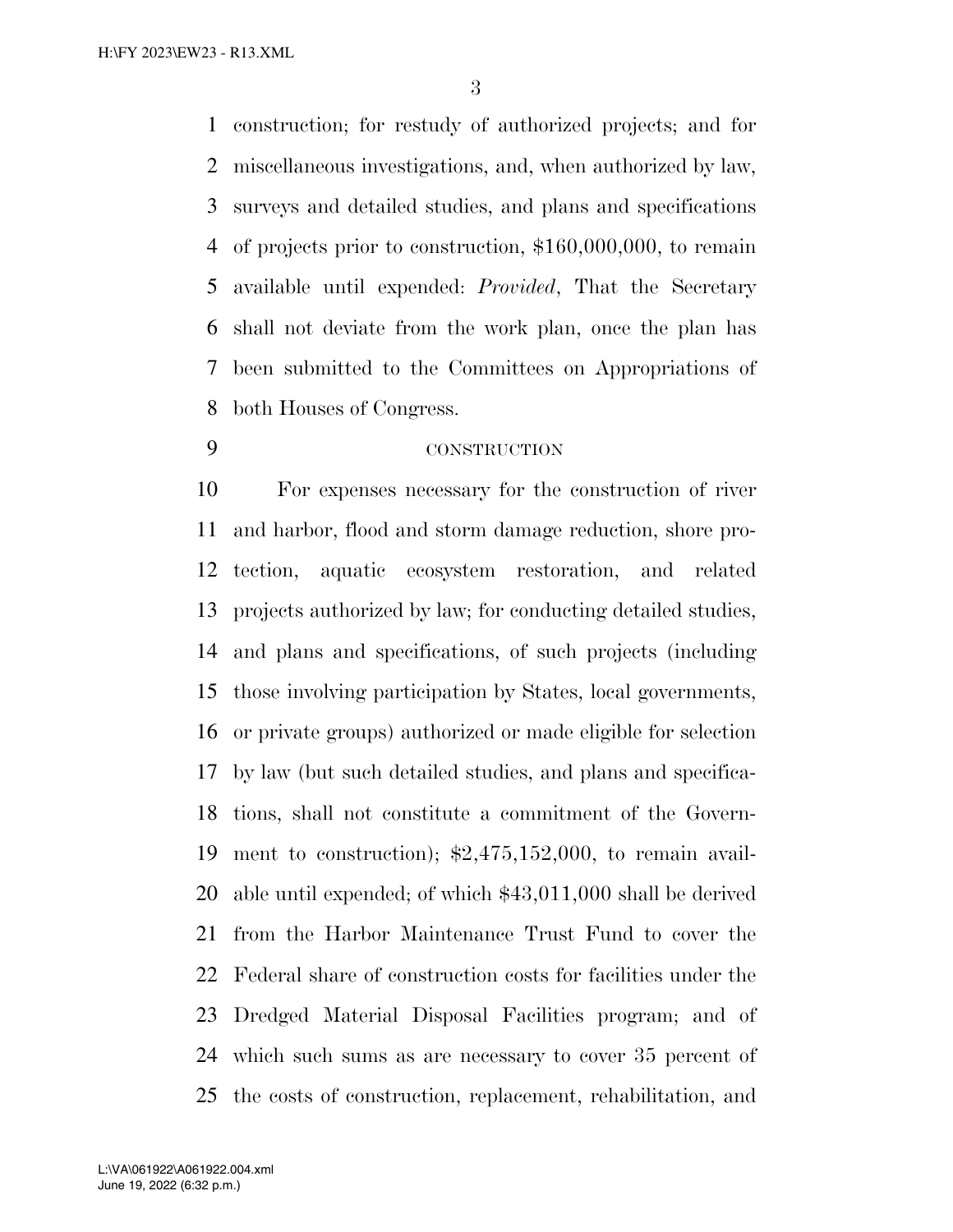construction; for restudy of authorized projects; and for miscellaneous investigations, and, when authorized by law, surveys and detailed studies, and plans and specifications of projects prior to construction, $160,000,000, to remain available until expended: *Provided*, That the Secretary shall not deviate from the work plan, once the plan has been submitted to the Committees on Appropriations of both Houses of Congress.

CONSTRUCTION

For expenses necessary for the construction of river and harbor, flood and storm damage reduction, shore protection, aquatic ecosystem restoration, and related projects authorized by law; for conducting detailed studies, and plans and specifications, of such projects (including those involving participation by States, local governments, or private groups) authorized or made eligible for selection by law (but such detailed studies, and plans and specifications, shall not constitute a commitment of the Government to construction); $2,475,152,000, to remain available until expended; of which $43,011,000 shall be derived from the Harbor Maintenance Trust Fund to cover the Federal share of construction costs for facilities under the Dredged Material Disposal Facilities program; and of which such sums as are necessary to cover 35 percent of the costs of construction, replacement, rehabilitation, and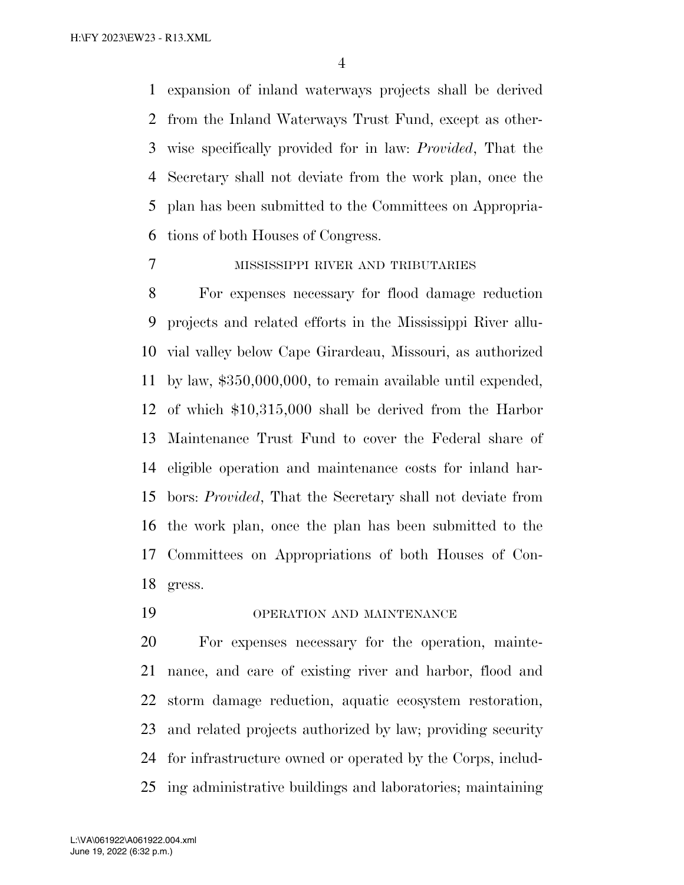expansion of inland waterways projects shall be derived from the Inland Waterways Trust Fund, except as otherwise specifically provided for in law: *Provided*, That the Secretary shall not deviate from the work plan, once the plan has been submitted to the Committees on Appropriations of both Houses of Congress.

MISSISSIPPI RIVER AND TRIBUTARIES

For expenses necessary for flood damage reduction projects and related efforts in the Mississippi River alluvial valley below Cape Girardeau, Missouri, as authorized by law, $350,000,000, to remain available until expended, of which $10,315,000 shall be derived from the Harbor Maintenance Trust Fund to cover the Federal share of eligible operation and maintenance costs for inland harbors: *Provided*, That the Secretary shall not deviate from the work plan, once the plan has been submitted to the Committees on Appropriations of both Houses of Congress.

OPERATION AND MAINTENANCE

For expenses necessary for the operation, maintenance, and care of existing river and harbor, flood and storm damage reduction, aquatic ecosystem restoration, and related projects authorized by law; providing security for infrastructure owned or operated by the Corps, including administrative buildings and laboratories; maintaining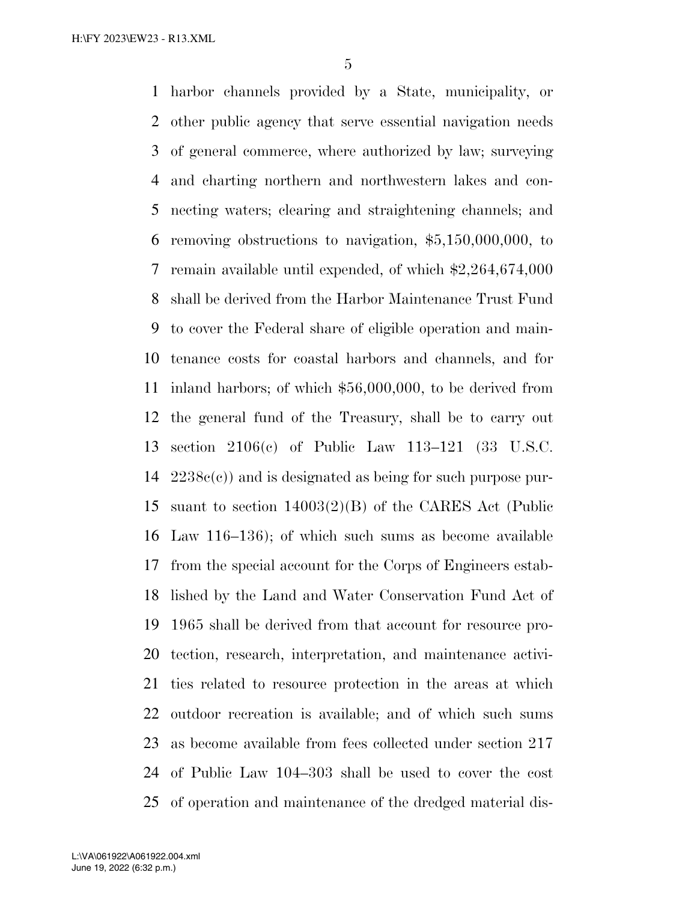harbor channels provided by a State, municipality, or other public agency that serve essential navigation needs of general commerce, where authorized by law; surveying and charting northern and northwestern lakes and connecting waters; clearing and straightening channels; and removing obstructions to navigation, $5,150,000,000, to remain available until expended, of which $2,264,674,000 shall be derived from the Harbor Maintenance Trust Fund to cover the Federal share of eligible operation and maintenance costs for coastal harbors and channels, and for inland harbors; of which $56,000,000, to be derived from the general fund of the Treasury, shall be to carry out section 2106(c) of Public Law 113–121 (33 U.S.C. 2238c(c)) and is designated as being for such purpose pursuant to section 14003(2)(B) of the CARES Act (Public Law 116–136); of which such sums as become available from the special account for the Corps of Engineers established by the Land and Water Conservation Fund Act of 1965 shall be derived from that account for resource protection, research, interpretation, and maintenance activities related to resource protection in the areas at which outdoor recreation is available; and of which such sums as become available from fees collected under section 217 of Public Law 104–303 shall be used to cover the cost of operation and maintenance of the dredged material dis-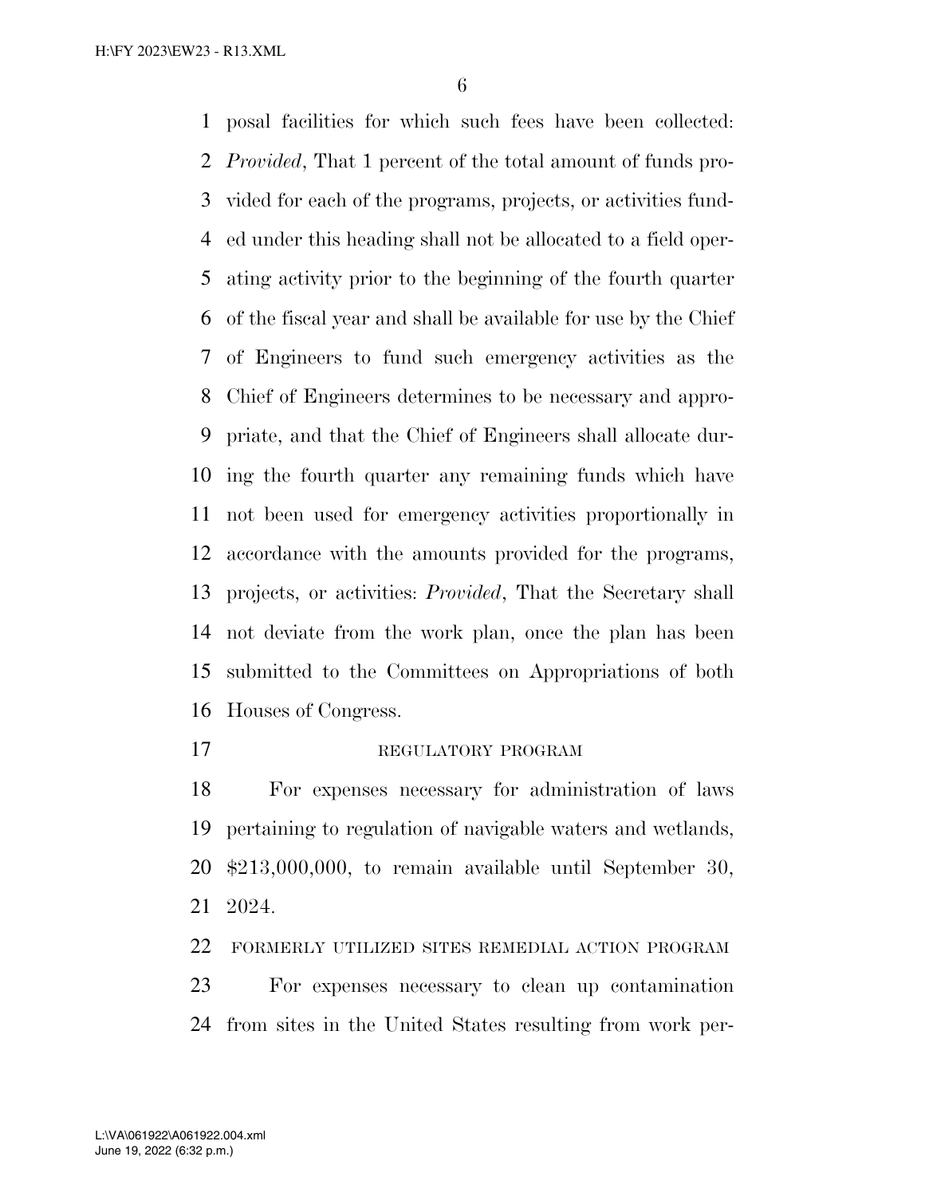posal facilities for which such fees have been collected: *Provided*, That 1 percent of the total amount of funds provided for each of the programs, projects, or activities funded under this heading shall not be allocated to a field operating activity prior to the beginning of the fourth quarter of the fiscal year and shall be available for use by the Chief of Engineers to fund such emergency activities as the Chief of Engineers determines to be necessary and appropriate, and that the Chief of Engineers shall allocate during the fourth quarter any remaining funds which have not been used for emergency activities proportionally in accordance with the amounts provided for the programs, projects, or activities: *Provided*, That the Secretary shall not deviate from the work plan, once the plan has been submitted to the Committees on Appropriations of both Houses of Congress.

REGULATORY PROGRAM

For expenses necessary for administration of laws pertaining to regulation of navigable waters and wetlands, $213,000,000, to remain available until September 30, 2024.

FORMERLY UTILIZED SITES REMEDIAL ACTION PROGRAM

For expenses necessary to clean up contamination from sites in the United States resulting from work per-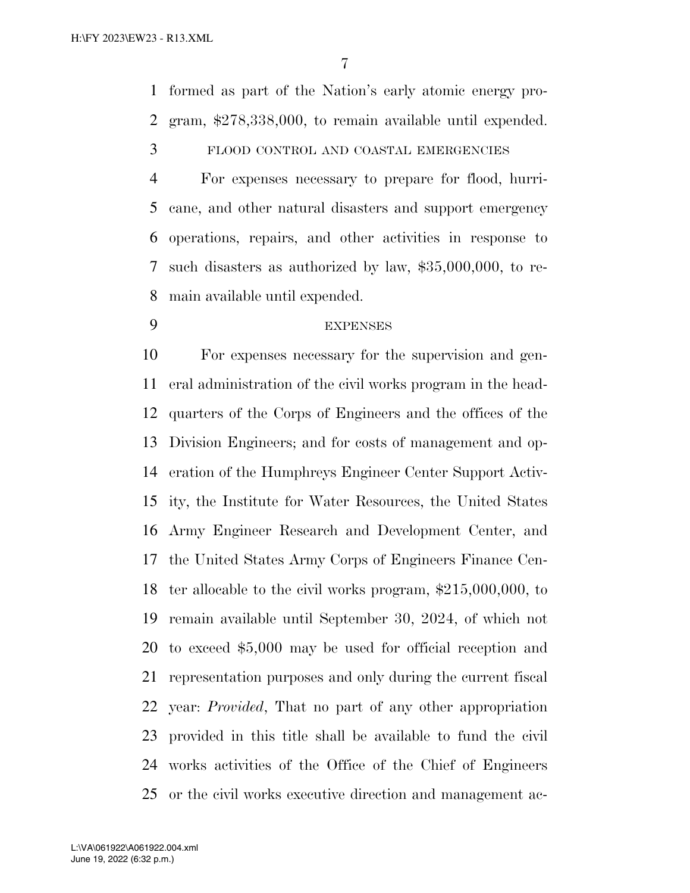formed as part of the Nation's early atomic energy program, $278,338,000, to remain available until expended.

FLOOD CONTROL AND COASTAL EMERGENCIES

For expenses necessary to prepare for flood, hurricane, and other natural disasters and support emergency operations, repairs, and other activities in response to such disasters as authorized by law, $35,000,000, to remain available until expended.

EXPENSES

For expenses necessary for the supervision and general administration of the civil works program in the headquarters of the Corps of Engineers and the offices of the Division Engineers; and for costs of management and operation of the Humphreys Engineer Center Support Activity, the Institute for Water Resources, the United States Army Engineer Research and Development Center, and the United States Army Corps of Engineers Finance Center allocable to the civil works program, $215,000,000, to remain available until September 30, 2024, of which not to exceed $5,000 may be used for official reception and representation purposes and only during the current fiscal year: *Provided*, That no part of any other appropriation provided in this title shall be available to fund the civil works activities of the Office of the Chief of Engineers or the civil works executive direction and management ac-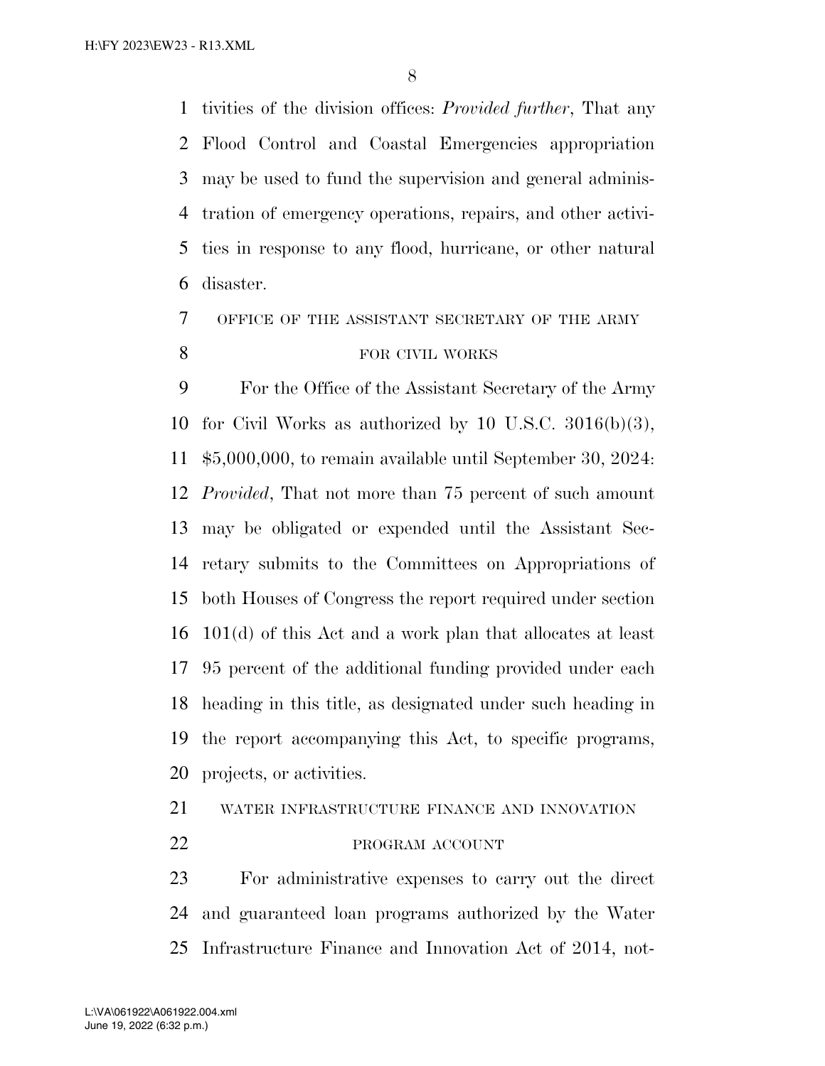tivities of the division offices: *Provided further*, That any Flood Control and Coastal Emergencies appropriation may be used to fund the supervision and general administration of emergency operations, repairs, and other activities in response to any flood, hurricane, or other natural disaster.

OFFICE OF THE ASSISTANT SECRETARY OF THE ARMY FOR CIVIL WORKS

For the Office of the Assistant Secretary of the Army for Civil Works as authorized by 10 U.S.C. 3016(b)(3), $5,000,000, to remain available until September 30, 2024: *Provided*, That not more than 75 percent of such amount may be obligated or expended until the Assistant Secretary submits to the Committees on Appropriations of both Houses of Congress the report required under section 101(d) of this Act and a work plan that allocates at least 95 percent of the additional funding provided under each heading in this title, as designated under such heading in the report accompanying this Act, to specific programs, projects, or activities.

WATER INFRASTRUCTURE FINANCE AND INNOVATION PROGRAM ACCOUNT

For administrative expenses to carry out the direct and guaranteed loan programs authorized by the Water Infrastructure Finance and Innovation Act of 2014, not-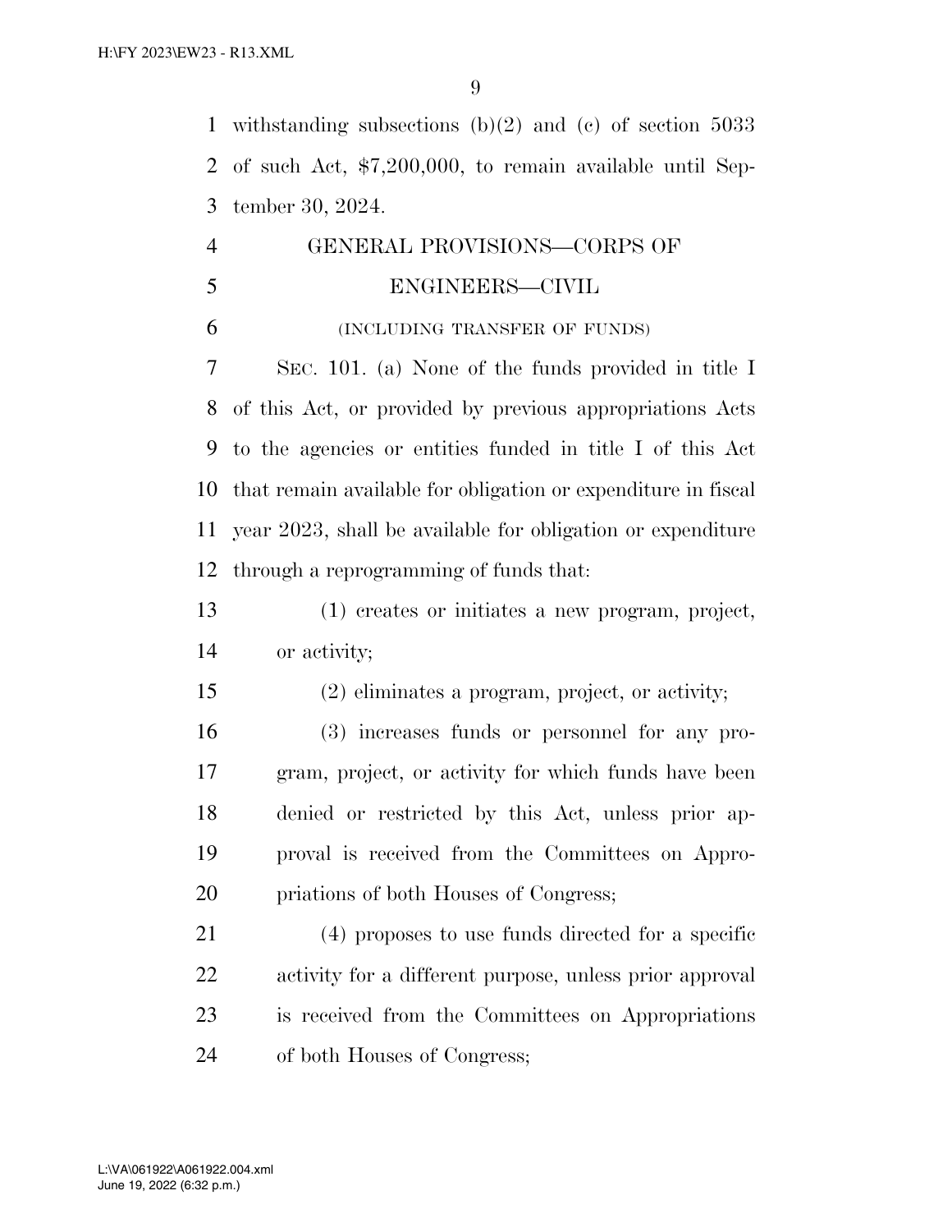withstanding subsections (b)(2) and (c) of section 5033 of such Act, $7,200,000, to remain available until September 30, 2024.

## GENERAL PROVISIONS—CORPS OF ENGINEERS—CIVIL

(INCLUDING TRANSFER OF FUNDS)

SEC. 101. (a) None of the funds provided in title I of this Act, or provided by previous appropriations Acts to the agencies or entities funded in title I of this Act that remain available for obligation or expenditure in fiscal year 2023, shall be available for obligation or expenditure through a reprogramming of funds that:

(1) creates or initiates a new program, project, or activity;

(2) eliminates a program, project, or activity;

(3) increases funds or personnel for any program, project, or activity for which funds have been denied or restricted by this Act, unless prior approval is received from the Committees on Appropriations of both Houses of Congress;

(4) proposes to use funds directed for a specific activity for a different purpose, unless prior approval is received from the Committees on Appropriations of both Houses of Congress;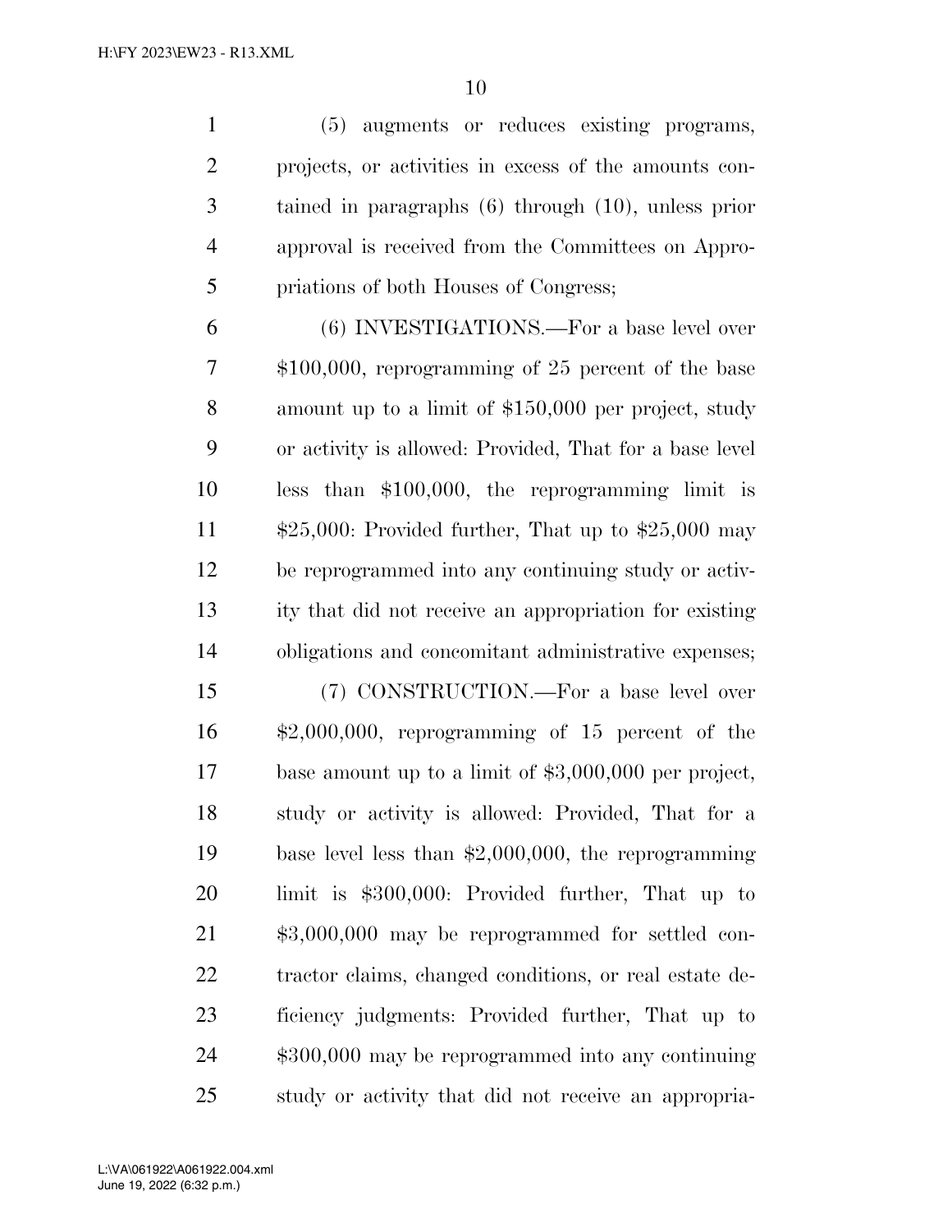(5) augments or reduces existing programs, projects, or activities in excess of the amounts contained in paragraphs (6) through (10), unless prior approval is received from the Committees on Appropriations of both Houses of Congress;

(6) INVESTIGATIONS.—For a base level over $100,000, reprogramming of 25 percent of the base amount up to a limit of $150,000 per project, study or activity is allowed: Provided, That for a base level less than $100,000, the reprogramming limit is $25,000: Provided further, That up to $25,000 may be reprogrammed into any continuing study or activity that did not receive an appropriation for existing obligations and concomitant administrative expenses;

(7) CONSTRUCTION.—For a base level over $2,000,000, reprogramming of 15 percent of the base amount up to a limit of $3,000,000 per project, study or activity is allowed: Provided, That for a base level less than $2,000,000, the reprogramming limit is $300,000: Provided further, That up to $3,000,000 may be reprogrammed for settled contractor claims, changed conditions, or real estate deficiency judgments: Provided further, That up to $300,000 may be reprogrammed into any continuing study or activity that did not receive an appropria-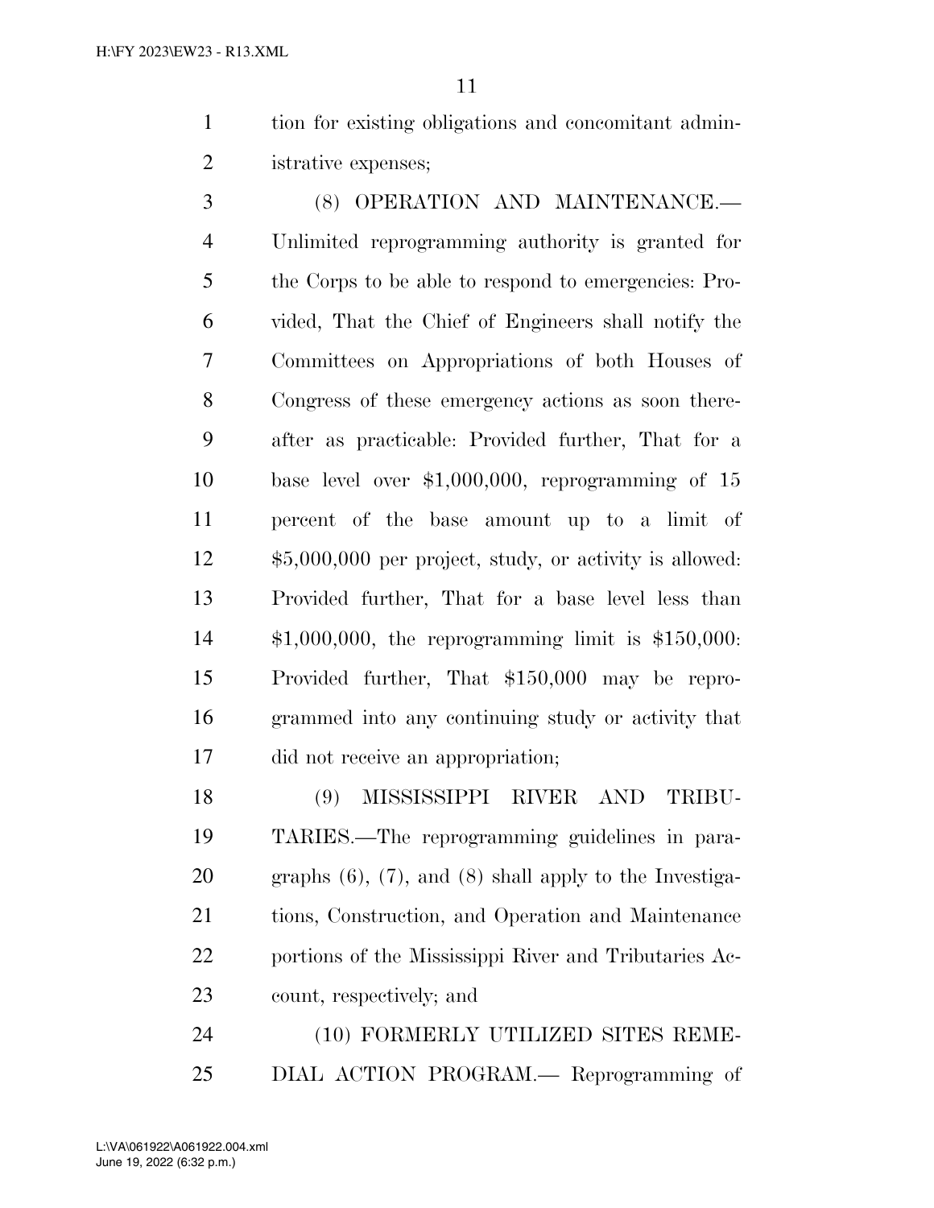tion for existing obligations and concomitant administrative expenses;

(8) OPERATION AND MAINTENANCE.—Unlimited reprogramming authority is granted for the Corps to be able to respond to emergencies: Provided, That the Chief of Engineers shall notify the Committees on Appropriations of both Houses of Congress of these emergency actions as soon thereafter as practicable: Provided further, That for a base level over $1,000,000, reprogramming of 15 percent of the base amount up to a limit of $5,000,000 per project, study, or activity is allowed: Provided further, That for a base level less than $1,000,000, the reprogramming limit is $150,000: Provided further, That $150,000 may be reprogrammed into any continuing study or activity that did not receive an appropriation;

(9) MISSISSIPPI RIVER AND TRIBUTARIES.—The reprogramming guidelines in paragraphs (6), (7), and (8) shall apply to the Investigations, Construction, and Operation and Maintenance portions of the Mississippi River and Tributaries Account, respectively; and

(10) FORMERLY UTILIZED SITES REMEDIAL ACTION PROGRAM.— Reprogramming of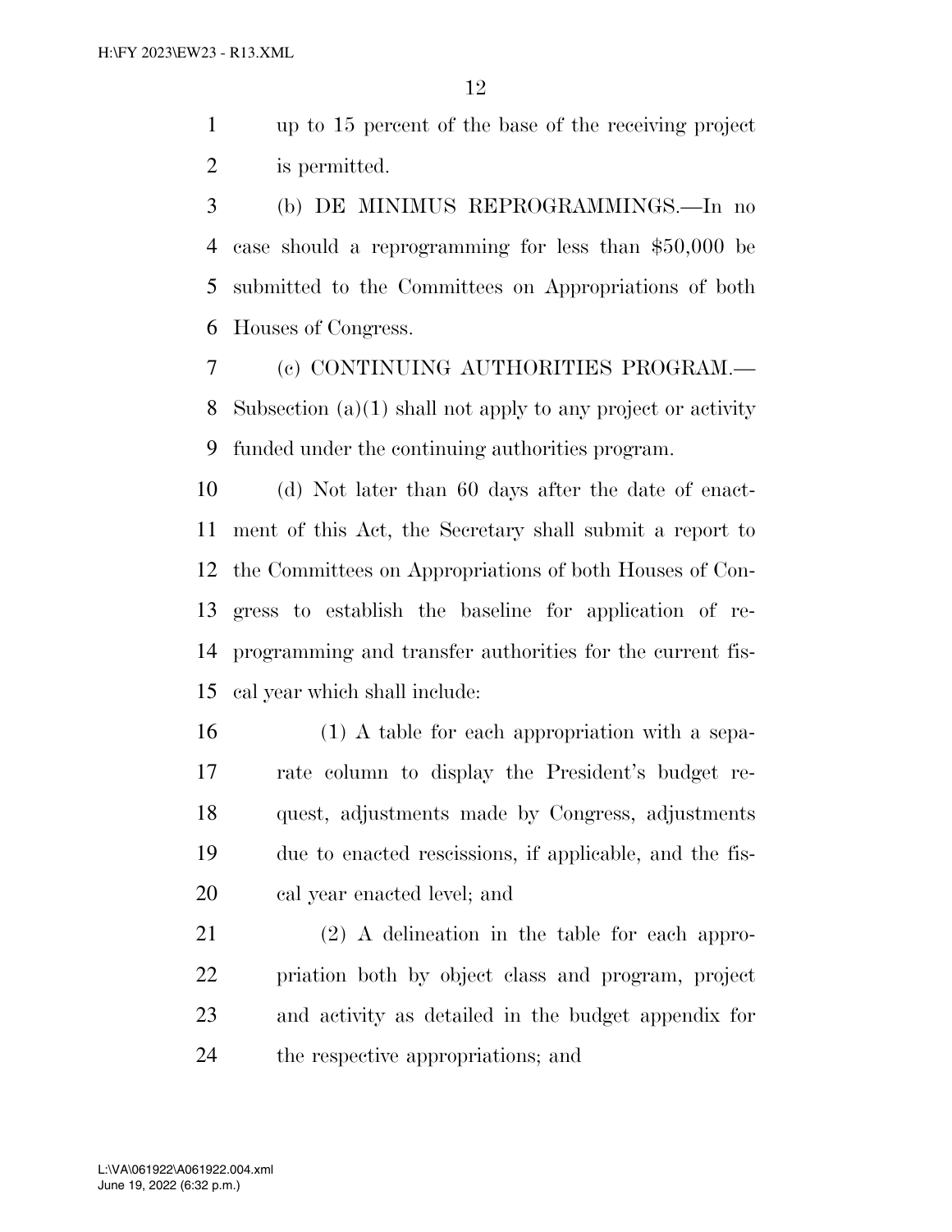up to 15 percent of the base of the receiving project is permitted.

(b) DE MINIMUS REPROGRAMMINGS.—In no case should a reprogramming for less than $50,000 be submitted to the Committees on Appropriations of both Houses of Congress.

(c) CONTINUING AUTHORITIES PROGRAM.—Subsection (a)(1) shall not apply to any project or activity funded under the continuing authorities program.

(d) Not later than 60 days after the date of enactment of this Act, the Secretary shall submit a report to the Committees on Appropriations of both Houses of Congress to establish the baseline for application of reprogramming and transfer authorities for the current fiscal year which shall include:

(1) A table for each appropriation with a separate column to display the President's budget request, adjustments made by Congress, adjustments due to enacted rescissions, if applicable, and the fiscal year enacted level; and

(2) A delineation in the table for each appropriation both by object class and program, project and activity as detailed in the budget appendix for the respective appropriations; and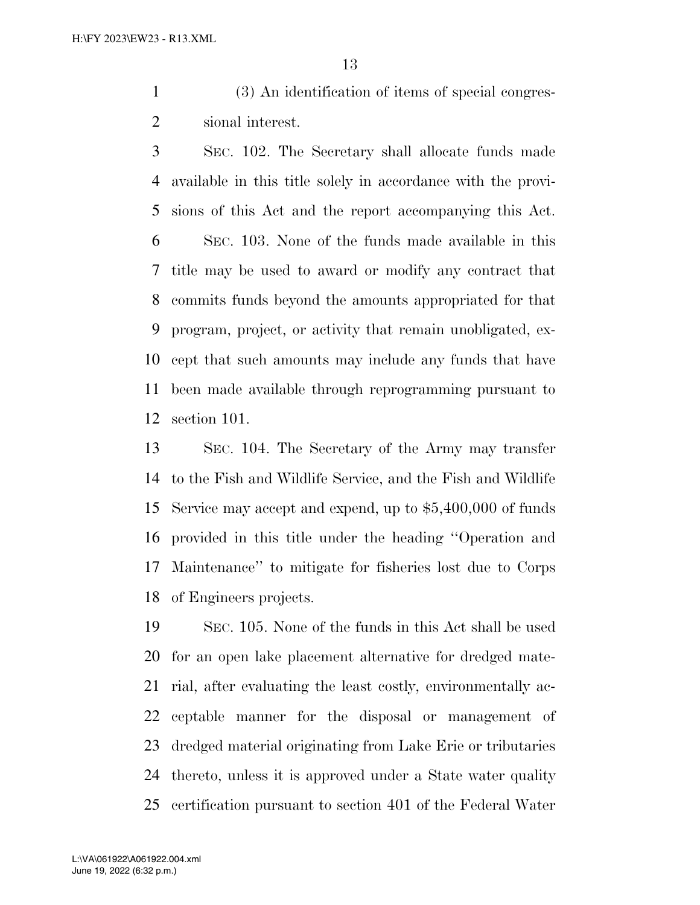(3) An identification of items of special congressional interest.

SEC. 102. The Secretary shall allocate funds made available in this title solely in accordance with the provisions of this Act and the report accompanying this Act.

SEC. 103. None of the funds made available in this title may be used to award or modify any contract that commits funds beyond the amounts appropriated for that program, project, or activity that remain unobligated, except that such amounts may include any funds that have been made available through reprogramming pursuant to section 101.

SEC. 104. The Secretary of the Army may transfer to the Fish and Wildlife Service, and the Fish and Wildlife Service may accept and expend, up to $5,400,000 of funds provided in this title under the heading "Operation and Maintenance" to mitigate for fisheries lost due to Corps of Engineers projects.

SEC. 105. None of the funds in this Act shall be used for an open lake placement alternative for dredged material, after evaluating the least costly, environmentally acceptable manner for the disposal or management of dredged material originating from Lake Erie or tributaries thereto, unless it is approved under a State water quality certification pursuant to section 401 of the Federal Water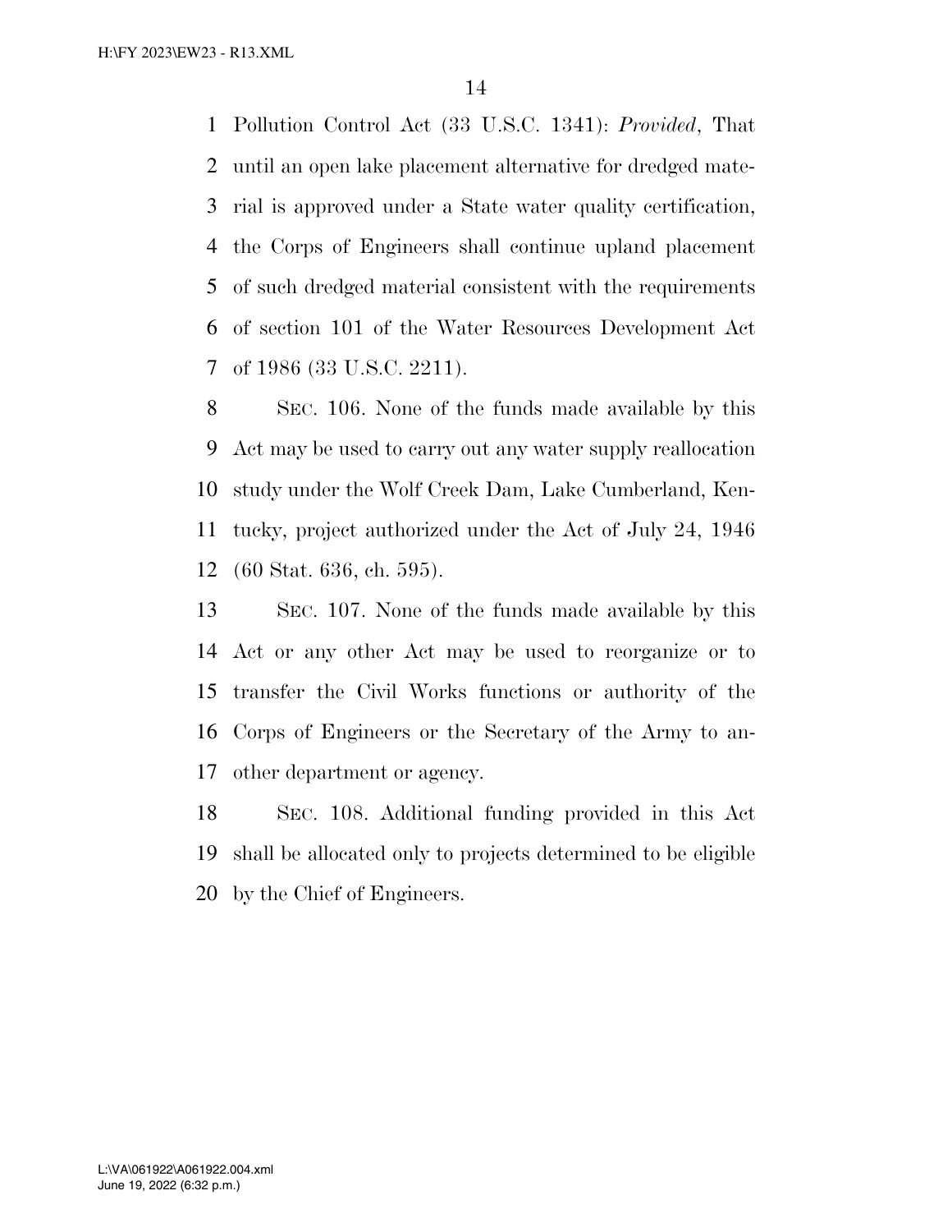Pollution Control Act (33 U.S.C. 1341): *Provided*, That until an open lake placement alternative for dredged material is approved under a State water quality certification, the Corps of Engineers shall continue upland placement of such dredged material consistent with the requirements of section 101 of the Water Resources Development Act of 1986 (33 U.S.C. 2211).

SEC. 106. None of the funds made available by this Act may be used to carry out any water supply reallocation study under the Wolf Creek Dam, Lake Cumberland, Kentucky, project authorized under the Act of July 24, 1946 (60 Stat. 636, ch. 595).

SEC. 107. None of the funds made available by this Act or any other Act may be used to reorganize or to transfer the Civil Works functions or authority of the Corps of Engineers or the Secretary of the Army to another department or agency.

SEC. 108. Additional funding provided in this Act shall be allocated only to projects determined to be eligible by the Chief of Engineers.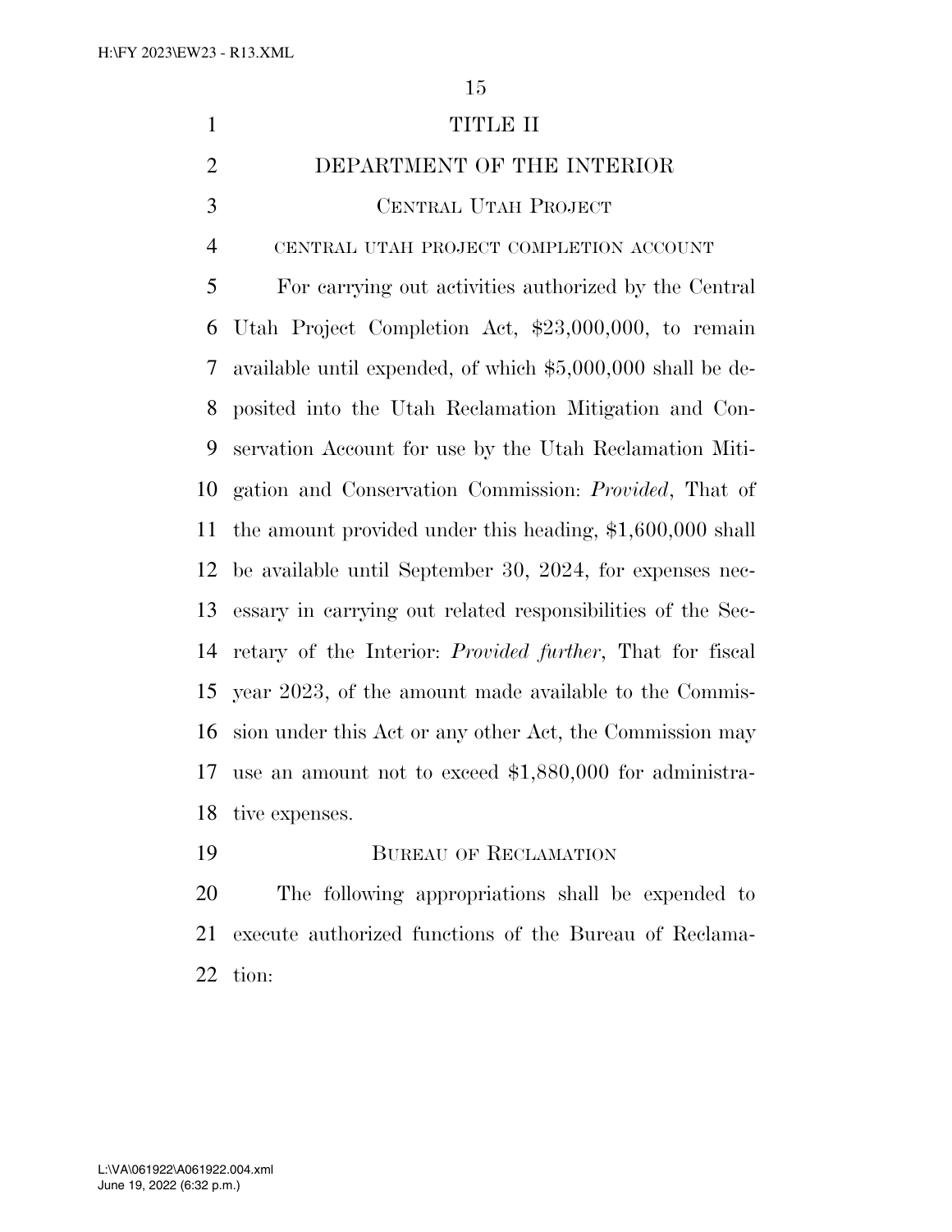# TITLE II

# DEPARTMENT OF THE INTERIOR

## Central Utah Project

### central utah project completion account

For carrying out activities authorized by the Central Utah Project Completion Act, $23,000,000, to remain available until expended, of which $5,000,000 shall be deposited into the Utah Reclamation Mitigation and Conservation Account for use by the Utah Reclamation Mitigation and Conservation Commission: *Provided*, That of the amount provided under this heading, $1,600,000 shall be available until September 30, 2024, for expenses necessary in carrying out related responsibilities of the Secretary of the Interior: *Provided further*, That for fiscal year 2023, of the amount made available to the Commission under this Act or any other Act, the Commission may use an amount not to exceed $1,880,000 for administrative expenses.

## Bureau of Reclamation

The following appropriations shall be expended to execute authorized functions of the Bureau of Reclamation: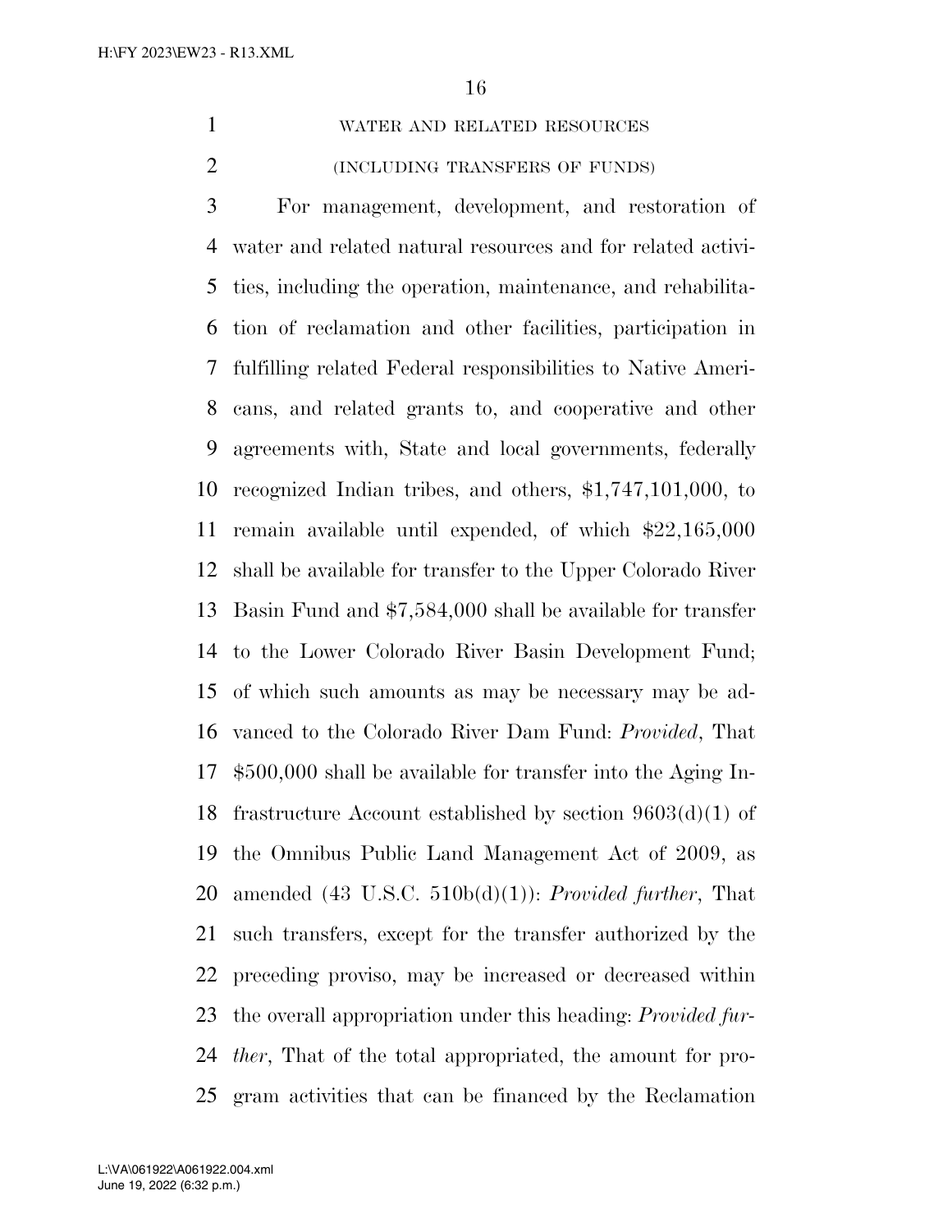WATER AND RELATED RESOURCES

(INCLUDING TRANSFERS OF FUNDS)

For management, development, and restoration of water and related natural resources and for related activities, including the operation, maintenance, and rehabilitation of reclamation and other facilities, participation in fulfilling related Federal responsibilities to Native Americans, and related grants to, and cooperative and other agreements with, State and local governments, federally recognized Indian tribes, and others, $1,747,101,000, to remain available until expended, of which $22,165,000 shall be available for transfer to the Upper Colorado River Basin Fund and $7,584,000 shall be available for transfer to the Lower Colorado River Basin Development Fund; of which such amounts as may be necessary may be advanced to the Colorado River Dam Fund: *Provided*, That $500,000 shall be available for transfer into the Aging Infrastructure Account established by section 9603(d)(1) of the Omnibus Public Land Management Act of 2009, as amended (43 U.S.C. 510b(d)(1)): *Provided further*, That such transfers, except for the transfer authorized by the preceding proviso, may be increased or decreased within the overall appropriation under this heading: *Provided further*, That of the total appropriated, the amount for program activities that can be financed by the Reclamation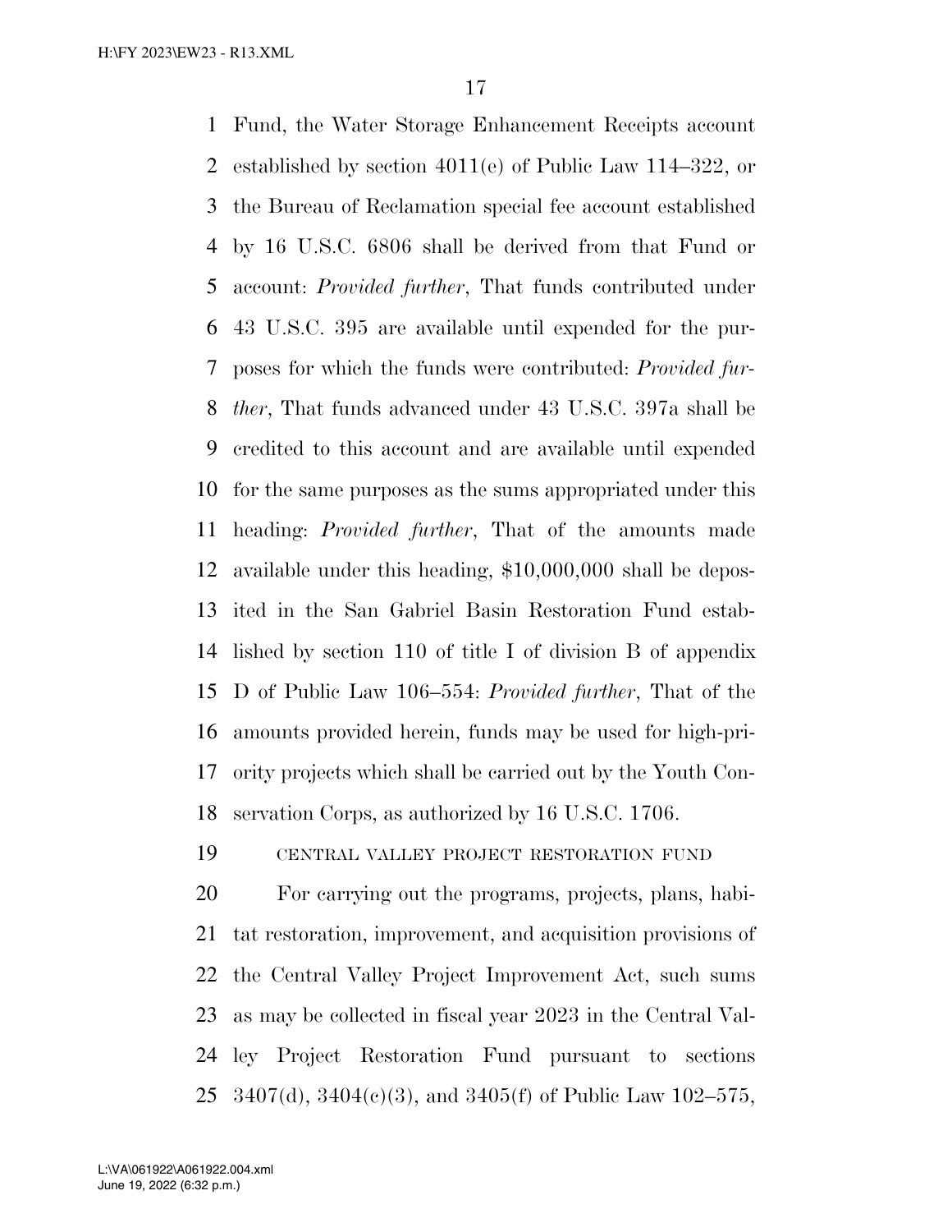Fund, the Water Storage Enhancement Receipts account established by section 4011(e) of Public Law 114–322, or the Bureau of Reclamation special fee account established by 16 U.S.C. 6806 shall be derived from that Fund or account: *Provided further*, That funds contributed under 43 U.S.C. 395 are available until expended for the purposes for which the funds were contributed: *Provided further*, That funds advanced under 43 U.S.C. 397a shall be credited to this account and are available until expended for the same purposes as the sums appropriated under this heading: *Provided further*, That of the amounts made available under this heading, $10,000,000 shall be deposited in the San Gabriel Basin Restoration Fund established by section 110 of title I of division B of appendix D of Public Law 106–554: *Provided further*, That of the amounts provided herein, funds may be used for high-priority projects which shall be carried out by the Youth Conservation Corps, as authorized by 16 U.S.C. 1706.

CENTRAL VALLEY PROJECT RESTORATION FUND

For carrying out the programs, projects, plans, habitat restoration, improvement, and acquisition provisions of the Central Valley Project Improvement Act, such sums as may be collected in fiscal year 2023 in the Central Valley Project Restoration Fund pursuant to sections 3407(d), 3404(c)(3), and 3405(f) of Public Law 102–575,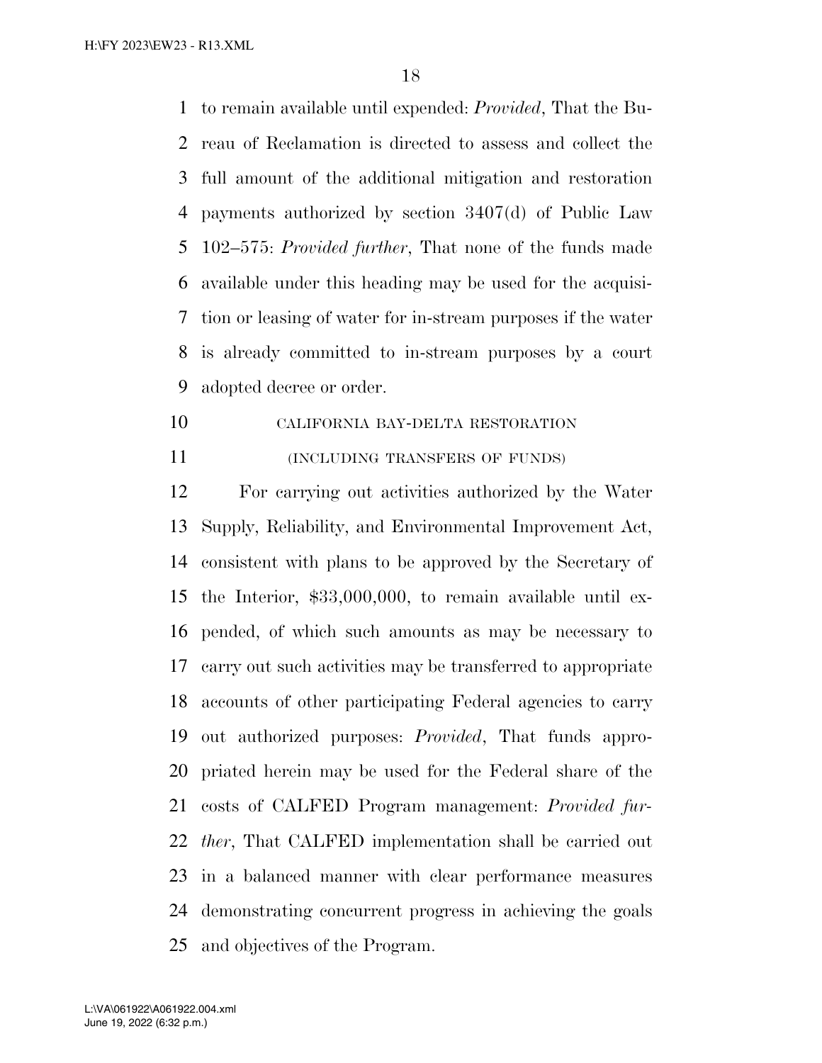to remain available until expended: *Provided*, That the Bureau of Reclamation is directed to assess and collect the full amount of the additional mitigation and restoration payments authorized by section 3407(d) of Public Law 102–575: *Provided further*, That none of the funds made available under this heading may be used for the acquisition or leasing of water for in-stream purposes if the water is already committed to in-stream purposes by a court adopted decree or order.

CALIFORNIA BAY-DELTA RESTORATION

(INCLUDING TRANSFERS OF FUNDS)

For carrying out activities authorized by the Water Supply, Reliability, and Environmental Improvement Act, consistent with plans to be approved by the Secretary of the Interior, $33,000,000, to remain available until expended, of which such amounts as may be necessary to carry out such activities may be transferred to appropriate accounts of other participating Federal agencies to carry out authorized purposes: *Provided*, That funds appropriated herein may be used for the Federal share of the costs of CALFED Program management: *Provided further*, That CALFED implementation shall be carried out in a balanced manner with clear performance measures demonstrating concurrent progress in achieving the goals and objectives of the Program.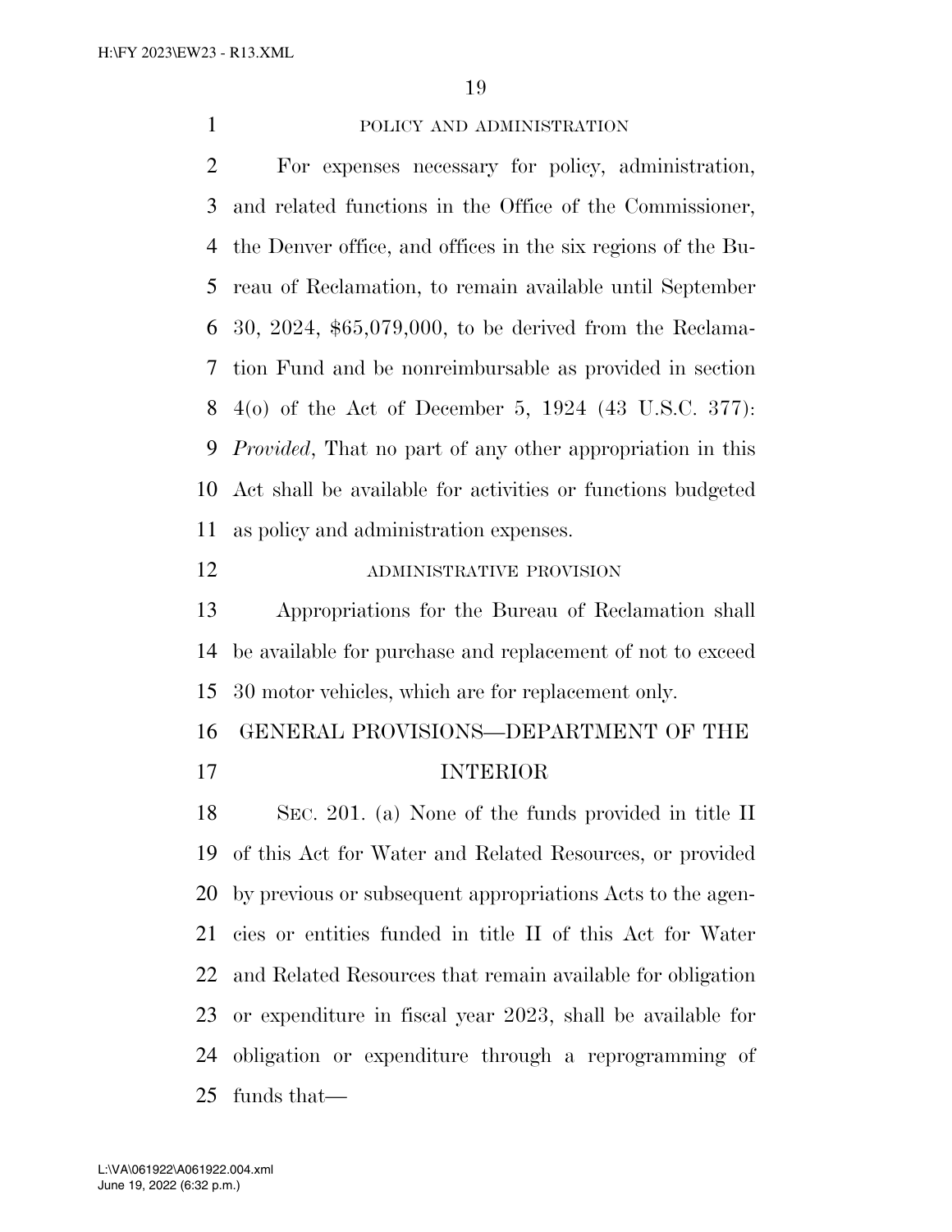POLICY AND ADMINISTRATION

For expenses necessary for policy, administration, and related functions in the Office of the Commissioner, the Denver office, and offices in the six regions of the Bureau of Reclamation, to remain available until September 30, 2024, $65,079,000, to be derived from the Reclamation Fund and be nonreimbursable as provided in section 4(o) of the Act of December 5, 1924 (43 U.S.C. 377): *Provided*, That no part of any other appropriation in this Act shall be available for activities or functions budgeted as policy and administration expenses.

ADMINISTRATIVE PROVISION

Appropriations for the Bureau of Reclamation shall be available for purchase and replacement of not to exceed 30 motor vehicles, which are for replacement only.

## GENERAL PROVISIONS—DEPARTMENT OF THE INTERIOR

SEC. 201. (a) None of the funds provided in title II of this Act for Water and Related Resources, or provided by previous or subsequent appropriations Acts to the agencies or entities funded in title II of this Act for Water and Related Resources that remain available for obligation or expenditure in fiscal year 2023, shall be available for obligation or expenditure through a reprogramming of funds that—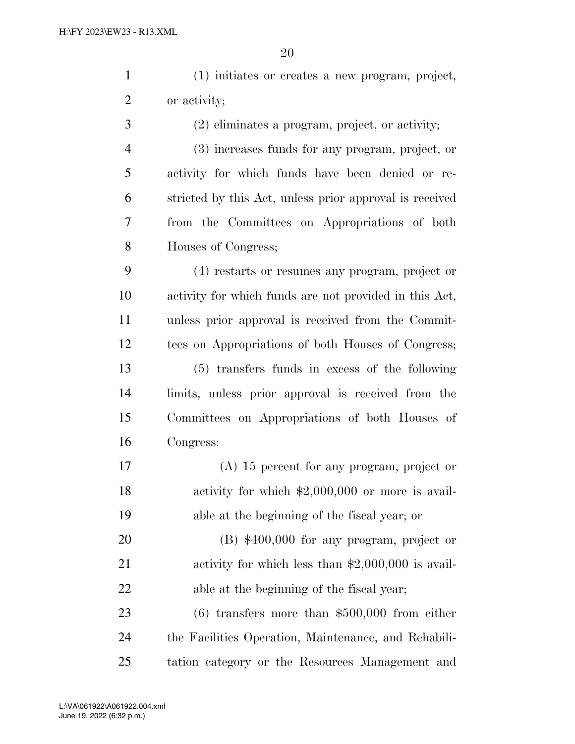(1) initiates or creates a new program, project, or activity;

(2) eliminates a program, project, or activity;

(3) increases funds for any program, project, or activity for which funds have been denied or restricted by this Act, unless prior approval is received from the Committees on Appropriations of both Houses of Congress;

(4) restarts or resumes any program, project or activity for which funds are not provided in this Act, unless prior approval is received from the Committees on Appropriations of both Houses of Congress;

(5) transfers funds in excess of the following limits, unless prior approval is received from the Committees on Appropriations of both Houses of Congress:

(A) 15 percent for any program, project or activity for which $2,000,000 or more is available at the beginning of the fiscal year; or

(B) $400,000 for any program, project or activity for which less than $2,000,000 is available at the beginning of the fiscal year;

(6) transfers more than $500,000 from either the Facilities Operation, Maintenance, and Rehabilitation category or the Resources Management and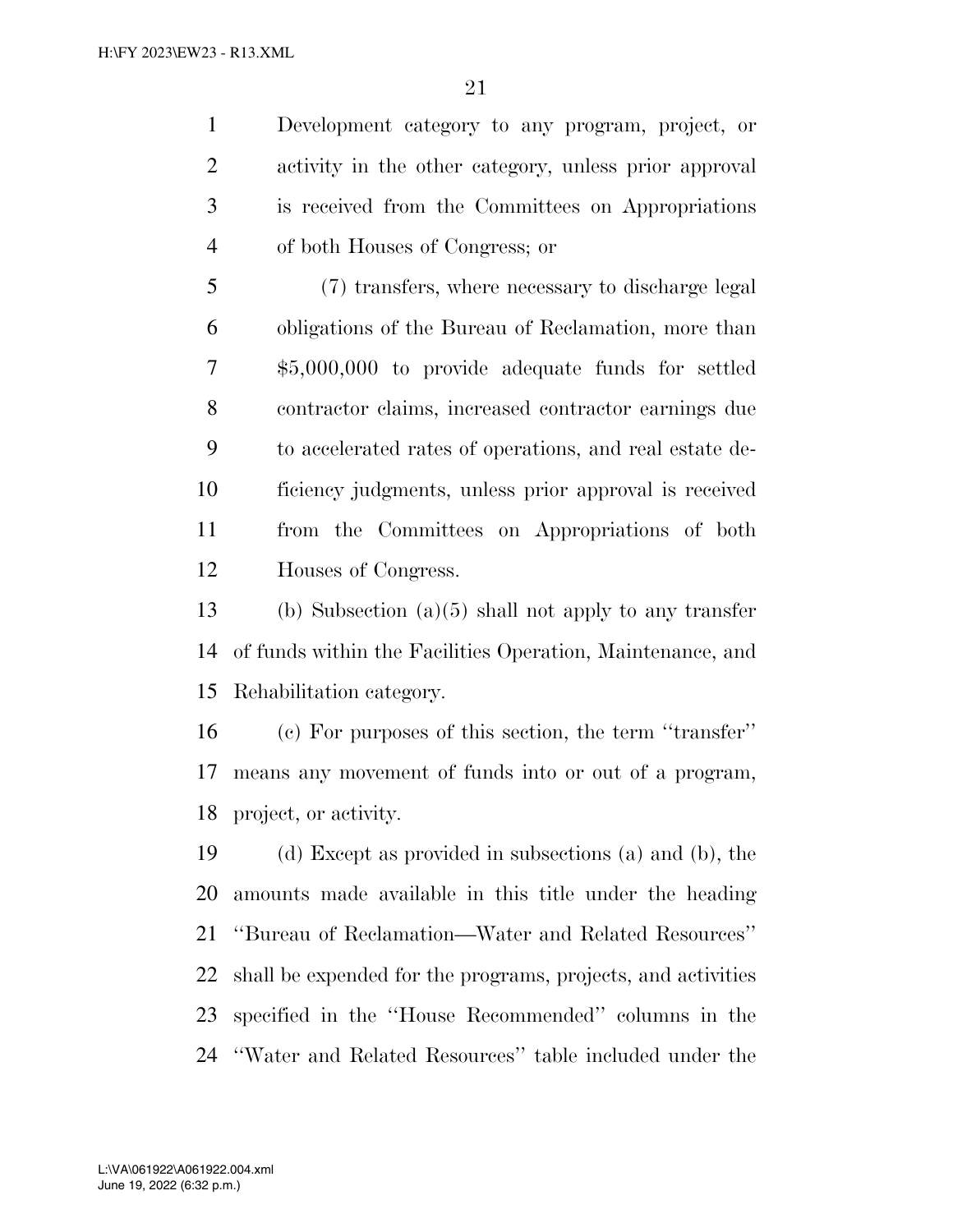Development category to any program, project, or activity in the other category, unless prior approval is received from the Committees on Appropriations of both Houses of Congress; or

(7) transfers, where necessary to discharge legal obligations of the Bureau of Reclamation, more than $5,000,000 to provide adequate funds for settled contractor claims, increased contractor earnings due to accelerated rates of operations, and real estate deficiency judgments, unless prior approval is received from the Committees on Appropriations of both Houses of Congress.

(b) Subsection (a)(5) shall not apply to any transfer of funds within the Facilities Operation, Maintenance, and Rehabilitation category.

(c) For purposes of this section, the term ''transfer'' means any movement of funds into or out of a program, project, or activity.

(d) Except as provided in subsections (a) and (b), the amounts made available in this title under the heading ''Bureau of Reclamation—Water and Related Resources'' shall be expended for the programs, projects, and activities specified in the ''House Recommended'' columns in the ''Water and Related Resources'' table included under the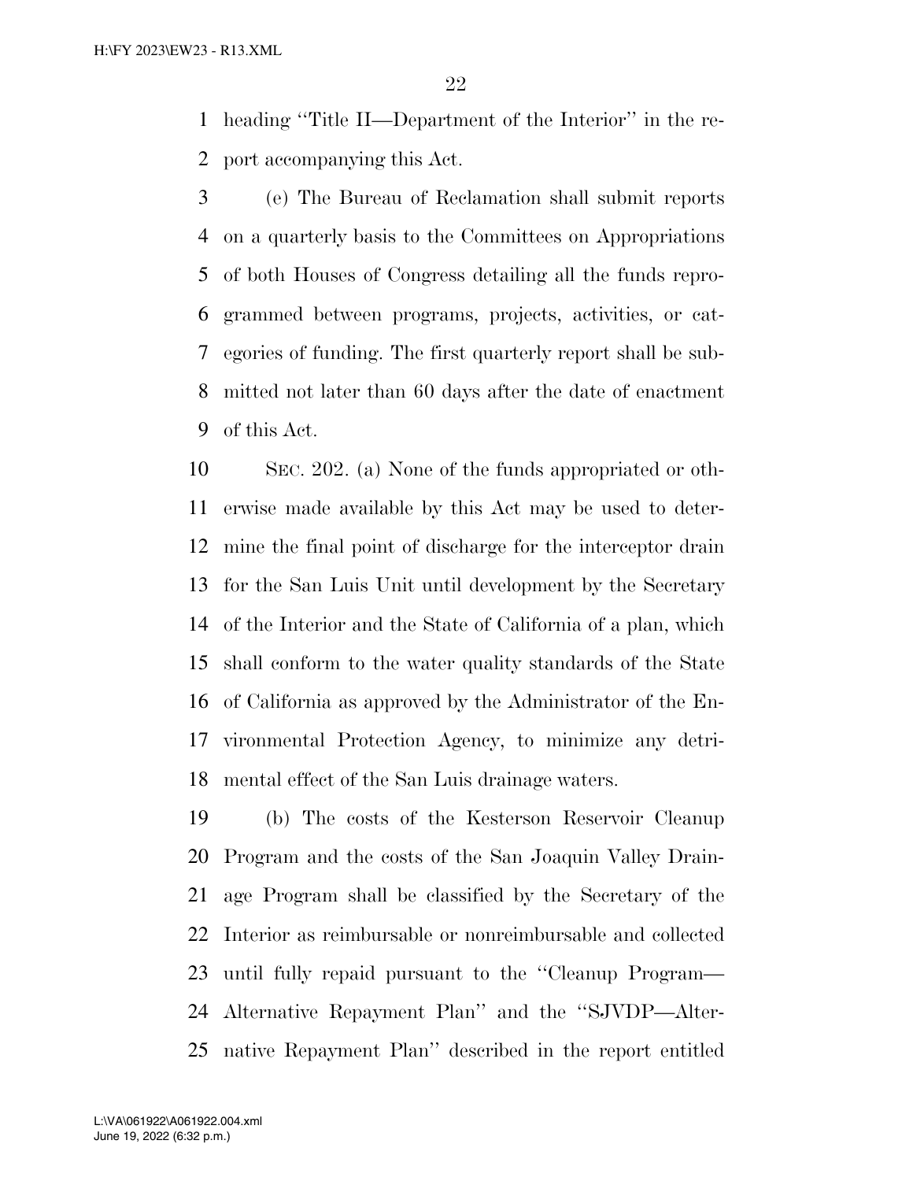heading ''Title II—Department of the Interior'' in the report accompanying this Act.

(e) The Bureau of Reclamation shall submit reports on a quarterly basis to the Committees on Appropriations of both Houses of Congress detailing all the funds reprogrammed between programs, projects, activities, or categories of funding. The first quarterly report shall be submitted not later than 60 days after the date of enactment of this Act.

SEC. 202. (a) None of the funds appropriated or otherwise made available by this Act may be used to determine the final point of discharge for the interceptor drain for the San Luis Unit until development by the Secretary of the Interior and the State of California of a plan, which shall conform to the water quality standards of the State of California as approved by the Administrator of the Environmental Protection Agency, to minimize any detrimental effect of the San Luis drainage waters.

(b) The costs of the Kesterson Reservoir Cleanup Program and the costs of the San Joaquin Valley Drainage Program shall be classified by the Secretary of the Interior as reimbursable or nonreimbursable and collected until fully repaid pursuant to the ''Cleanup Program—Alternative Repayment Plan'' and the ''SJVDP—Alternative Repayment Plan'' described in the report entitled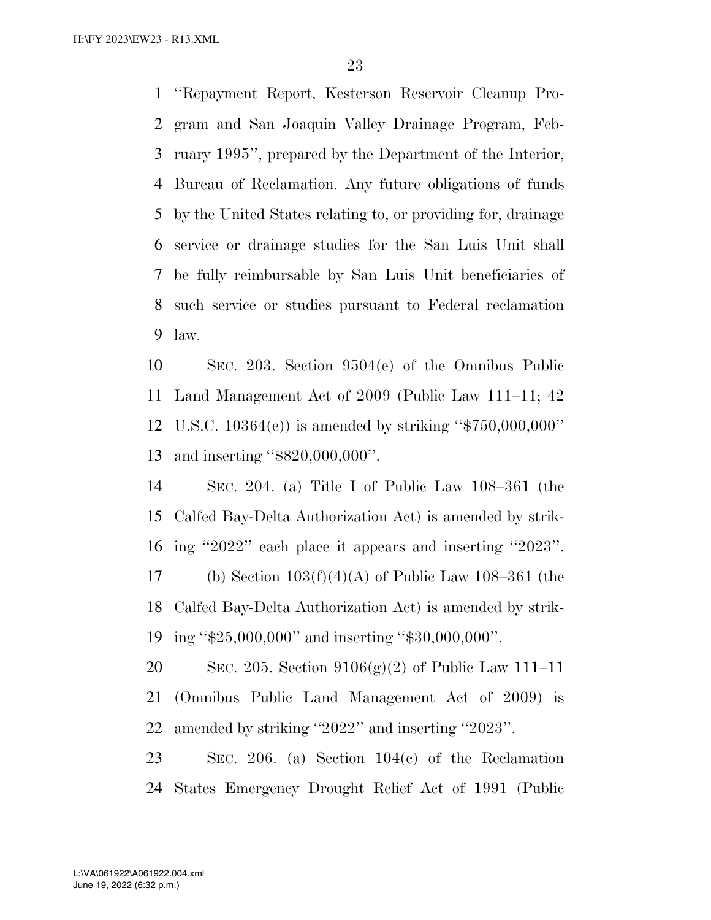''Repayment Report, Kesterson Reservoir Cleanup Program and San Joaquin Valley Drainage Program, February 1995'', prepared by the Department of the Interior, Bureau of Reclamation. Any future obligations of funds by the United States relating to, or providing for, drainage service or drainage studies for the San Luis Unit shall be fully reimbursable by San Luis Unit beneficiaries of such service or studies pursuant to Federal reclamation law.

SEC. 203. Section 9504(e) of the Omnibus Public Land Management Act of 2009 (Public Law 111–11; 42 U.S.C. 10364(e)) is amended by striking ''$750,000,000'' and inserting ''$820,000,000''.

SEC. 204. (a) Title I of Public Law 108–361 (the Calfed Bay-Delta Authorization Act) is amended by striking ''2022'' each place it appears and inserting ''2023''.

(b) Section 103(f)(4)(A) of Public Law 108–361 (the Calfed Bay-Delta Authorization Act) is amended by striking ''$25,000,000'' and inserting ''$30,000,000''.

SEC. 205. Section 9106(g)(2) of Public Law 111–11 (Omnibus Public Land Management Act of 2009) is amended by striking ''2022'' and inserting ''2023''.

SEC. 206. (a) Section 104(c) of the Reclamation States Emergency Drought Relief Act of 1991 (Public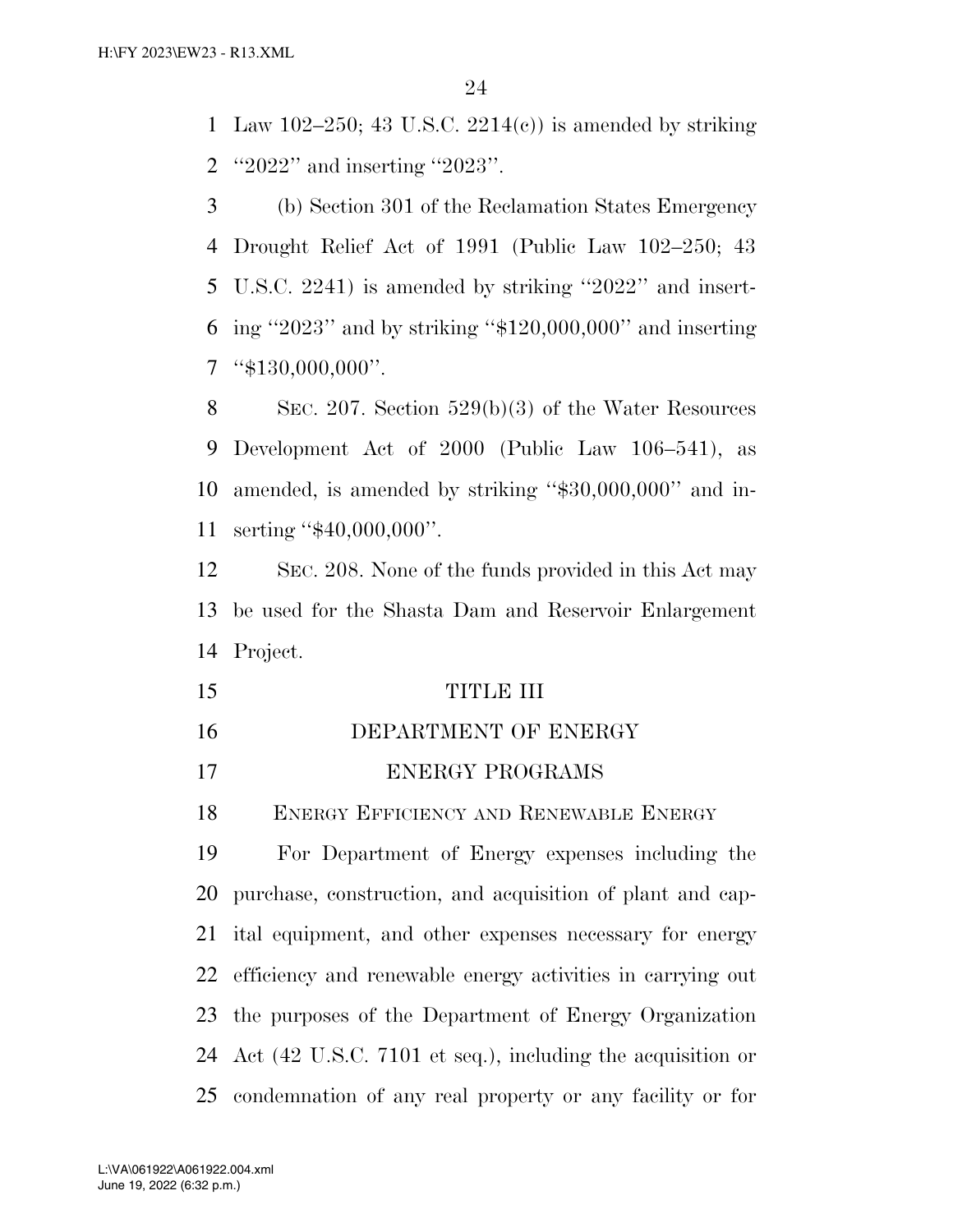Law 102–250; 43 U.S.C. 2214(c)) is amended by striking "2022" and inserting "2023".

(b) Section 301 of the Reclamation States Emergency Drought Relief Act of 1991 (Public Law 102–250; 43 U.S.C. 2241) is amended by striking "2022" and inserting "2023" and by striking "$120,000,000" and inserting "$130,000,000".

SEC. 207. Section 529(b)(3) of the Water Resources Development Act of 2000 (Public Law 106–541), as amended, is amended by striking "$30,000,000" and inserting "$40,000,000".

SEC. 208. None of the funds provided in this Act may be used for the Shasta Dam and Reservoir Enlargement Project.

# TITLE III

# DEPARTMENT OF ENERGY

## ENERGY PROGRAMS

### ENERGY EFFICIENCY AND RENEWABLE ENERGY

For Department of Energy expenses including the purchase, construction, and acquisition of plant and capital equipment, and other expenses necessary for energy efficiency and renewable energy activities in carrying out the purposes of the Department of Energy Organization Act (42 U.S.C. 7101 et seq.), including the acquisition or condemnation of any real property or any facility or for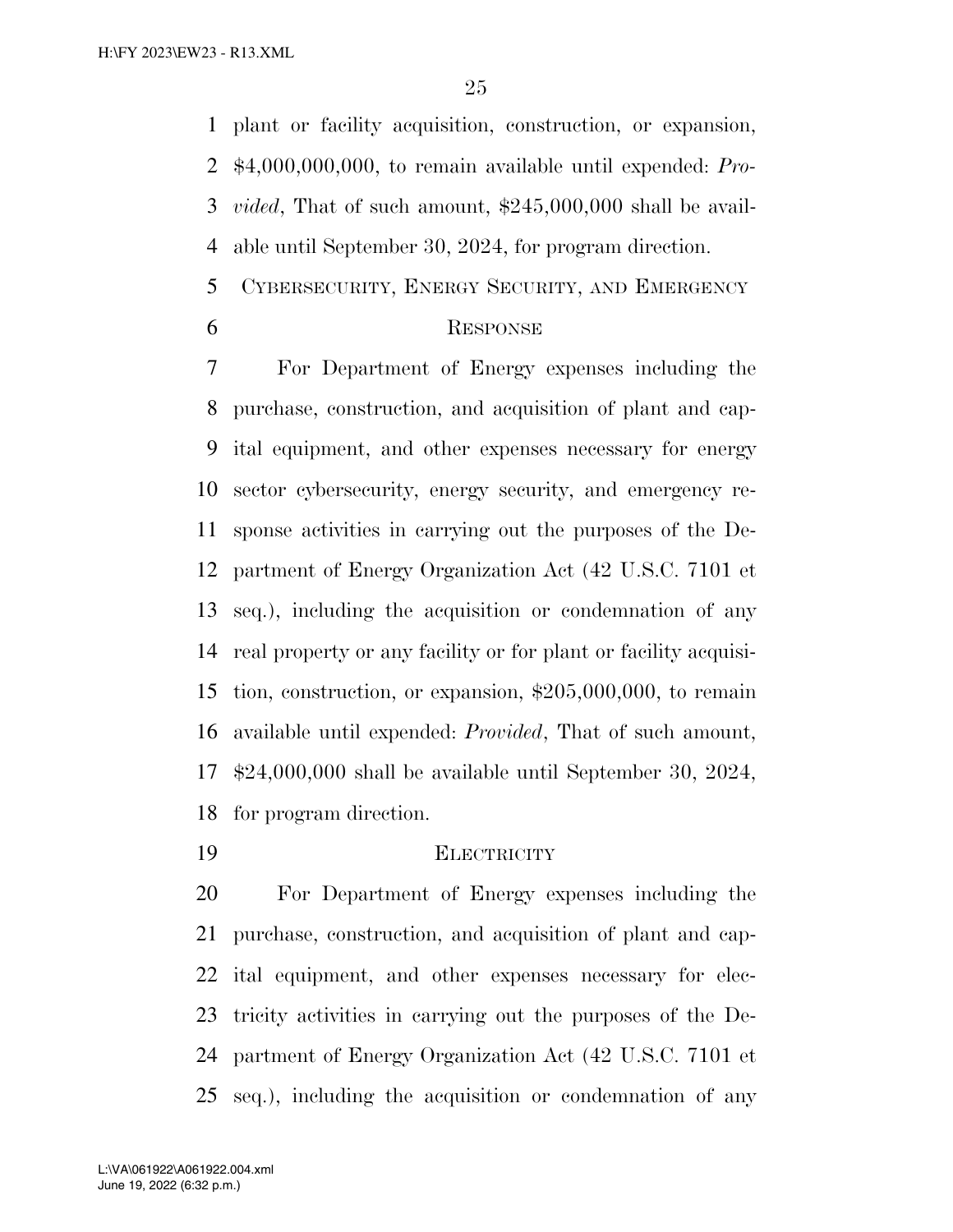plant or facility acquisition, construction, or expansion, $4,000,000,000, to remain available until expended: *Provided*, That of such amount, $245,000,000 shall be available until September 30, 2024, for program direction.

## CYBERSECURITY, ENERGY SECURITY, AND EMERGENCY RESPONSE

For Department of Energy expenses including the purchase, construction, and acquisition of plant and capital equipment, and other expenses necessary for energy sector cybersecurity, energy security, and emergency response activities in carrying out the purposes of the Department of Energy Organization Act (42 U.S.C. 7101 et seq.), including the acquisition or condemnation of any real property or any facility or for plant or facility acquisition, construction, or expansion, $205,000,000, to remain available until expended: *Provided*, That of such amount, $24,000,000 shall be available until September 30, 2024, for program direction.

## ELECTRICITY

For Department of Energy expenses including the purchase, construction, and acquisition of plant and capital equipment, and other expenses necessary for electricity activities in carrying out the purposes of the Department of Energy Organization Act (42 U.S.C. 7101 et seq.), including the acquisition or condemnation of any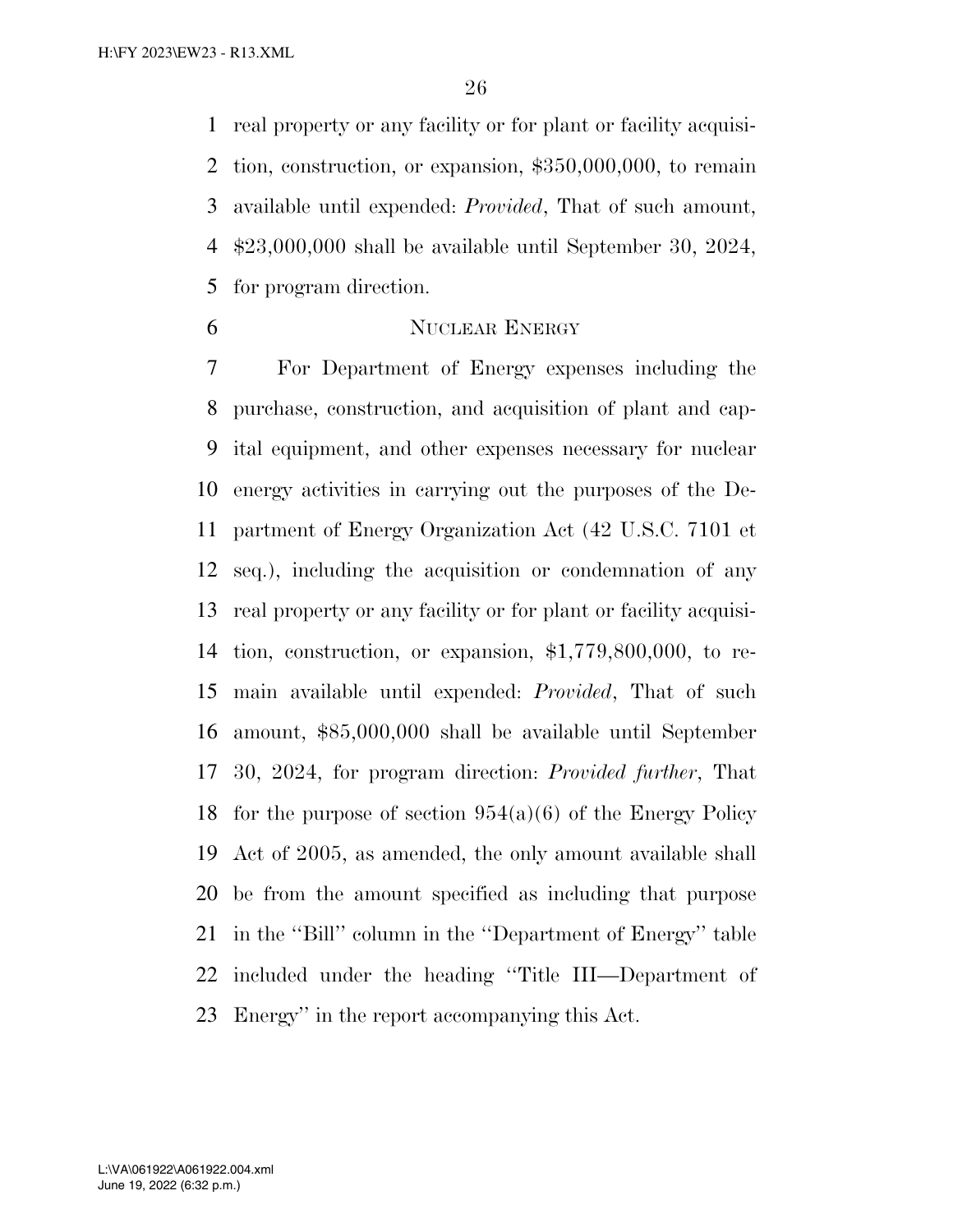real property or any facility or for plant or facility acquisition, construction, or expansion, $350,000,000, to remain available until expended: *Provided*, That of such amount, $23,000,000 shall be available until September 30, 2024, for program direction.

## NUCLEAR ENERGY

For Department of Energy expenses including the purchase, construction, and acquisition of plant and capital equipment, and other expenses necessary for nuclear energy activities in carrying out the purposes of the Department of Energy Organization Act (42 U.S.C. 7101 et seq.), including the acquisition or condemnation of any real property or any facility or for plant or facility acquisition, construction, or expansion, $1,779,800,000, to remain available until expended: *Provided*, That of such amount, $85,000,000 shall be available until September 30, 2024, for program direction: *Provided further*, That for the purpose of section 954(a)(6) of the Energy Policy Act of 2005, as amended, the only amount available shall be from the amount specified as including that purpose in the ''Bill'' column in the ''Department of Energy'' table included under the heading ''Title III—Department of Energy'' in the report accompanying this Act.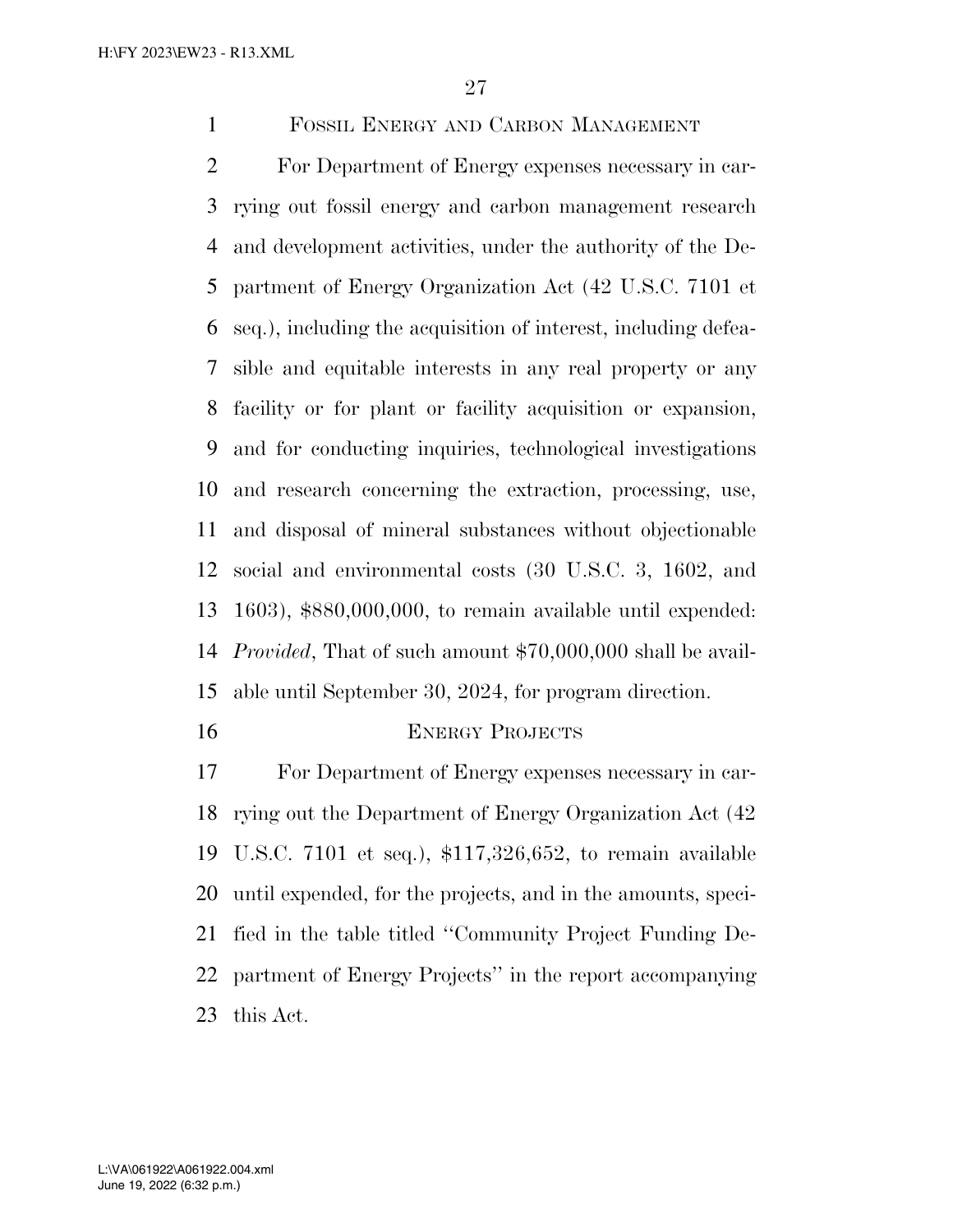## Fossil Energy and Carbon Management

For Department of Energy expenses necessary in carrying out fossil energy and carbon management research and development activities, under the authority of the Department of Energy Organization Act (42 U.S.C. 7101 et seq.), including the acquisition of interest, including defeasible and equitable interests in any real property or any facility or for plant or facility acquisition or expansion, and for conducting inquiries, technological investigations and research concerning the extraction, processing, use, and disposal of mineral substances without objectionable social and environmental costs (30 U.S.C. 3, 1602, and 1603), $880,000,000, to remain available until expended: *Provided*, That of such amount $70,000,000 shall be available until September 30, 2024, for program direction.

## Energy Projects

For Department of Energy expenses necessary in carrying out the Department of Energy Organization Act (42 U.S.C. 7101 et seq.), $117,326,652, to remain available until expended, for the projects, and in the amounts, specified in the table titled ''Community Project Funding Department of Energy Projects'' in the report accompanying this Act.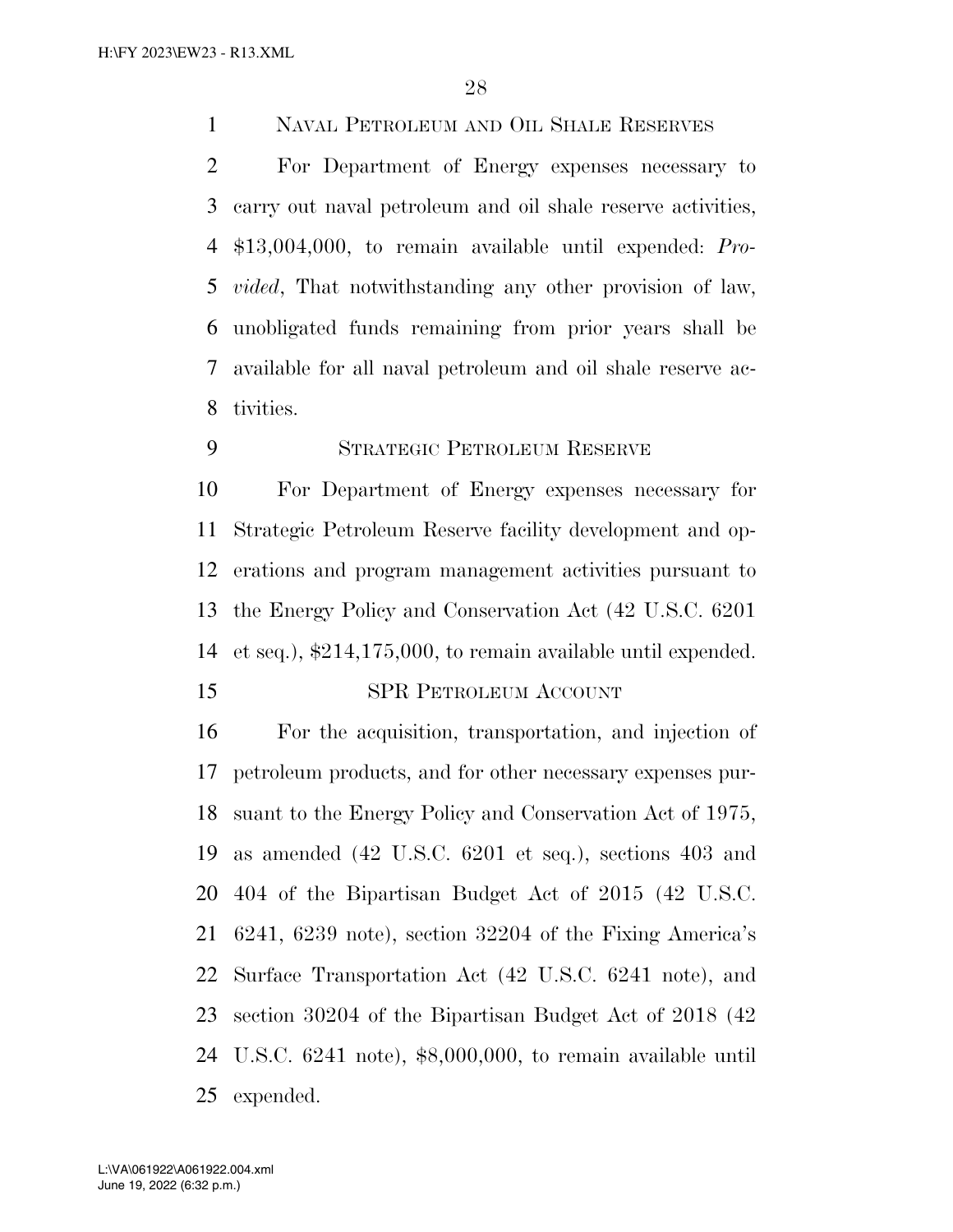NAVAL PETROLEUM AND OIL SHALE RESERVES

For Department of Energy expenses necessary to carry out naval petroleum and oil shale reserve activities, $13,004,000, to remain available until expended: *Provided*, That notwithstanding any other provision of law, unobligated funds remaining from prior years shall be available for all naval petroleum and oil shale reserve activities.

STRATEGIC PETROLEUM RESERVE

For Department of Energy expenses necessary for Strategic Petroleum Reserve facility development and operations and program management activities pursuant to the Energy Policy and Conservation Act (42 U.S.C. 6201 et seq.), $214,175,000, to remain available until expended.

SPR PETROLEUM ACCOUNT

For the acquisition, transportation, and injection of petroleum products, and for other necessary expenses pursuant to the Energy Policy and Conservation Act of 1975, as amended (42 U.S.C. 6201 et seq.), sections 403 and 404 of the Bipartisan Budget Act of 2015 (42 U.S.C. 6241, 6239 note), section 32204 of the Fixing America's Surface Transportation Act (42 U.S.C. 6241 note), and section 30204 of the Bipartisan Budget Act of 2018 (42 U.S.C. 6241 note), $8,000,000, to remain available until expended.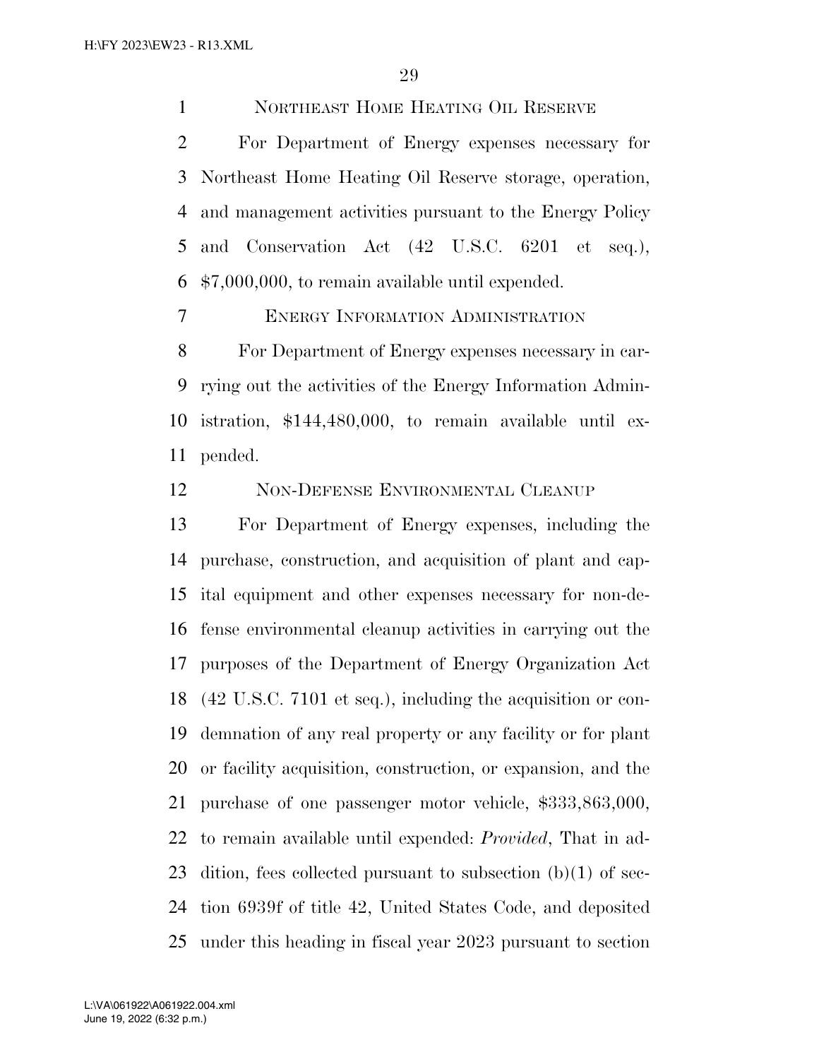NORTHEAST HOME HEATING OIL RESERVE

For Department of Energy expenses necessary for Northeast Home Heating Oil Reserve storage, operation, and management activities pursuant to the Energy Policy and Conservation Act (42 U.S.C. 6201 et seq.), $7,000,000, to remain available until expended.

ENERGY INFORMATION ADMINISTRATION

For Department of Energy expenses necessary in carrying out the activities of the Energy Information Administration, $144,480,000, to remain available until expended.

NON-DEFENSE ENVIRONMENTAL CLEANUP

For Department of Energy expenses, including the purchase, construction, and acquisition of plant and capital equipment and other expenses necessary for non-defense environmental cleanup activities in carrying out the purposes of the Department of Energy Organization Act (42 U.S.C. 7101 et seq.), including the acquisition or condemnation of any real property or any facility or for plant or facility acquisition, construction, or expansion, and the purchase of one passenger motor vehicle, $333,863,000, to remain available until expended: *Provided*, That in addition, fees collected pursuant to subsection (b)(1) of section 6939f of title 42, United States Code, and deposited under this heading in fiscal year 2023 pursuant to section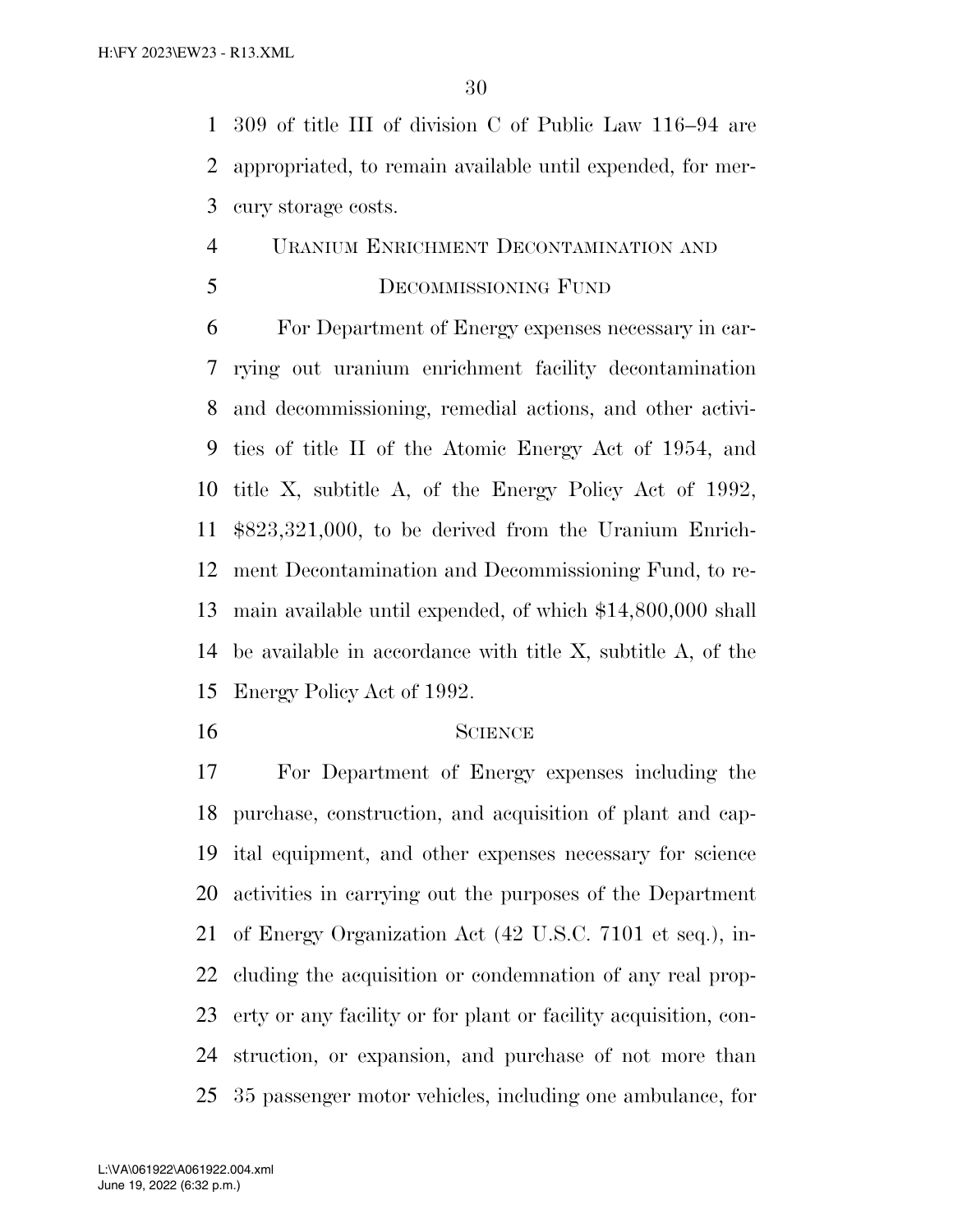309 of title III of division C of Public Law 116–94 are appropriated, to remain available until expended, for mercury storage costs.

## URANIUM ENRICHMENT DECONTAMINATION AND DECOMMISSIONING FUND

For Department of Energy expenses necessary in carrying out uranium enrichment facility decontamination and decommissioning, remedial actions, and other activities of title II of the Atomic Energy Act of 1954, and title X, subtitle A, of the Energy Policy Act of 1992, $823,321,000, to be derived from the Uranium Enrichment Decontamination and Decommissioning Fund, to remain available until expended, of which $14,800,000 shall be available in accordance with title X, subtitle A, of the Energy Policy Act of 1992.

## SCIENCE

For Department of Energy expenses including the purchase, construction, and acquisition of plant and capital equipment, and other expenses necessary for science activities in carrying out the purposes of the Department of Energy Organization Act (42 U.S.C. 7101 et seq.), including the acquisition or condemnation of any real property or any facility or for plant or facility acquisition, construction, or expansion, and purchase of not more than 35 passenger motor vehicles, including one ambulance, for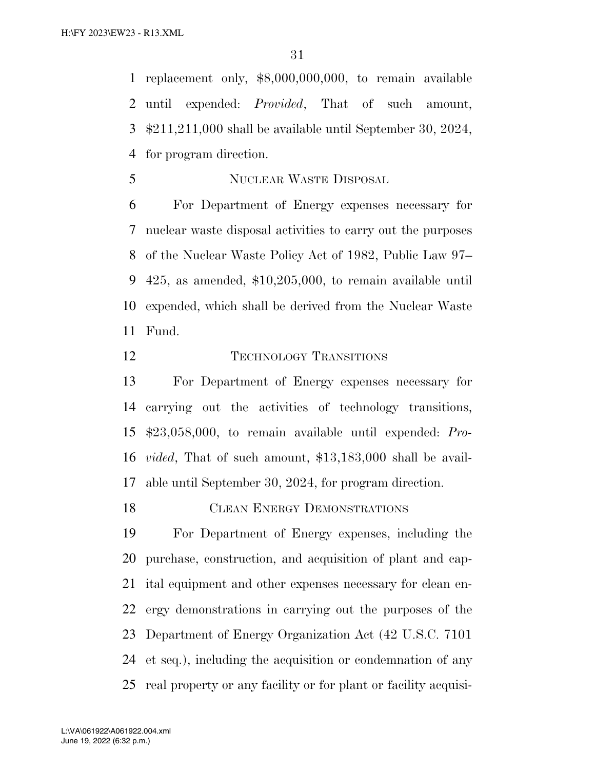replacement only, $8,000,000,000, to remain available until expended: *Provided*, That of such amount, $211,211,000 shall be available until September 30, 2024, for program direction.

## Nuclear Waste Disposal

For Department of Energy expenses necessary for nuclear waste disposal activities to carry out the purposes of the Nuclear Waste Policy Act of 1982, Public Law 97–425, as amended, $10,205,000, to remain available until expended, which shall be derived from the Nuclear Waste Fund.

## Technology Transitions

For Department of Energy expenses necessary for carrying out the activities of technology transitions, $23,058,000, to remain available until expended: *Provided*, That of such amount, $13,183,000 shall be available until September 30, 2024, for program direction.

## Clean Energy Demonstrations

For Department of Energy expenses, including the purchase, construction, and acquisition of plant and capital equipment and other expenses necessary for clean energy demonstrations in carrying out the purposes of the Department of Energy Organization Act (42 U.S.C. 7101 et seq.), including the acquisition or condemnation of any real property or any facility or for plant or facility acquisi-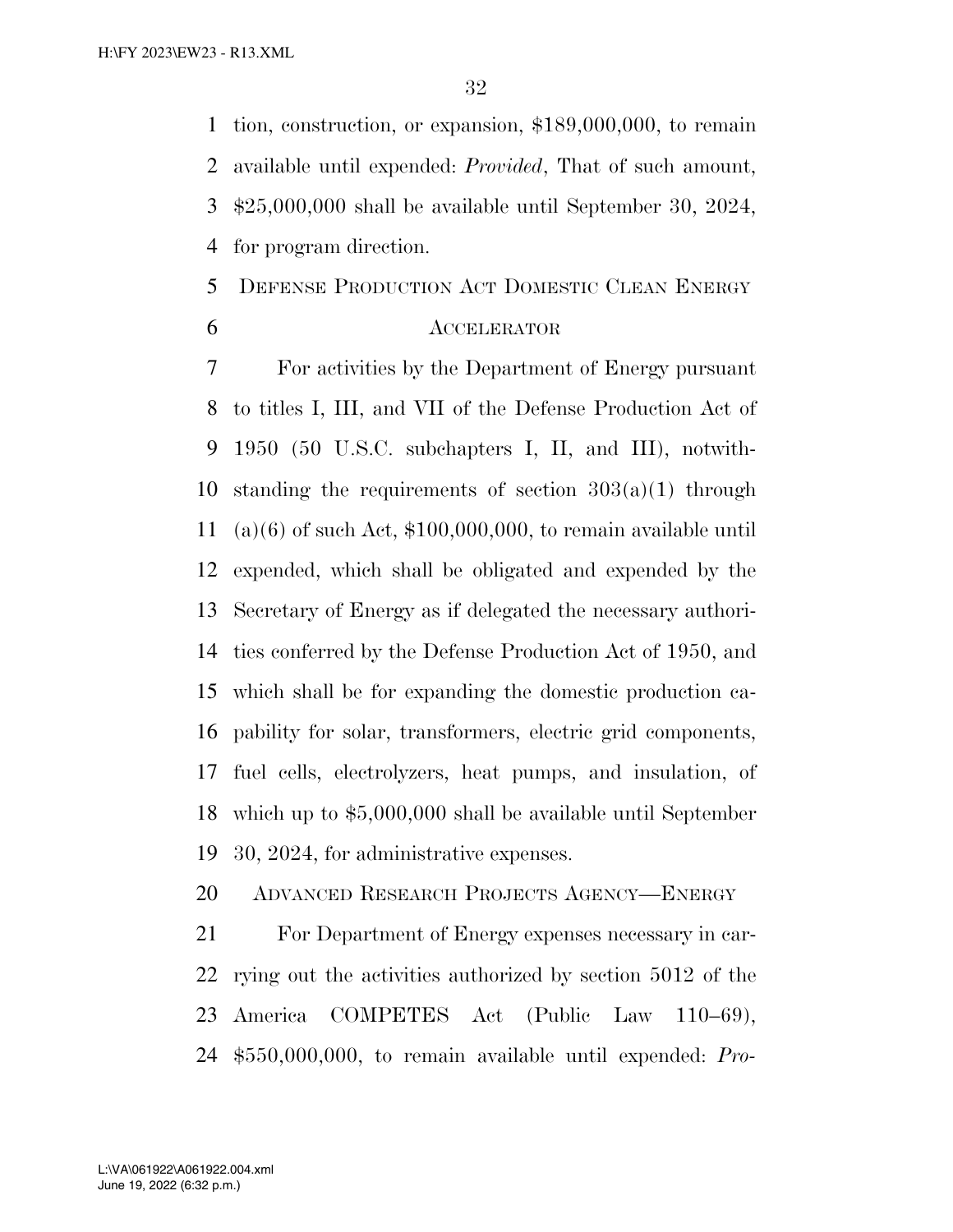tion, construction, or expansion, $189,000,000, to remain available until expended: *Provided*, That of such amount, $25,000,000 shall be available until September 30, 2024, for program direction.

## DEFENSE PRODUCTION ACT DOMESTIC CLEAN ENERGY ACCELERATOR

For activities by the Department of Energy pursuant to titles I, III, and VII of the Defense Production Act of 1950 (50 U.S.C. subchapters I, II, and III), notwithstanding the requirements of section 303(a)(1) through (a)(6) of such Act, $100,000,000, to remain available until expended, which shall be obligated and expended by the Secretary of Energy as if delegated the necessary authorities conferred by the Defense Production Act of 1950, and which shall be for expanding the domestic production capability for solar, transformers, electric grid components, fuel cells, electrolyzers, heat pumps, and insulation, of which up to $5,000,000 shall be available until September 30, 2024, for administrative expenses.

## ADVANCED RESEARCH PROJECTS AGENCY—ENERGY

For Department of Energy expenses necessary in carrying out the activities authorized by section 5012 of the America COMPETES Act (Public Law 110–69), $550,000,000, to remain available until expended: *Pro-*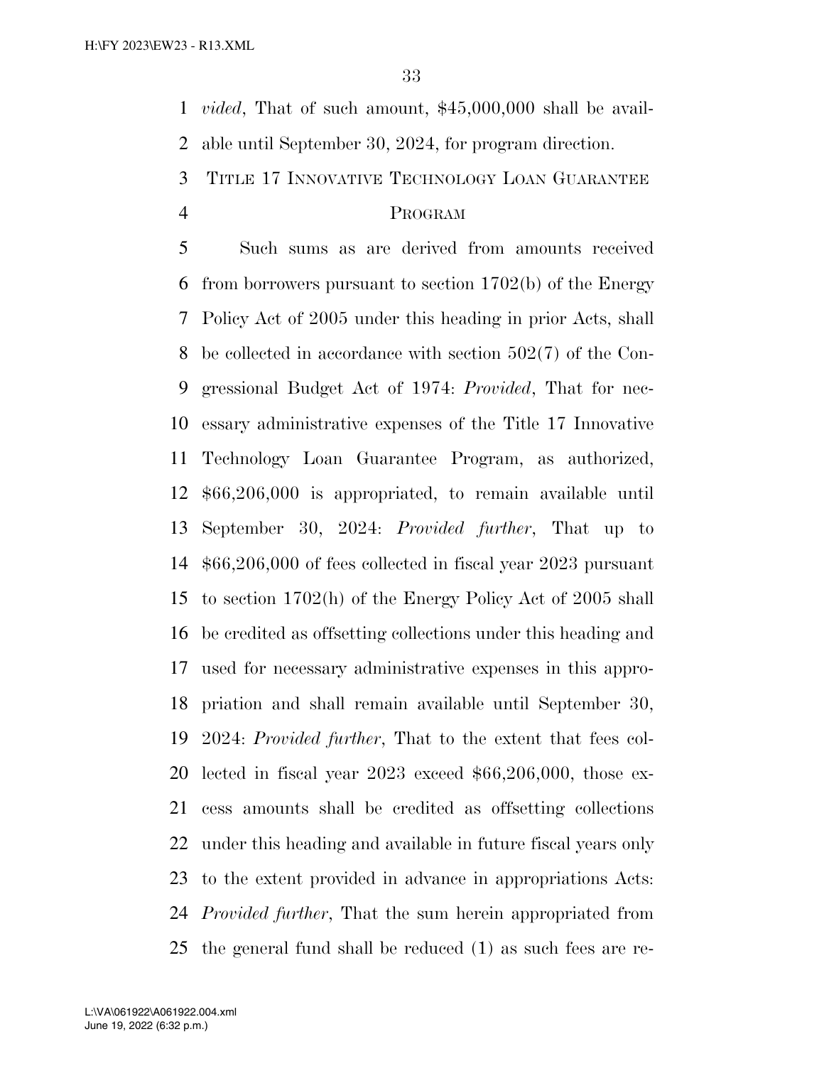*vided*, That of such amount, $45,000,000 shall be available until September 30, 2024, for program direction.

TITLE 17 INNOVATIVE TECHNOLOGY LOAN GUARANTEE PROGRAM

Such sums as are derived from amounts received from borrowers pursuant to section 1702(b) of the Energy Policy Act of 2005 under this heading in prior Acts, shall be collected in accordance with section 502(7) of the Congressional Budget Act of 1974: *Provided*, That for necessary administrative expenses of the Title 17 Innovative Technology Loan Guarantee Program, as authorized, $66,206,000 is appropriated, to remain available until September 30, 2024: *Provided further*, That up to $66,206,000 of fees collected in fiscal year 2023 pursuant to section 1702(h) of the Energy Policy Act of 2005 shall be credited as offsetting collections under this heading and used for necessary administrative expenses in this appropriation and shall remain available until September 30, 2024: *Provided further*, That to the extent that fees collected in fiscal year 2023 exceed $66,206,000, those excess amounts shall be credited as offsetting collections under this heading and available in future fiscal years only to the extent provided in advance in appropriations Acts: *Provided further*, That the sum herein appropriated from the general fund shall be reduced (1) as such fees are re-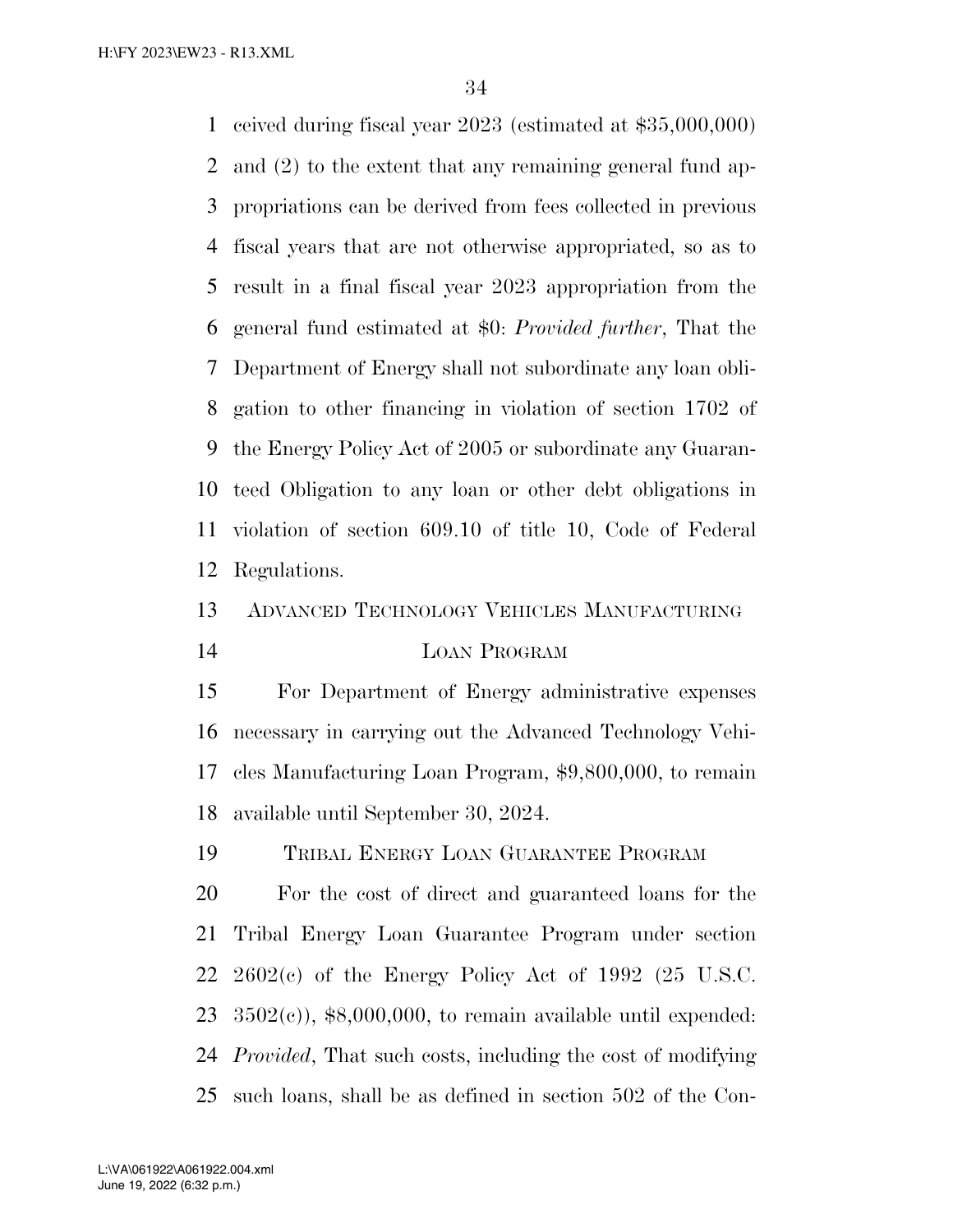ceived during fiscal year 2023 (estimated at $35,000,000) and (2) to the extent that any remaining general fund appropriations can be derived from fees collected in previous fiscal years that are not otherwise appropriated, so as to result in a final fiscal year 2023 appropriation from the general fund estimated at $0: *Provided further*, That the Department of Energy shall not subordinate any loan obligation to other financing in violation of section 1702 of the Energy Policy Act of 2005 or subordinate any Guaranteed Obligation to any loan or other debt obligations in violation of section 609.10 of title 10, Code of Federal Regulations.

ADVANCED TECHNOLOGY VEHICLES MANUFACTURING LOAN PROGRAM

For Department of Energy administrative expenses necessary in carrying out the Advanced Technology Vehicles Manufacturing Loan Program, $9,800,000, to remain available until September 30, 2024.

TRIBAL ENERGY LOAN GUARANTEE PROGRAM

For the cost of direct and guaranteed loans for the Tribal Energy Loan Guarantee Program under section 2602(c) of the Energy Policy Act of 1992 (25 U.S.C. 3502(c)), $8,000,000, to remain available until expended: *Provided*, That such costs, including the cost of modifying such loans, shall be as defined in section 502 of the Con-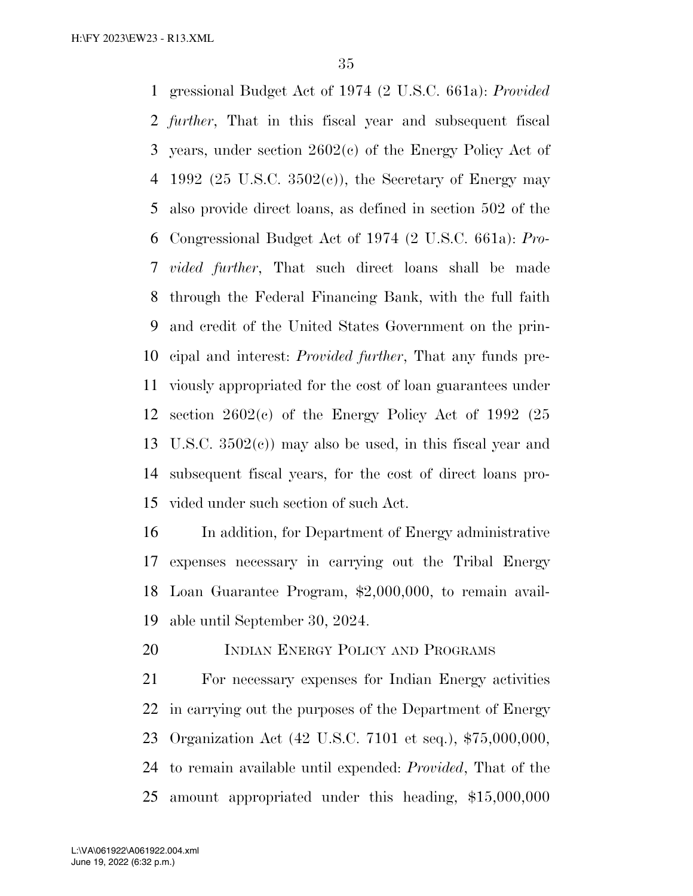gressional Budget Act of 1974 (2 U.S.C. 661a): *Provided further*, That in this fiscal year and subsequent fiscal years, under section 2602(c) of the Energy Policy Act of 1992 (25 U.S.C. 3502(c)), the Secretary of Energy may also provide direct loans, as defined in section 502 of the Congressional Budget Act of 1974 (2 U.S.C. 661a): *Provided further*, That such direct loans shall be made through the Federal Financing Bank, with the full faith and credit of the United States Government on the principal and interest: *Provided further*, That any funds previously appropriated for the cost of loan guarantees under section 2602(c) of the Energy Policy Act of 1992 (25 U.S.C. 3502(c)) may also be used, in this fiscal year and subsequent fiscal years, for the cost of direct loans provided under such section of such Act.

In addition, for Department of Energy administrative expenses necessary in carrying out the Tribal Energy Loan Guarantee Program, $2,000,000, to remain available until September 30, 2024.

## Indian Energy Policy and Programs

For necessary expenses for Indian Energy activities in carrying out the purposes of the Department of Energy Organization Act (42 U.S.C. 7101 et seq.), $75,000,000, to remain available until expended: *Provided*, That of the amount appropriated under this heading, $15,000,000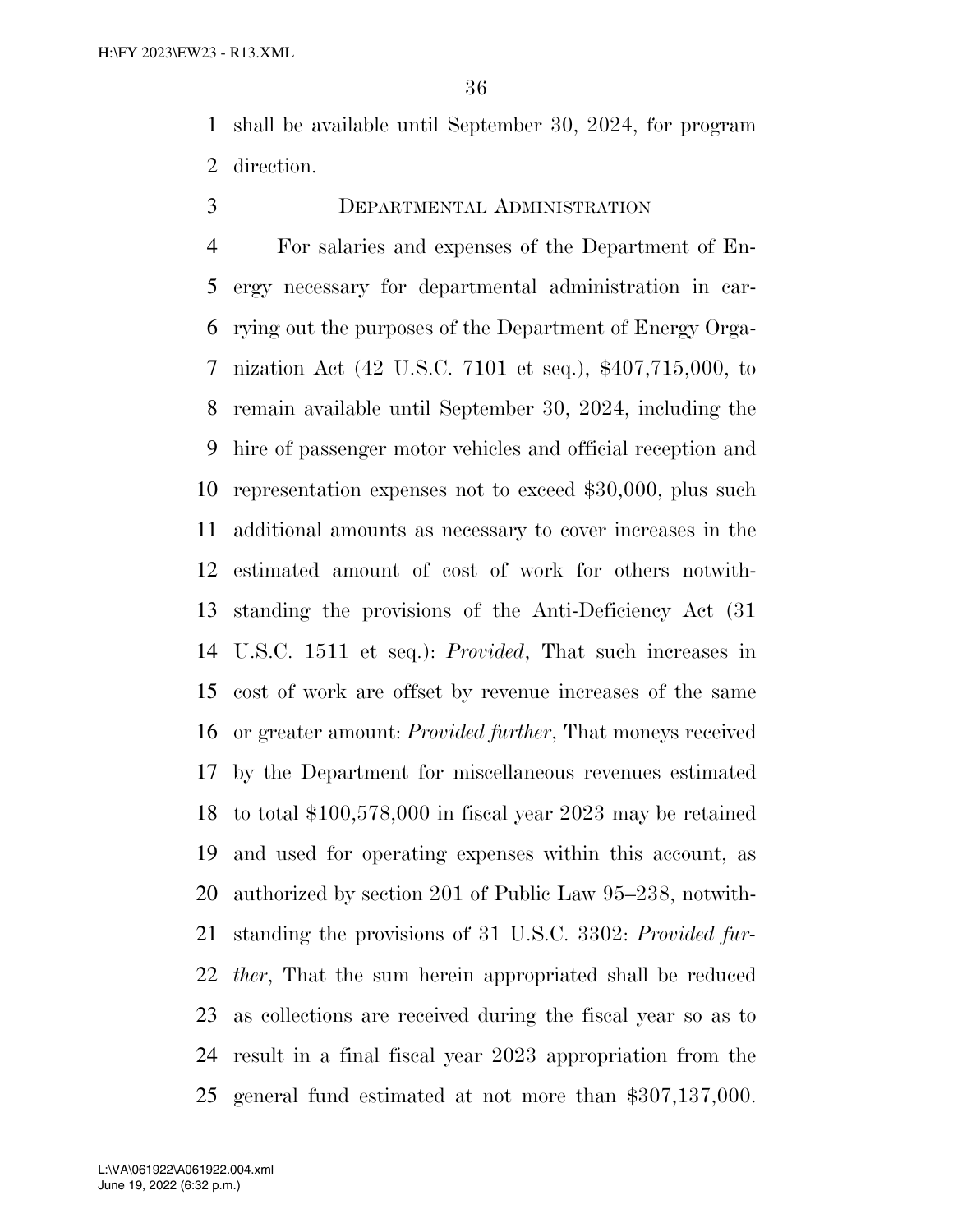shall be available until September 30, 2024, for program direction.

### Departmental Administration

For salaries and expenses of the Department of Energy necessary for departmental administration in carrying out the purposes of the Department of Energy Organization Act (42 U.S.C. 7101 et seq.), $407,715,000, to remain available until September 30, 2024, including the hire of passenger motor vehicles and official reception and representation expenses not to exceed $30,000, plus such additional amounts as necessary to cover increases in the estimated amount of cost of work for others notwithstanding the provisions of the Anti-Deficiency Act (31 U.S.C. 1511 et seq.): *Provided*, That such increases in cost of work are offset by revenue increases of the same or greater amount: *Provided further*, That moneys received by the Department for miscellaneous revenues estimated to total $100,578,000 in fiscal year 2023 may be retained and used for operating expenses within this account, as authorized by section 201 of Public Law 95–238, notwithstanding the provisions of 31 U.S.C. 3302: *Provided further*, That the sum herein appropriated shall be reduced as collections are received during the fiscal year so as to result in a final fiscal year 2023 appropriation from the general fund estimated at not more than $307,137,000.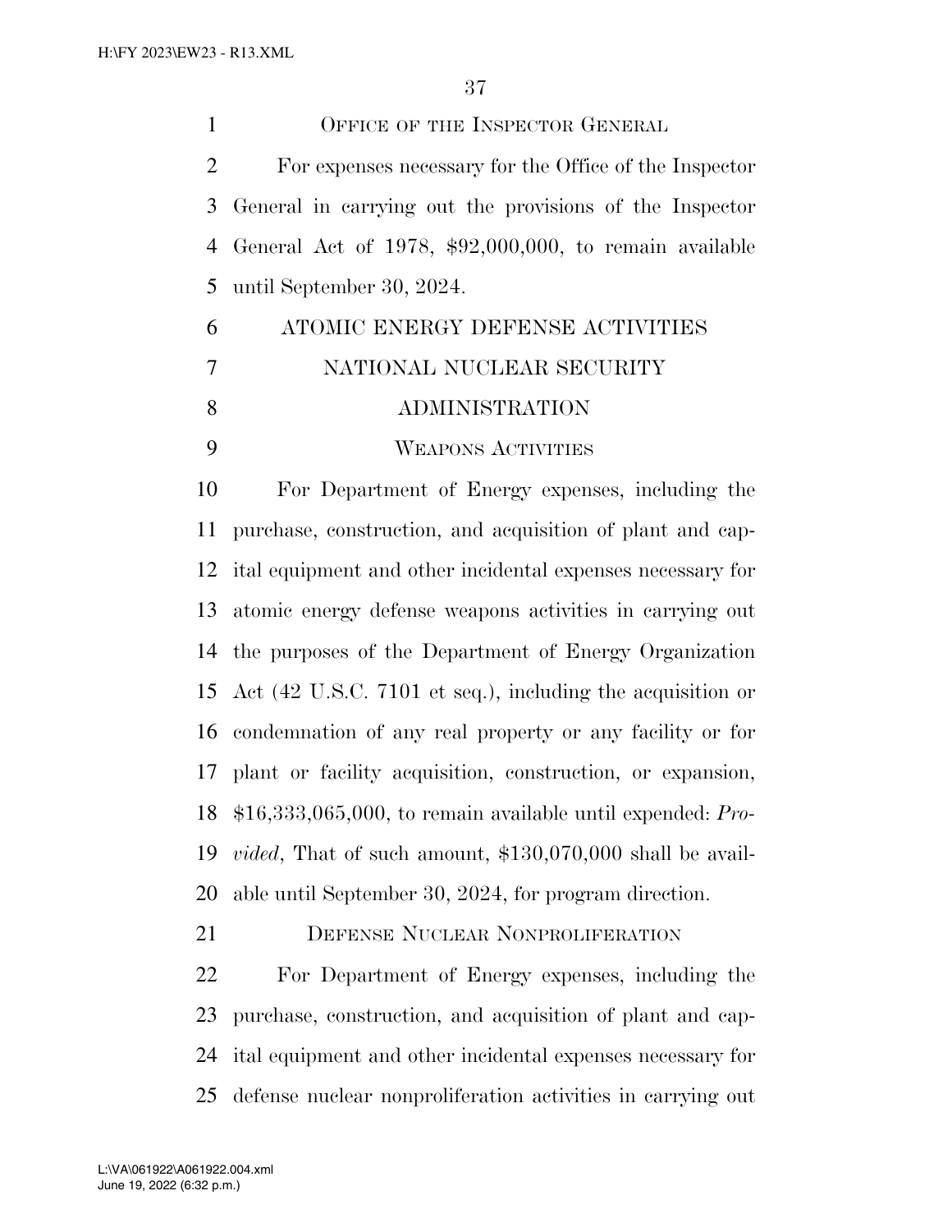## Office of the Inspector General

For expenses necessary for the Office of the Inspector General in carrying out the provisions of the Inspector General Act of 1978, $92,000,000, to remain available until September 30, 2024.

# ATOMIC ENERGY DEFENSE ACTIVITIES

## NATIONAL NUCLEAR SECURITY ADMINISTRATION

### Weapons Activities

For Department of Energy expenses, including the purchase, construction, and acquisition of plant and capital equipment and other incidental expenses necessary for atomic energy defense weapons activities in carrying out the purposes of the Department of Energy Organization Act (42 U.S.C. 7101 et seq.), including the acquisition or condemnation of any real property or any facility or for plant or facility acquisition, construction, or expansion, $16,333,065,000, to remain available until expended: *Provided*, That of such amount, $130,070,000 shall be available until September 30, 2024, for program direction.

### Defense Nuclear Nonproliferation

For Department of Energy expenses, including the purchase, construction, and acquisition of plant and capital equipment and other incidental expenses necessary for defense nuclear nonproliferation activities in carrying out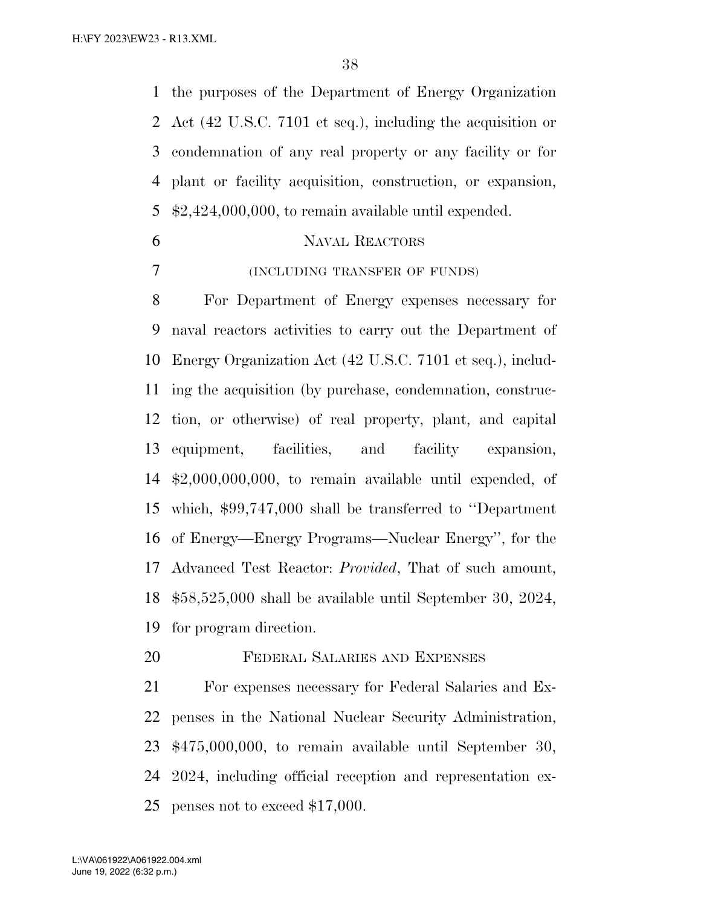the purposes of the Department of Energy Organization Act (42 U.S.C. 7101 et seq.), including the acquisition or condemnation of any real property or any facility or for plant or facility acquisition, construction, or expansion, $2,424,000,000, to remain available until expended.

NAVAL REACTORS

(INCLUDING TRANSFER OF FUNDS)

For Department of Energy expenses necessary for naval reactors activities to carry out the Department of Energy Organization Act (42 U.S.C. 7101 et seq.), including the acquisition (by purchase, condemnation, construction, or otherwise) of real property, plant, and capital equipment, facilities, and facility expansion, $2,000,000,000, to remain available until expended, of which, $99,747,000 shall be transferred to ''Department of Energy—Energy Programs—Nuclear Energy'', for the Advanced Test Reactor: *Provided*, That of such amount, $58,525,000 shall be available until September 30, 2024, for program direction.

FEDERAL SALARIES AND EXPENSES

For expenses necessary for Federal Salaries and Expenses in the National Nuclear Security Administration, $475,000,000, to remain available until September 30, 2024, including official reception and representation expenses not to exceed $17,000.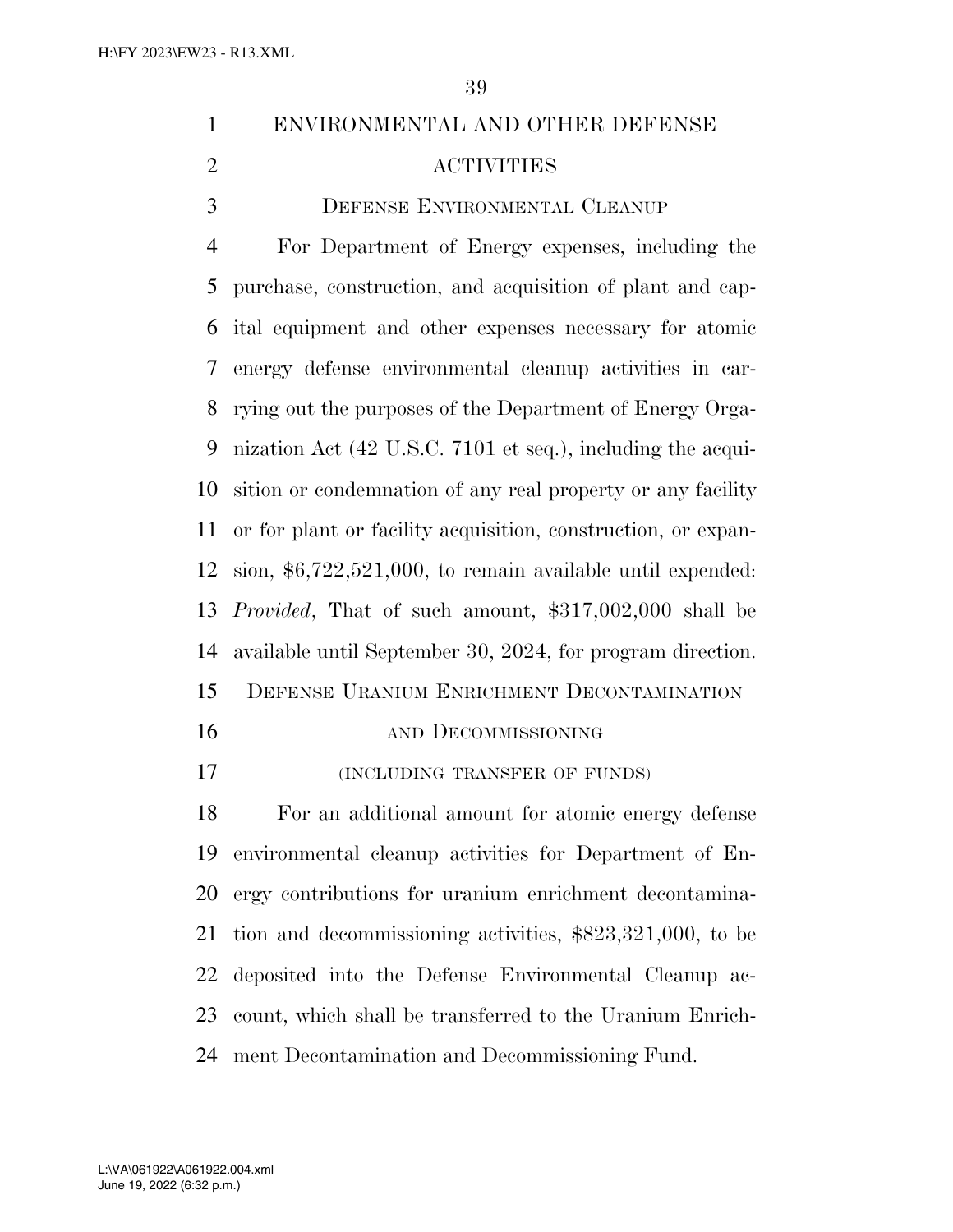# ENVIRONMENTAL AND OTHER DEFENSE ACTIVITIES

## Defense Environmental Cleanup

For Department of Energy expenses, including the purchase, construction, and acquisition of plant and capital equipment and other expenses necessary for atomic energy defense environmental cleanup activities in carrying out the purposes of the Department of Energy Organization Act (42 U.S.C. 7101 et seq.), including the acquisition or condemnation of any real property or any facility or for plant or facility acquisition, construction, or expansion, $6,722,521,000, to remain available until expended: *Provided*, That of such amount, $317,002,000 shall be available until September 30, 2024, for program direction.

## Defense Uranium Enrichment Decontamination and Decommissioning

(INCLUDING TRANSFER OF FUNDS)

For an additional amount for atomic energy defense environmental cleanup activities for Department of Energy contributions for uranium enrichment decontamination and decommissioning activities, $823,321,000, to be deposited into the Defense Environmental Cleanup account, which shall be transferred to the Uranium Enrichment Decontamination and Decommissioning Fund.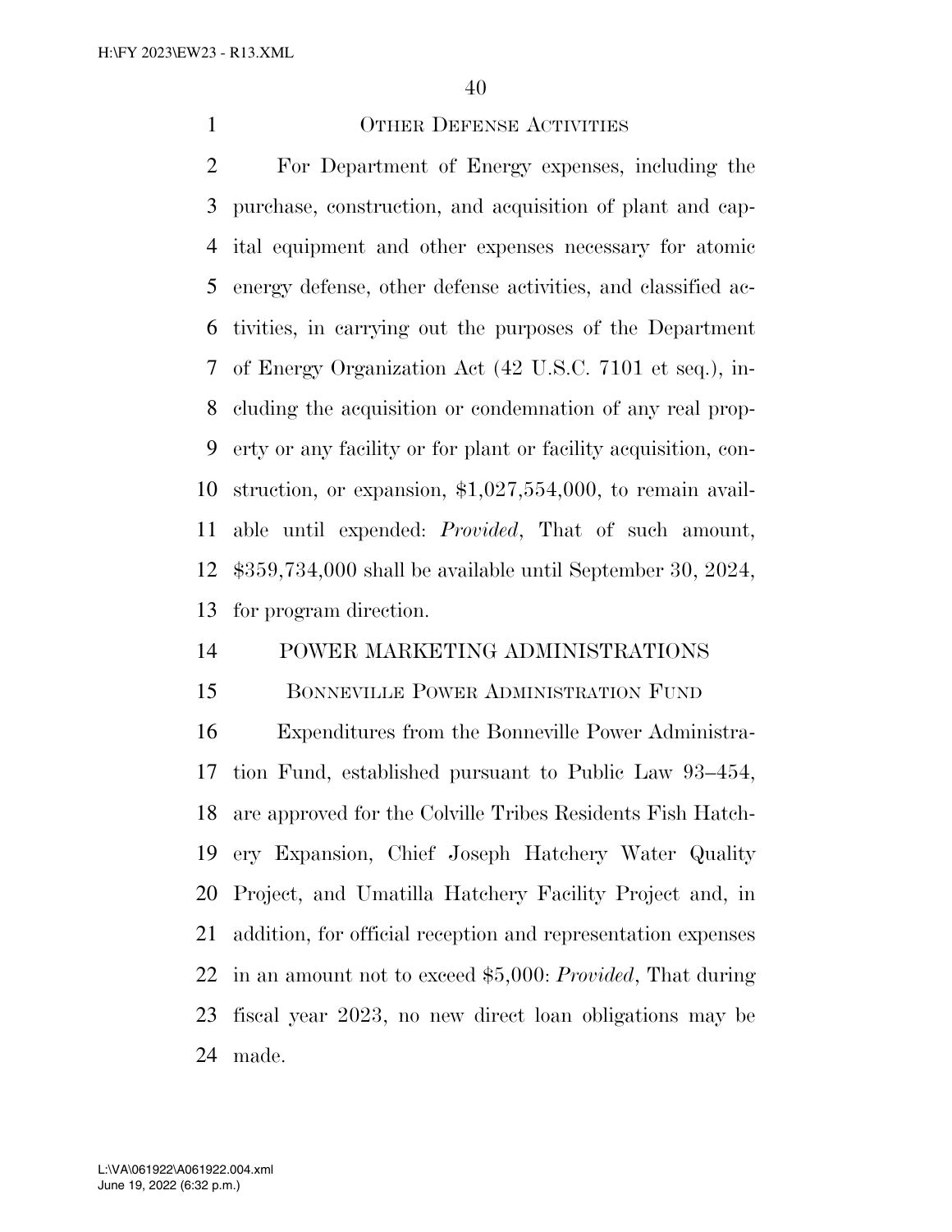### Other Defense Activities

For Department of Energy expenses, including the purchase, construction, and acquisition of plant and capital equipment and other expenses necessary for atomic energy defense, other defense activities, and classified activities, in carrying out the purposes of the Department of Energy Organization Act (42 U.S.C. 7101 et seq.), including the acquisition or condemnation of any real property or any facility or for plant or facility acquisition, construction, or expansion, $1,027,554,000, to remain available until expended: *Provided*, That of such amount, $359,734,000 shall be available until September 30, 2024, for program direction.

## POWER MARKETING ADMINISTRATIONS

### Bonneville Power Administration Fund

Expenditures from the Bonneville Power Administration Fund, established pursuant to Public Law 93–454, are approved for the Colville Tribes Residents Fish Hatchery Expansion, Chief Joseph Hatchery Water Quality Project, and Umatilla Hatchery Facility Project and, in addition, for official reception and representation expenses in an amount not to exceed $5,000: *Provided*, That during fiscal year 2023, no new direct loan obligations may be made.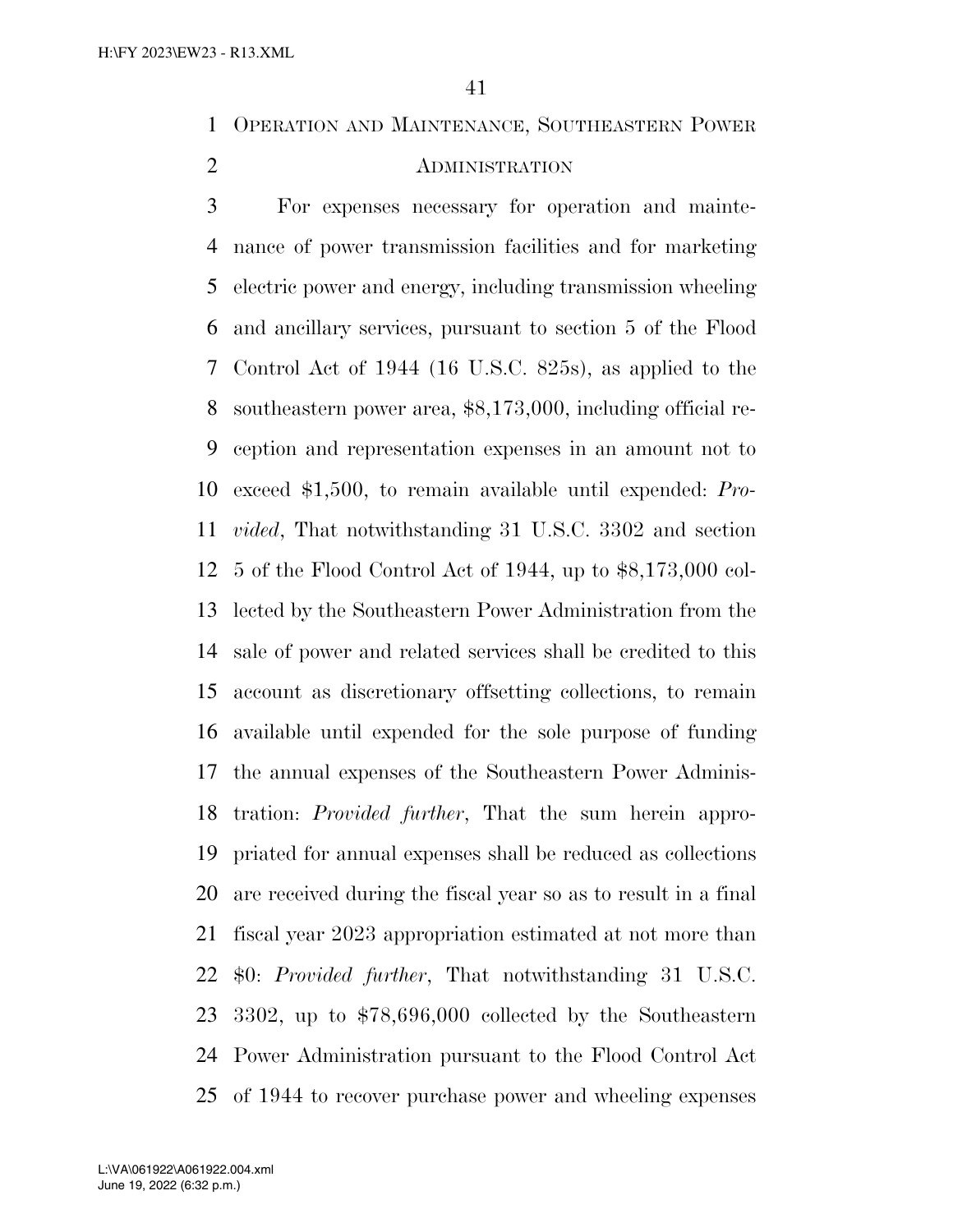## Operation and Maintenance, Southeastern Power Administration

For expenses necessary for operation and maintenance of power transmission facilities and for marketing electric power and energy, including transmission wheeling and ancillary services, pursuant to section 5 of the Flood Control Act of 1944 (16 U.S.C. 825s), as applied to the southeastern power area, $8,173,000, including official reception and representation expenses in an amount not to exceed $1,500, to remain available until expended: *Provided*, That notwithstanding 31 U.S.C. 3302 and section 5 of the Flood Control Act of 1944, up to $8,173,000 collected by the Southeastern Power Administration from the sale of power and related services shall be credited to this account as discretionary offsetting collections, to remain available until expended for the sole purpose of funding the annual expenses of the Southeastern Power Administration: *Provided further*, That the sum herein appropriated for annual expenses shall be reduced as collections are received during the fiscal year so as to result in a final fiscal year 2023 appropriation estimated at not more than $0: *Provided further*, That notwithstanding 31 U.S.C. 3302, up to $78,696,000 collected by the Southeastern Power Administration pursuant to the Flood Control Act of 1944 to recover purchase power and wheeling expenses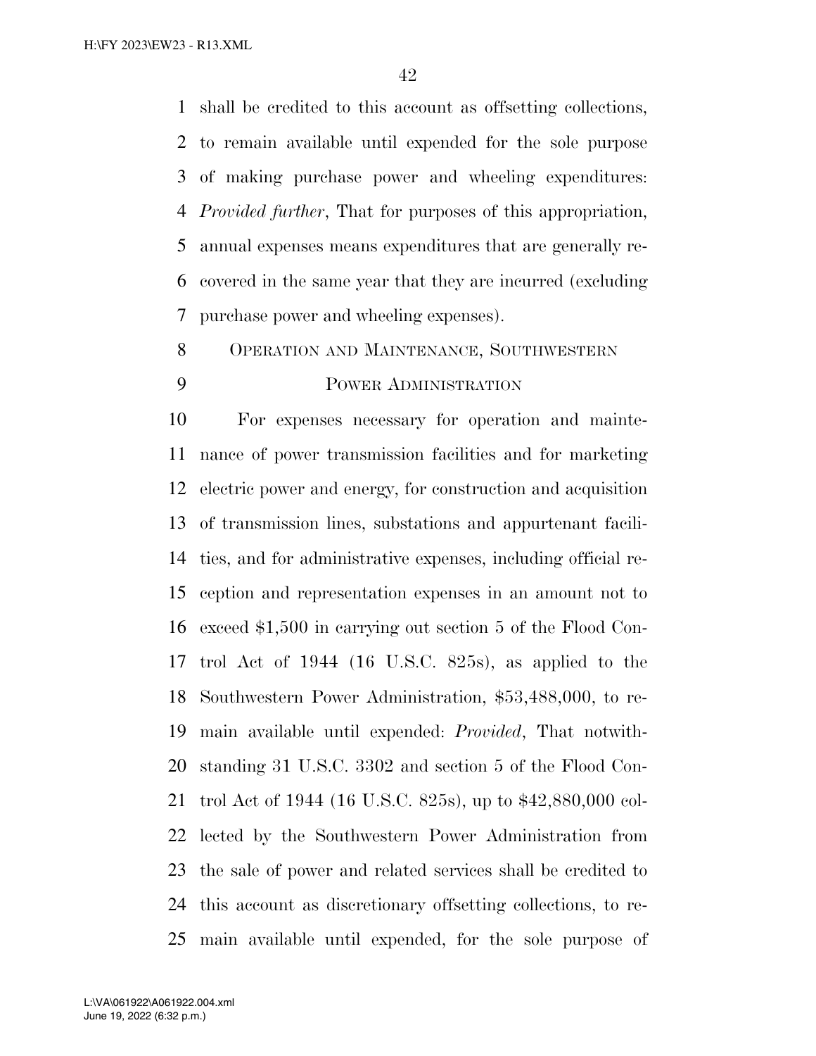shall be credited to this account as offsetting collections, to remain available until expended for the sole purpose of making purchase power and wheeling expenditures: *Provided further*, That for purposes of this appropriation, annual expenses means expenditures that are generally recovered in the same year that they are incurred (excluding purchase power and wheeling expenses).

OPERATION AND MAINTENANCE, SOUTHWESTERN POWER ADMINISTRATION

For expenses necessary for operation and maintenance of power transmission facilities and for marketing electric power and energy, for construction and acquisition of transmission lines, substations and appurtenant facilities, and for administrative expenses, including official reception and representation expenses in an amount not to exceed $1,500 in carrying out section 5 of the Flood Control Act of 1944 (16 U.S.C. 825s), as applied to the Southwestern Power Administration, $53,488,000, to remain available until expended: *Provided*, That notwithstanding 31 U.S.C. 3302 and section 5 of the Flood Control Act of 1944 (16 U.S.C. 825s), up to $42,880,000 collected by the Southwestern Power Administration from the sale of power and related services shall be credited to this account as discretionary offsetting collections, to remain available until expended, for the sole purpose of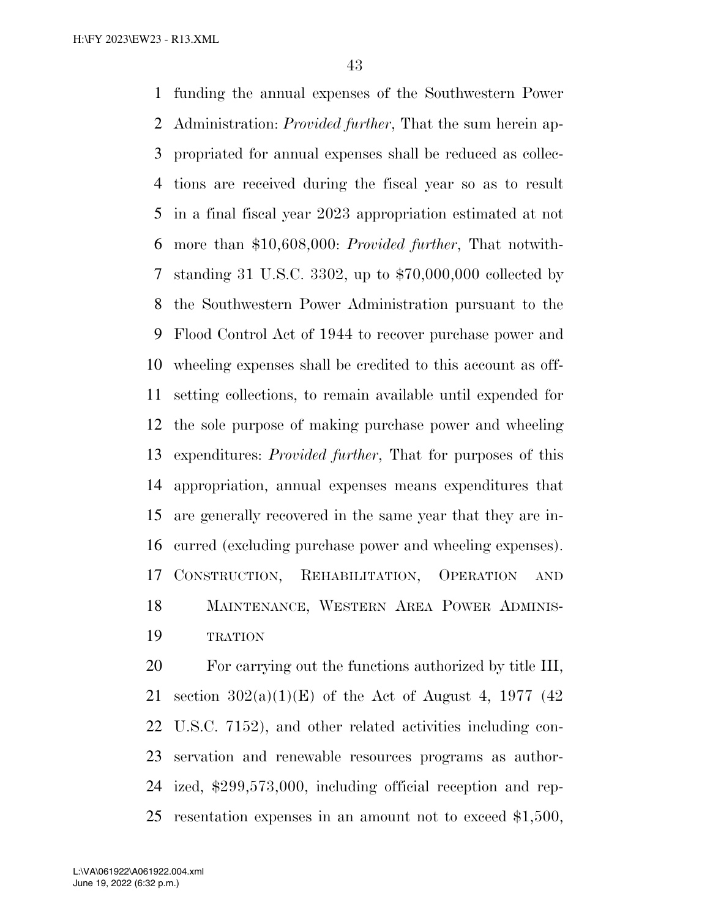funding the annual expenses of the Southwestern Power Administration: *Provided further*, That the sum herein appropriated for annual expenses shall be reduced as collections are received during the fiscal year so as to result in a final fiscal year 2023 appropriation estimated at not more than $10,608,000: *Provided further*, That notwithstanding 31 U.S.C. 3302, up to $70,000,000 collected by the Southwestern Power Administration pursuant to the Flood Control Act of 1944 to recover purchase power and wheeling expenses shall be credited to this account as offsetting collections, to remain available until expended for the sole purpose of making purchase power and wheeling expenditures: *Provided further*, That for purposes of this appropriation, annual expenses means expenditures that are generally recovered in the same year that they are incurred (excluding purchase power and wheeling expenses).

### CONSTRUCTION, REHABILITATION, OPERATION AND MAINTENANCE, WESTERN AREA POWER ADMINISTRATION

For carrying out the functions authorized by title III, section 302(a)(1)(E) of the Act of August 4, 1977 (42 U.S.C. 7152), and other related activities including conservation and renewable resources programs as authorized, $299,573,000, including official reception and representation expenses in an amount not to exceed $1,500,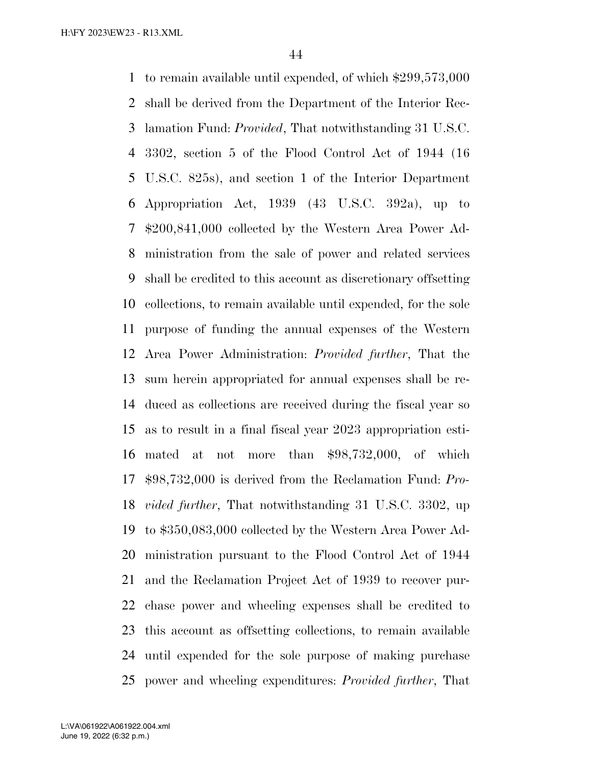to remain available until expended, of which $299,573,000 shall be derived from the Department of the Interior Reclamation Fund: *Provided*, That notwithstanding 31 U.S.C. 3302, section 5 of the Flood Control Act of 1944 (16 U.S.C. 825s), and section 1 of the Interior Department Appropriation Act, 1939 (43 U.S.C. 392a), up to $200,841,000 collected by the Western Area Power Administration from the sale of power and related services shall be credited to this account as discretionary offsetting collections, to remain available until expended, for the sole purpose of funding the annual expenses of the Western Area Power Administration: *Provided further*, That the sum herein appropriated for annual expenses shall be reduced as collections are received during the fiscal year so as to result in a final fiscal year 2023 appropriation estimated at not more than $98,732,000, of which $98,732,000 is derived from the Reclamation Fund: *Provided further*, That notwithstanding 31 U.S.C. 3302, up to $350,083,000 collected by the Western Area Power Administration pursuant to the Flood Control Act of 1944 and the Reclamation Project Act of 1939 to recover purchase power and wheeling expenses shall be credited to this account as offsetting collections, to remain available until expended for the sole purpose of making purchase power and wheeling expenditures: *Provided further*, That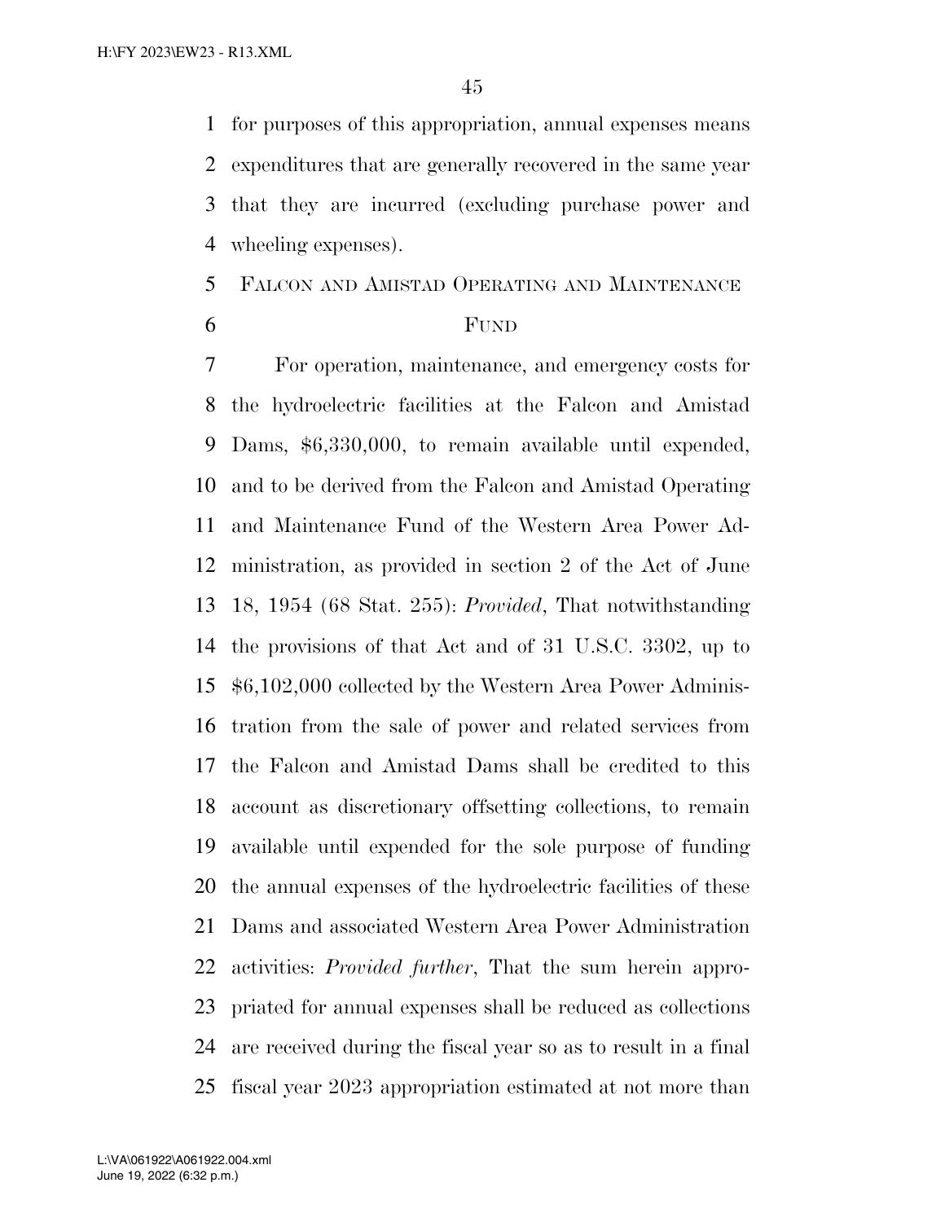for purposes of this appropriation, annual expenses means expenditures that are generally recovered in the same year that they are incurred (excluding purchase power and wheeling expenses).

## FALCON AND AMISTAD OPERATING AND MAINTENANCE FUND

For operation, maintenance, and emergency costs for the hydroelectric facilities at the Falcon and Amistad Dams, $6,330,000, to remain available until expended, and to be derived from the Falcon and Amistad Operating and Maintenance Fund of the Western Area Power Administration, as provided in section 2 of the Act of June 18, 1954 (68 Stat. 255): *Provided*, That notwithstanding the provisions of that Act and of 31 U.S.C. 3302, up to $6,102,000 collected by the Western Area Power Administration from the sale of power and related services from the Falcon and Amistad Dams shall be credited to this account as discretionary offsetting collections, to remain available until expended for the sole purpose of funding the annual expenses of the hydroelectric facilities of these Dams and associated Western Area Power Administration activities: *Provided further*, That the sum herein appropriated for annual expenses shall be reduced as collections are received during the fiscal year so as to result in a final fiscal year 2023 appropriation estimated at not more than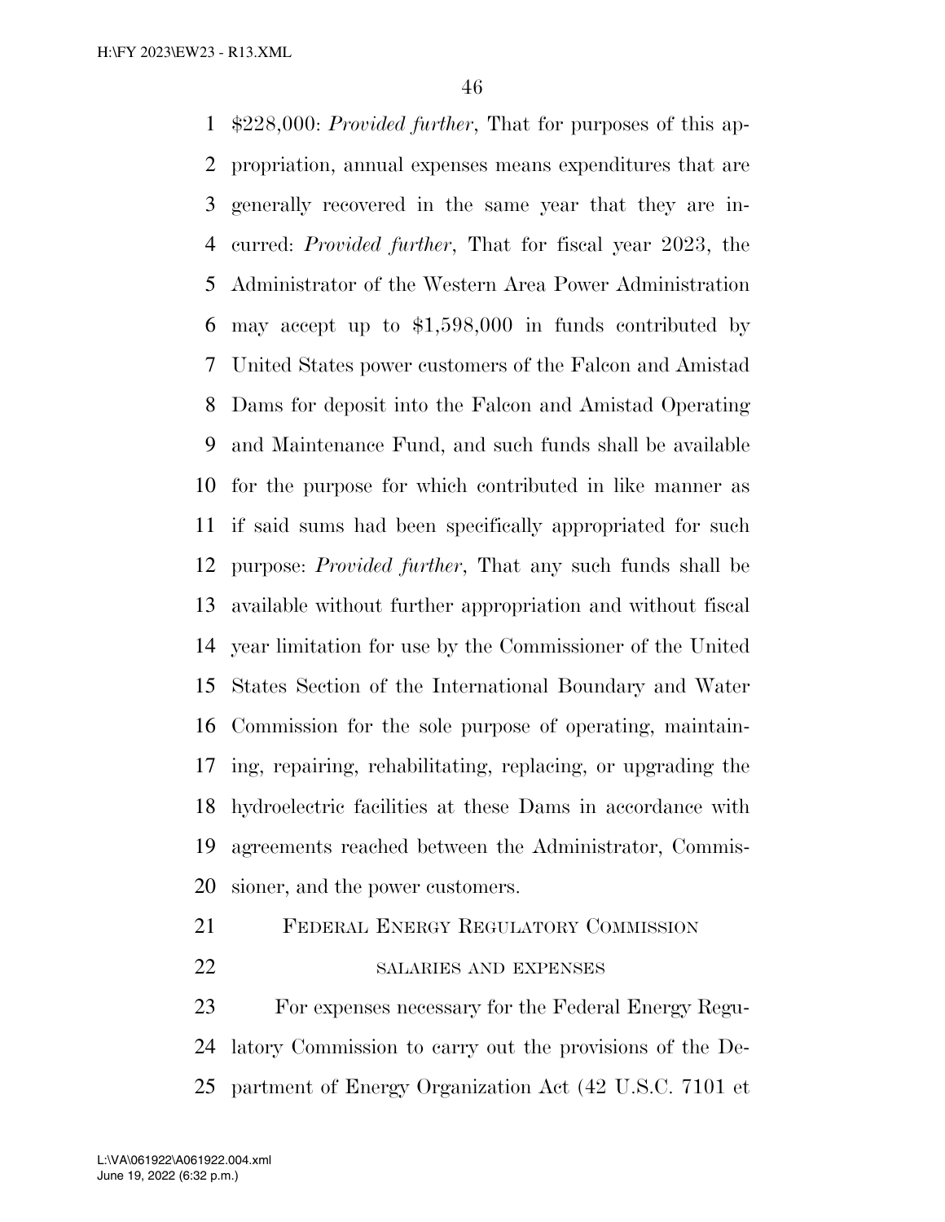$228,000: *Provided further*, That for purposes of this appropriation, annual expenses means expenditures that are generally recovered in the same year that they are incurred: *Provided further*, That for fiscal year 2023, the Administrator of the Western Area Power Administration may accept up to $1,598,000 in funds contributed by United States power customers of the Falcon and Amistad Dams for deposit into the Falcon and Amistad Operating and Maintenance Fund, and such funds shall be available for the purpose for which contributed in like manner as if said sums had been specifically appropriated for such purpose: *Provided further*, That any such funds shall be available without further appropriation and without fiscal year limitation for use by the Commissioner of the United States Section of the International Boundary and Water Commission for the sole purpose of operating, maintaining, repairing, rehabilitating, replacing, or upgrading the hydroelectric facilities at these Dams in accordance with agreements reached between the Administrator, Commissioner, and the power customers.

FEDERAL ENERGY REGULATORY COMMISSION

SALARIES AND EXPENSES

For expenses necessary for the Federal Energy Regulatory Commission to carry out the provisions of the Department of Energy Organization Act (42 U.S.C. 7101 et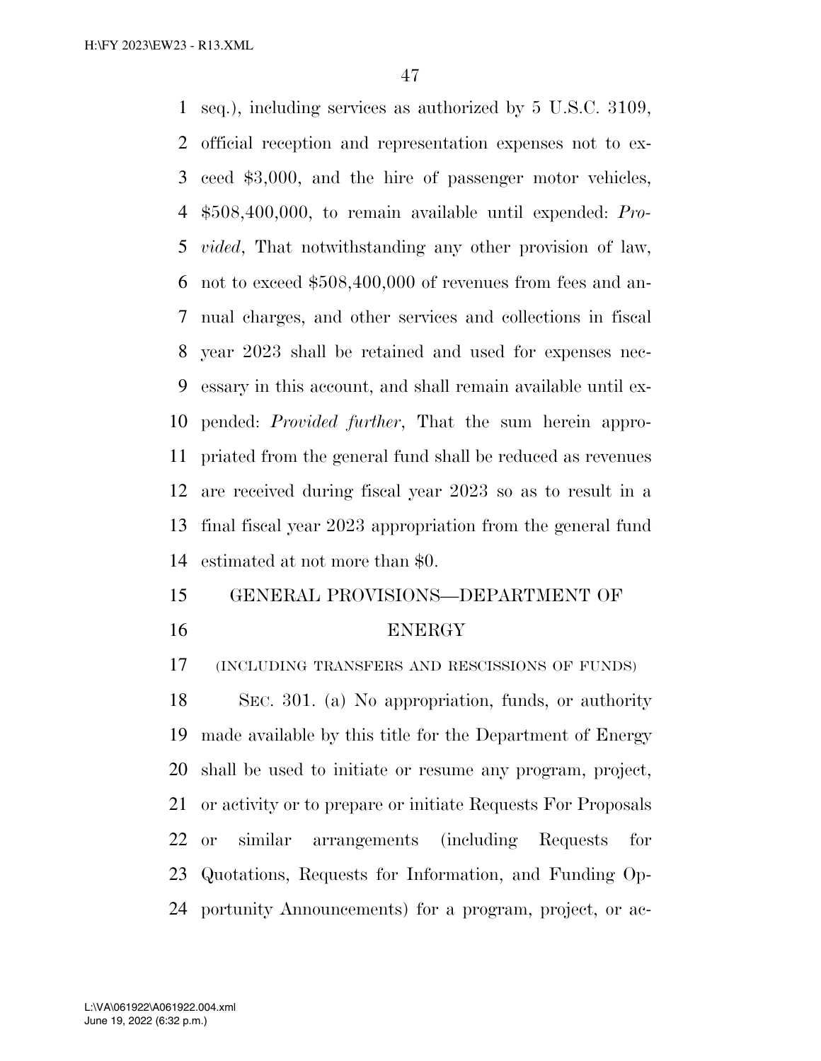seq.), including services as authorized by 5 U.S.C. 3109, official reception and representation expenses not to exceed $3,000, and the hire of passenger motor vehicles, $508,400,000, to remain available until expended: *Provided*, That notwithstanding any other provision of law, not to exceed $508,400,000 of revenues from fees and annual charges, and other services and collections in fiscal year 2023 shall be retained and used for expenses necessary in this account, and shall remain available until expended: *Provided further*, That the sum herein appropriated from the general fund shall be reduced as revenues are received during fiscal year 2023 so as to result in a final fiscal year 2023 appropriation from the general fund estimated at not more than $0.

## GENERAL PROVISIONS—DEPARTMENT OF ENERGY

(INCLUDING TRANSFERS AND RESCISSIONS OF FUNDS)

SEC. 301. (a) No appropriation, funds, or authority made available by this title for the Department of Energy shall be used to initiate or resume any program, project, or activity or to prepare or initiate Requests For Proposals or similar arrangements (including Requests for Quotations, Requests for Information, and Funding Opportunity Announcements) for a program, project, or ac-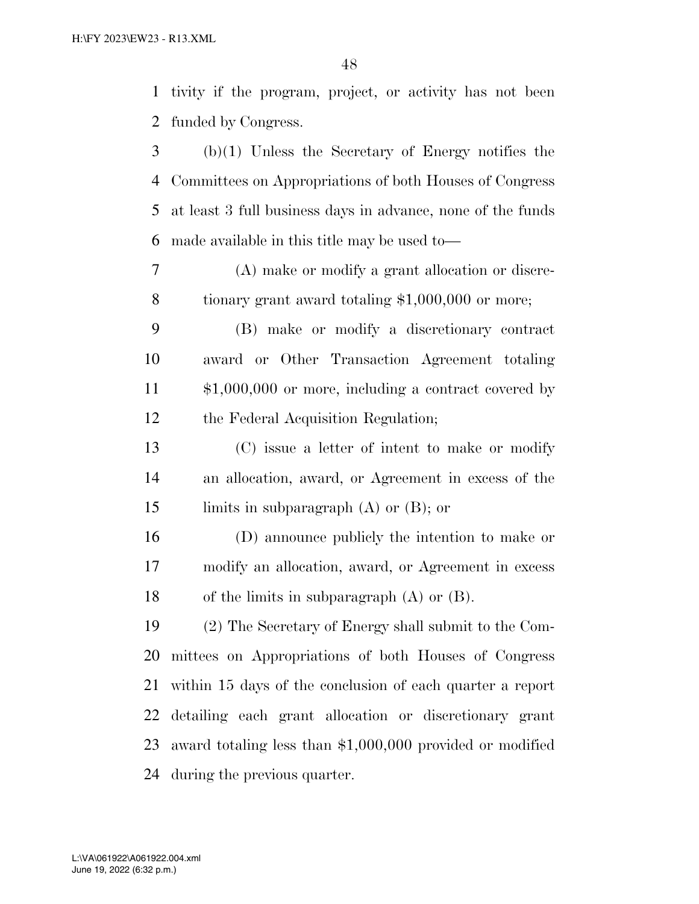tivity if the program, project, or activity has not been funded by Congress.

(b)(1) Unless the Secretary of Energy notifies the Committees on Appropriations of both Houses of Congress at least 3 full business days in advance, none of the funds made available in this title may be used to—

(A) make or modify a grant allocation or discretionary grant award totaling $1,000,000 or more;

(B) make or modify a discretionary contract award or Other Transaction Agreement totaling $1,000,000 or more, including a contract covered by the Federal Acquisition Regulation;

(C) issue a letter of intent to make or modify an allocation, award, or Agreement in excess of the limits in subparagraph (A) or (B); or

(D) announce publicly the intention to make or modify an allocation, award, or Agreement in excess of the limits in subparagraph (A) or (B).

(2) The Secretary of Energy shall submit to the Committees on Appropriations of both Houses of Congress within 15 days of the conclusion of each quarter a report detailing each grant allocation or discretionary grant award totaling less than $1,000,000 provided or modified during the previous quarter.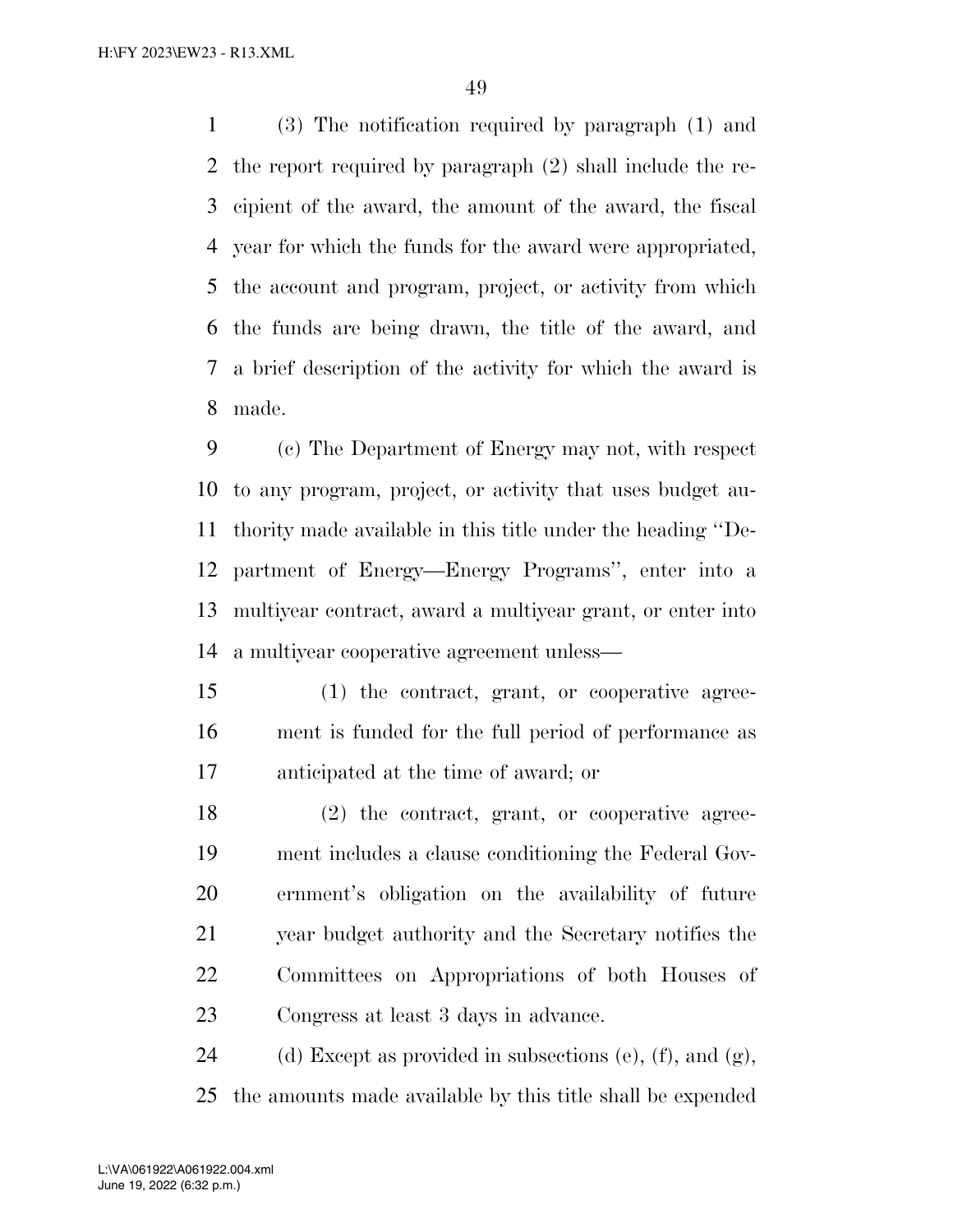(3) The notification required by paragraph (1) and the report required by paragraph (2) shall include the recipient of the award, the amount of the award, the fiscal year for which the funds for the award were appropriated, the account and program, project, or activity from which the funds are being drawn, the title of the award, and a brief description of the activity for which the award is made.

(c) The Department of Energy may not, with respect to any program, project, or activity that uses budget authority made available in this title under the heading ''Department of Energy—Energy Programs'', enter into a multiyear contract, award a multiyear grant, or enter into a multiyear cooperative agreement unless—

(1) the contract, grant, or cooperative agreement is funded for the full period of performance as anticipated at the time of award; or

(2) the contract, grant, or cooperative agreement includes a clause conditioning the Federal Government's obligation on the availability of future year budget authority and the Secretary notifies the Committees on Appropriations of both Houses of Congress at least 3 days in advance.

(d) Except as provided in subsections (e), (f), and (g), the amounts made available by this title shall be expended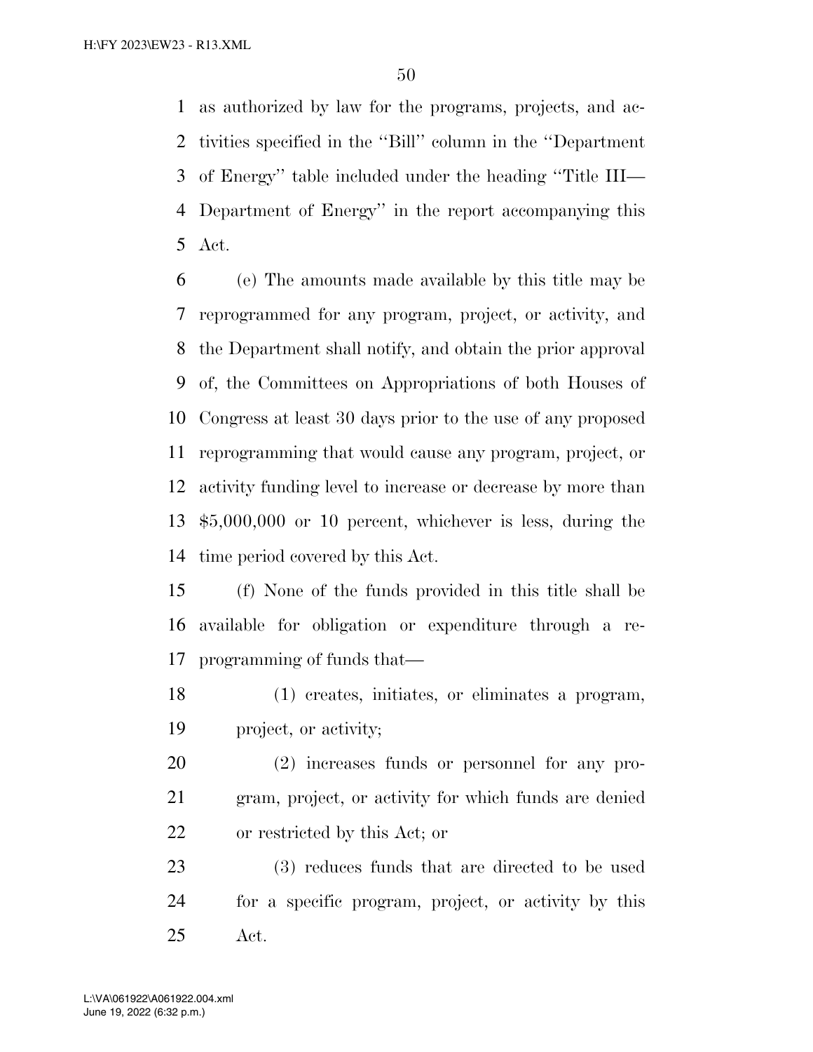as authorized by law for the programs, projects, and activities specified in the ''Bill'' column in the ''Department of Energy'' table included under the heading ''Title III—Department of Energy'' in the report accompanying this Act.

(e) The amounts made available by this title may be reprogrammed for any program, project, or activity, and the Department shall notify, and obtain the prior approval of, the Committees on Appropriations of both Houses of Congress at least 30 days prior to the use of any proposed reprogramming that would cause any program, project, or activity funding level to increase or decrease by more than $5,000,000 or 10 percent, whichever is less, during the time period covered by this Act.

(f) None of the funds provided in this title shall be available for obligation or expenditure through a reprogramming of funds that—

(1) creates, initiates, or eliminates a program, project, or activity;

(2) increases funds or personnel for any program, project, or activity for which funds are denied or restricted by this Act; or

(3) reduces funds that are directed to be used for a specific program, project, or activity by this Act.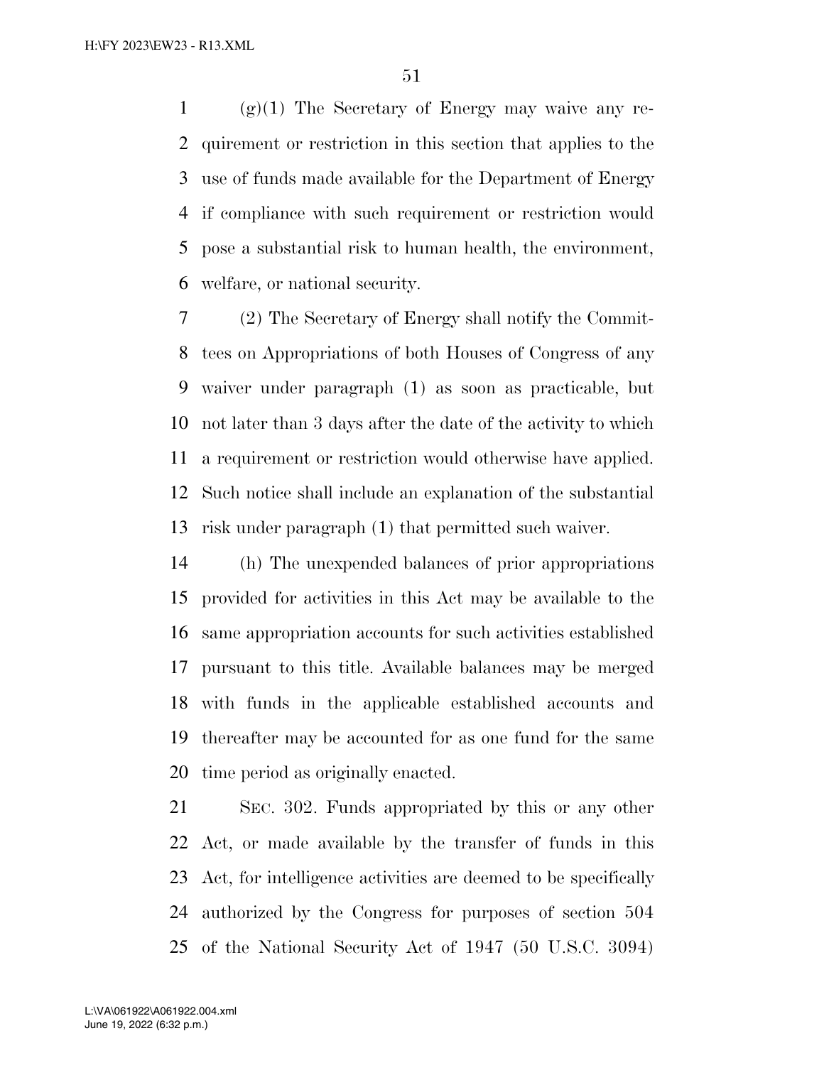(g)(1) The Secretary of Energy may waive any requirement or restriction in this section that applies to the use of funds made available for the Department of Energy if compliance with such requirement or restriction would pose a substantial risk to human health, the environment, welfare, or national security.

(2) The Secretary of Energy shall notify the Committees on Appropriations of both Houses of Congress of any waiver under paragraph (1) as soon as practicable, but not later than 3 days after the date of the activity to which a requirement or restriction would otherwise have applied. Such notice shall include an explanation of the substantial risk under paragraph (1) that permitted such waiver.

(h) The unexpended balances of prior appropriations provided for activities in this Act may be available to the same appropriation accounts for such activities established pursuant to this title. Available balances may be merged with funds in the applicable established accounts and thereafter may be accounted for as one fund for the same time period as originally enacted.

SEC. 302. Funds appropriated by this or any other Act, or made available by the transfer of funds in this Act, for intelligence activities are deemed to be specifically authorized by the Congress for purposes of section 504 of the National Security Act of 1947 (50 U.S.C. 3094)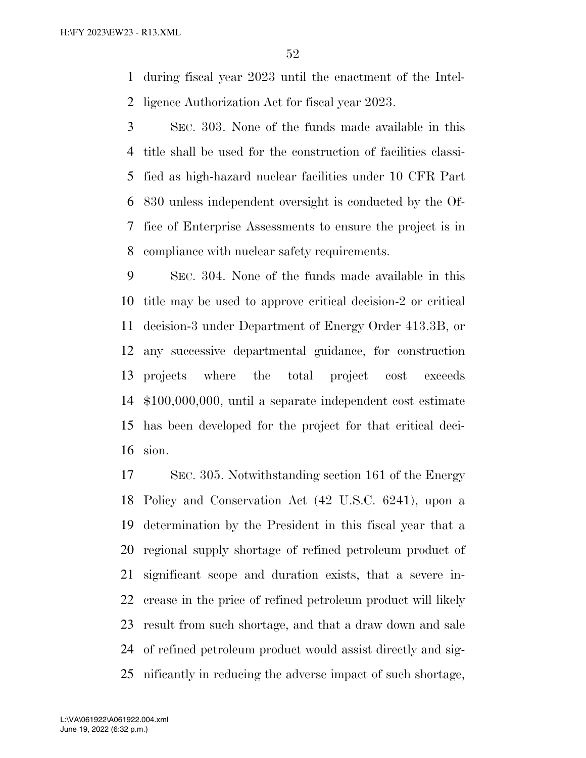during fiscal year 2023 until the enactment of the Intelligence Authorization Act for fiscal year 2023.

SEC. 303. None of the funds made available in this title shall be used for the construction of facilities classified as high-hazard nuclear facilities under 10 CFR Part 830 unless independent oversight is conducted by the Office of Enterprise Assessments to ensure the project is in compliance with nuclear safety requirements.

SEC. 304. None of the funds made available in this title may be used to approve critical decision-2 or critical decision-3 under Department of Energy Order 413.3B, or any successive departmental guidance, for construction projects where the total project cost exceeds $100,000,000, until a separate independent cost estimate has been developed for the project for that critical decision.

SEC. 305. Notwithstanding section 161 of the Energy Policy and Conservation Act (42 U.S.C. 6241), upon a determination by the President in this fiscal year that a regional supply shortage of refined petroleum product of significant scope and duration exists, that a severe increase in the price of refined petroleum product will likely result from such shortage, and that a draw down and sale of refined petroleum product would assist directly and significantly in reducing the adverse impact of such shortage,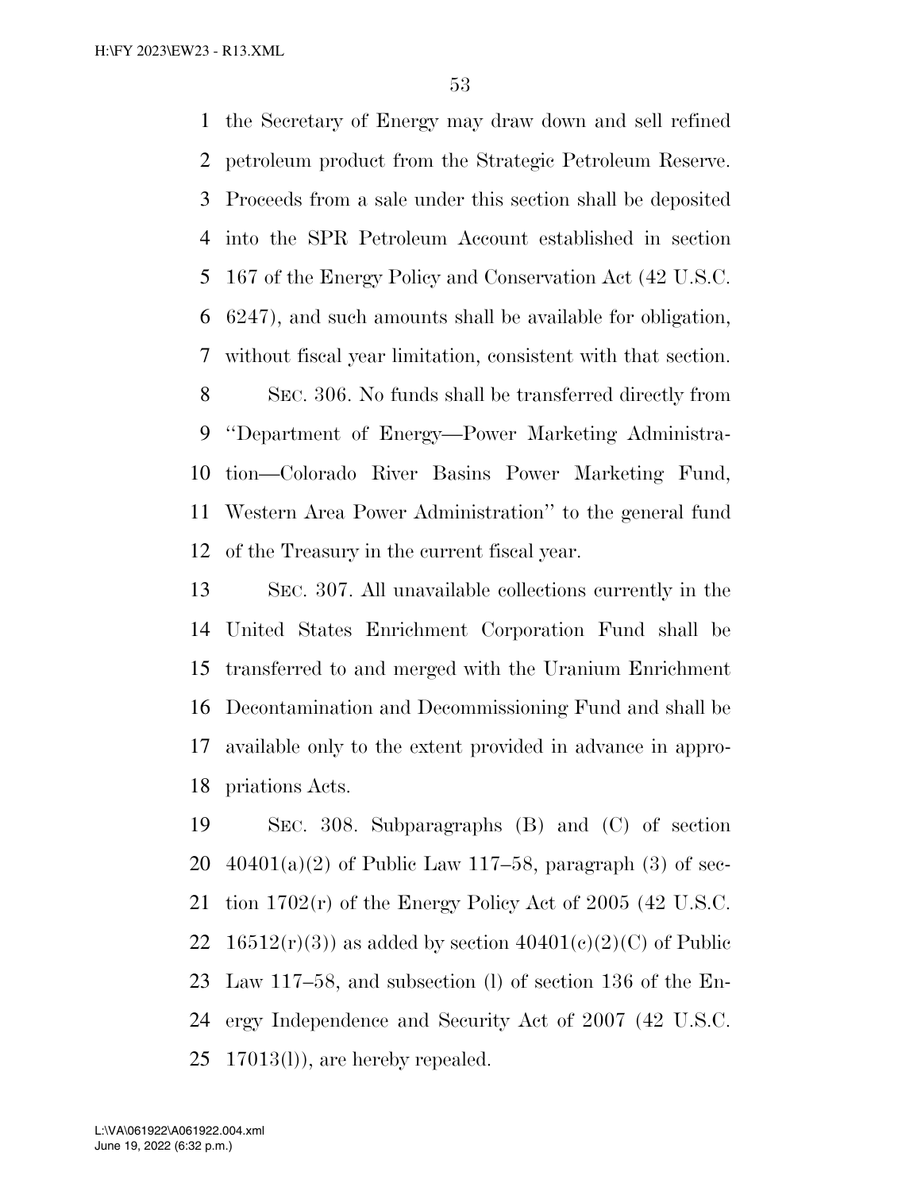the Secretary of Energy may draw down and sell refined petroleum product from the Strategic Petroleum Reserve. Proceeds from a sale under this section shall be deposited into the SPR Petroleum Account established in section 167 of the Energy Policy and Conservation Act (42 U.S.C. 6247), and such amounts shall be available for obligation, without fiscal year limitation, consistent with that section.

SEC. 306. No funds shall be transferred directly from "Department of Energy—Power Marketing Administration—Colorado River Basins Power Marketing Fund, Western Area Power Administration" to the general fund of the Treasury in the current fiscal year.

SEC. 307. All unavailable collections currently in the United States Enrichment Corporation Fund shall be transferred to and merged with the Uranium Enrichment Decontamination and Decommissioning Fund and shall be available only to the extent provided in advance in appropriations Acts.

SEC. 308. Subparagraphs (B) and (C) of section 40401(a)(2) of Public Law 117–58, paragraph (3) of section 1702(r) of the Energy Policy Act of 2005 (42 U.S.C. 16512(r)(3)) as added by section 40401(c)(2)(C) of Public Law 117–58, and subsection (l) of section 136 of the Energy Independence and Security Act of 2007 (42 U.S.C. 17013(l)), are hereby repealed.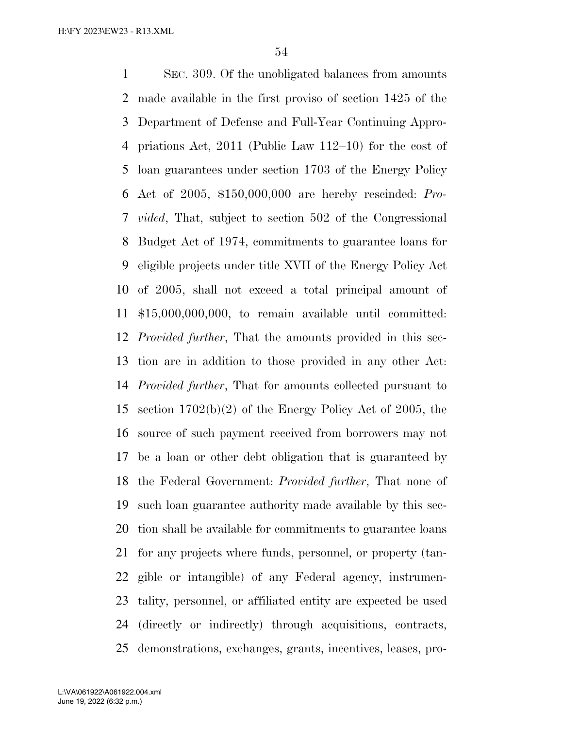SEC. 309. Of the unobligated balances from amounts made available in the first proviso of section 1425 of the Department of Defense and Full-Year Continuing Appropriations Act, 2011 (Public Law 112–10) for the cost of loan guarantees under section 1703 of the Energy Policy Act of 2005, $150,000,000 are hereby rescinded: *Provided*, That, subject to section 502 of the Congressional Budget Act of 1974, commitments to guarantee loans for eligible projects under title XVII of the Energy Policy Act of 2005, shall not exceed a total principal amount of $15,000,000,000, to remain available until committed: *Provided further*, That the amounts provided in this section are in addition to those provided in any other Act: *Provided further*, That for amounts collected pursuant to section 1702(b)(2) of the Energy Policy Act of 2005, the source of such payment received from borrowers may not be a loan or other debt obligation that is guaranteed by the Federal Government: *Provided further*, That none of such loan guarantee authority made available by this section shall be available for commitments to guarantee loans for any projects where funds, personnel, or property (tangible or intangible) of any Federal agency, instrumentality, personnel, or affiliated entity are expected be used (directly or indirectly) through acquisitions, contracts, demonstrations, exchanges, grants, incentives, leases, pro-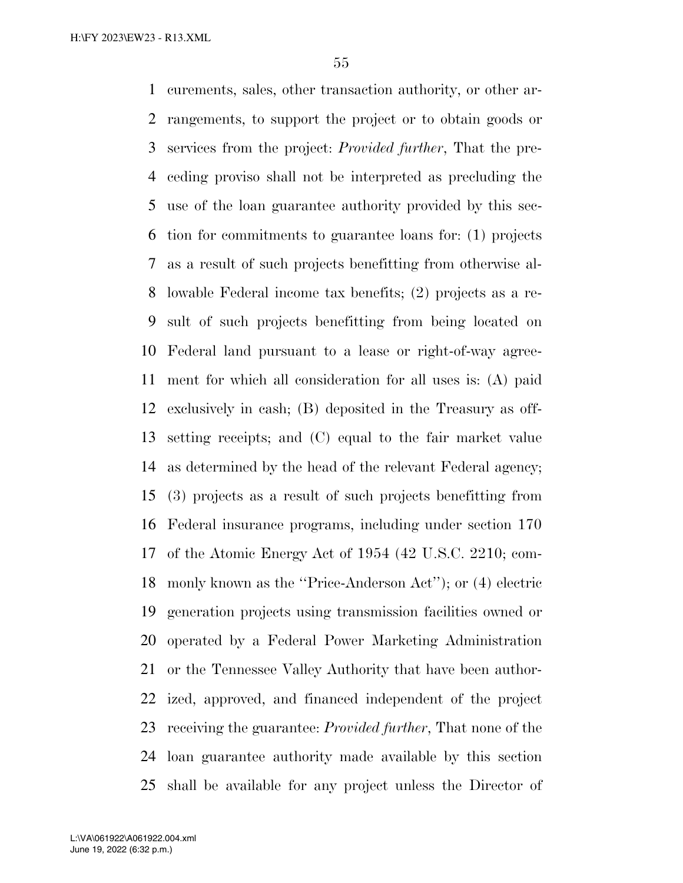curements, sales, other transaction authority, or other arrangements, to support the project or to obtain goods or services from the project: *Provided further*, That the preceding proviso shall not be interpreted as precluding the use of the loan guarantee authority provided by this section for commitments to guarantee loans for: (1) projects as a result of such projects benefitting from otherwise allowable Federal income tax benefits; (2) projects as a result of such projects benefitting from being located on Federal land pursuant to a lease or right-of-way agreement for which all consideration for all uses is: (A) paid exclusively in cash; (B) deposited in the Treasury as offsetting receipts; and (C) equal to the fair market value as determined by the head of the relevant Federal agency; (3) projects as a result of such projects benefitting from Federal insurance programs, including under section 170 of the Atomic Energy Act of 1954 (42 U.S.C. 2210; commonly known as the ''Price-Anderson Act''); or (4) electric generation projects using transmission facilities owned or operated by a Federal Power Marketing Administration or the Tennessee Valley Authority that have been authorized, approved, and financed independent of the project receiving the guarantee: *Provided further*, That none of the loan guarantee authority made available by this section shall be available for any project unless the Director of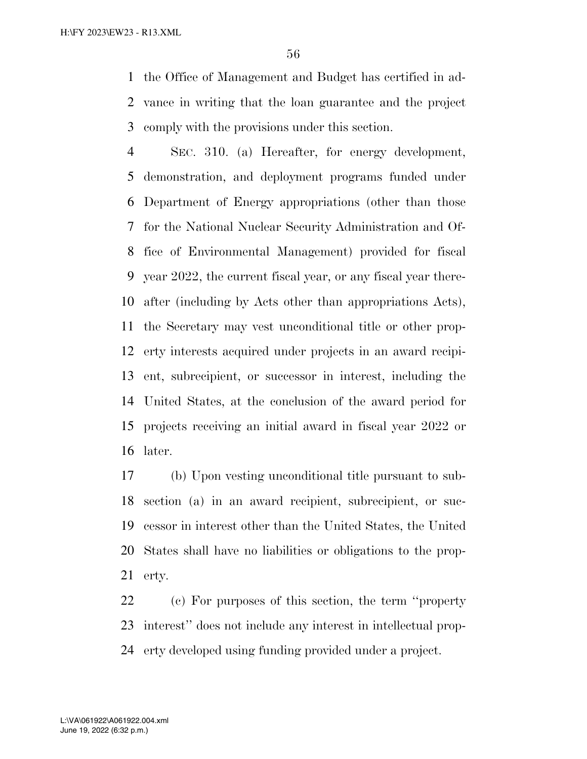the Office of Management and Budget has certified in advance in writing that the loan guarantee and the project comply with the provisions under this section.

SEC. 310. (a) Hereafter, for energy development, demonstration, and deployment programs funded under Department of Energy appropriations (other than those for the National Nuclear Security Administration and Office of Environmental Management) provided for fiscal year 2022, the current fiscal year, or any fiscal year thereafter (including by Acts other than appropriations Acts), the Secretary may vest unconditional title or other property interests acquired under projects in an award recipient, subrecipient, or successor in interest, including the United States, at the conclusion of the award period for projects receiving an initial award in fiscal year 2022 or later.

(b) Upon vesting unconditional title pursuant to subsection (a) in an award recipient, subrecipient, or successor in interest other than the United States, the United States shall have no liabilities or obligations to the property.

(c) For purposes of this section, the term ''property interest'' does not include any interest in intellectual property developed using funding provided under a project.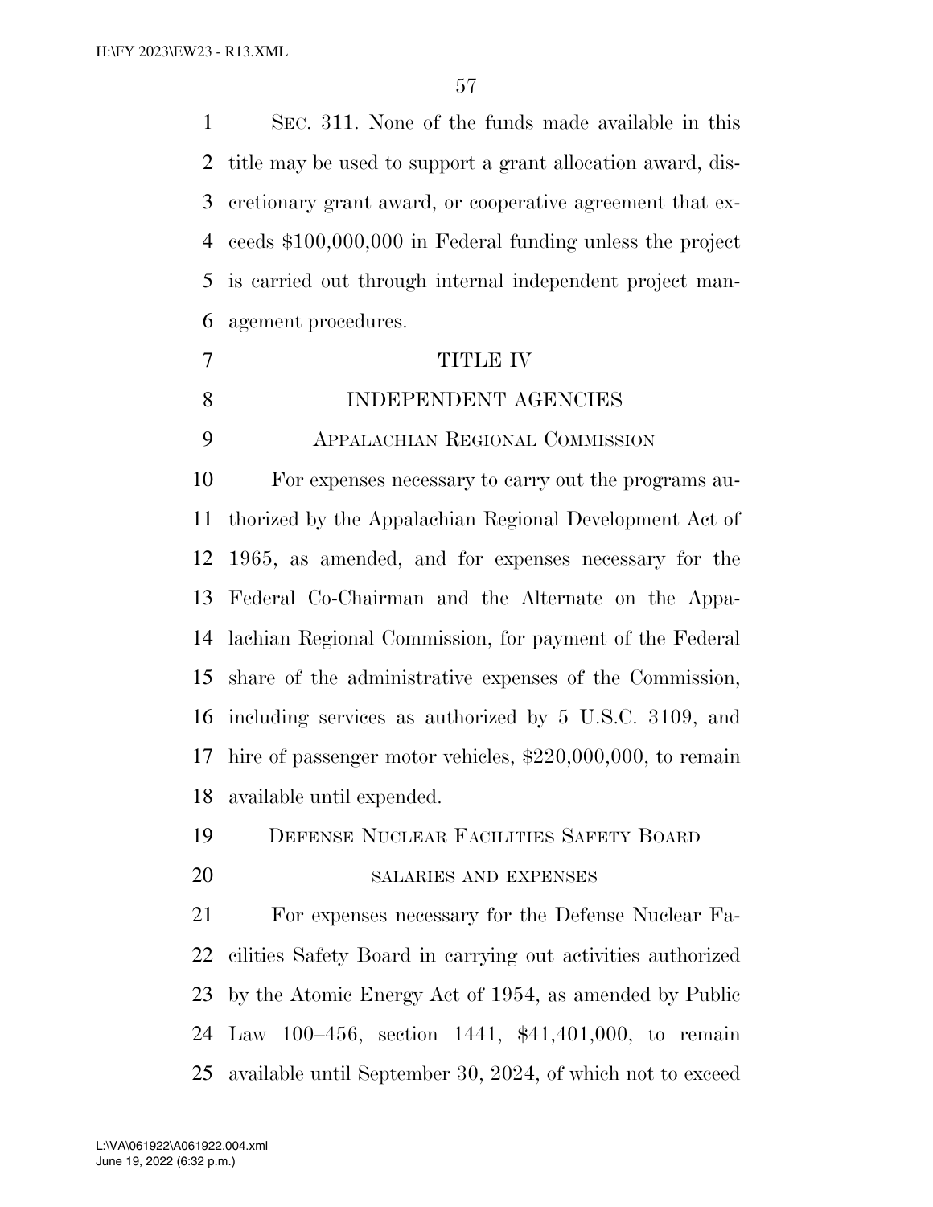SEC. 311. None of the funds made available in this title may be used to support a grant allocation award, discretionary grant award, or cooperative agreement that exceeds $100,000,000 in Federal funding unless the project is carried out through internal independent project management procedures.

# TITLE IV

# INDEPENDENT AGENCIES

## APPALACHIAN REGIONAL COMMISSION

For expenses necessary to carry out the programs authorized by the Appalachian Regional Development Act of 1965, as amended, and for expenses necessary for the Federal Co-Chairman and the Alternate on the Appalachian Regional Commission, for payment of the Federal share of the administrative expenses of the Commission, including services as authorized by 5 U.S.C. 3109, and hire of passenger motor vehicles, $220,000,000, to remain available until expended.

## DEFENSE NUCLEAR FACILITIES SAFETY BOARD

### SALARIES AND EXPENSES

For expenses necessary for the Defense Nuclear Facilities Safety Board in carrying out activities authorized by the Atomic Energy Act of 1954, as amended by Public Law 100–456, section 1441, $41,401,000, to remain available until September 30, 2024, of which not to exceed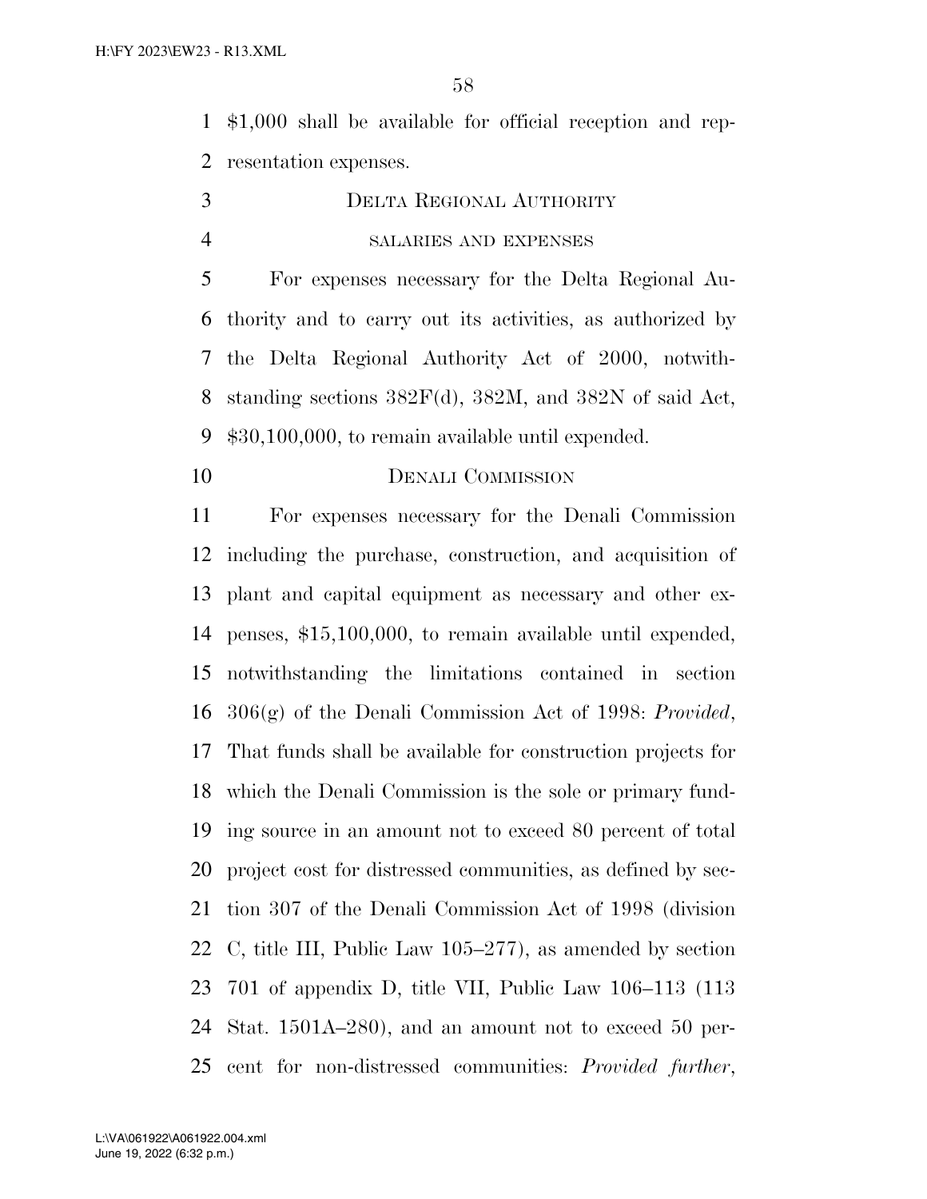$1,000 shall be available for official reception and representation expenses.

## DELTA REGIONAL AUTHORITY

### SALARIES AND EXPENSES

For expenses necessary for the Delta Regional Authority and to carry out its activities, as authorized by the Delta Regional Authority Act of 2000, notwithstanding sections 382F(d), 382M, and 382N of said Act, $30,100,000, to remain available until expended.

## DENALI COMMISSION

For expenses necessary for the Denali Commission including the purchase, construction, and acquisition of plant and capital equipment as necessary and other expenses, $15,100,000, to remain available until expended, notwithstanding the limitations contained in section 306(g) of the Denali Commission Act of 1998: *Provided*, That funds shall be available for construction projects for which the Denali Commission is the sole or primary funding source in an amount not to exceed 80 percent of total project cost for distressed communities, as defined by section 307 of the Denali Commission Act of 1998 (division C, title III, Public Law 105–277), as amended by section 701 of appendix D, title VII, Public Law 106–113 (113 Stat. 1501A–280), and an amount not to exceed 50 percent for non-distressed communities: *Provided further*,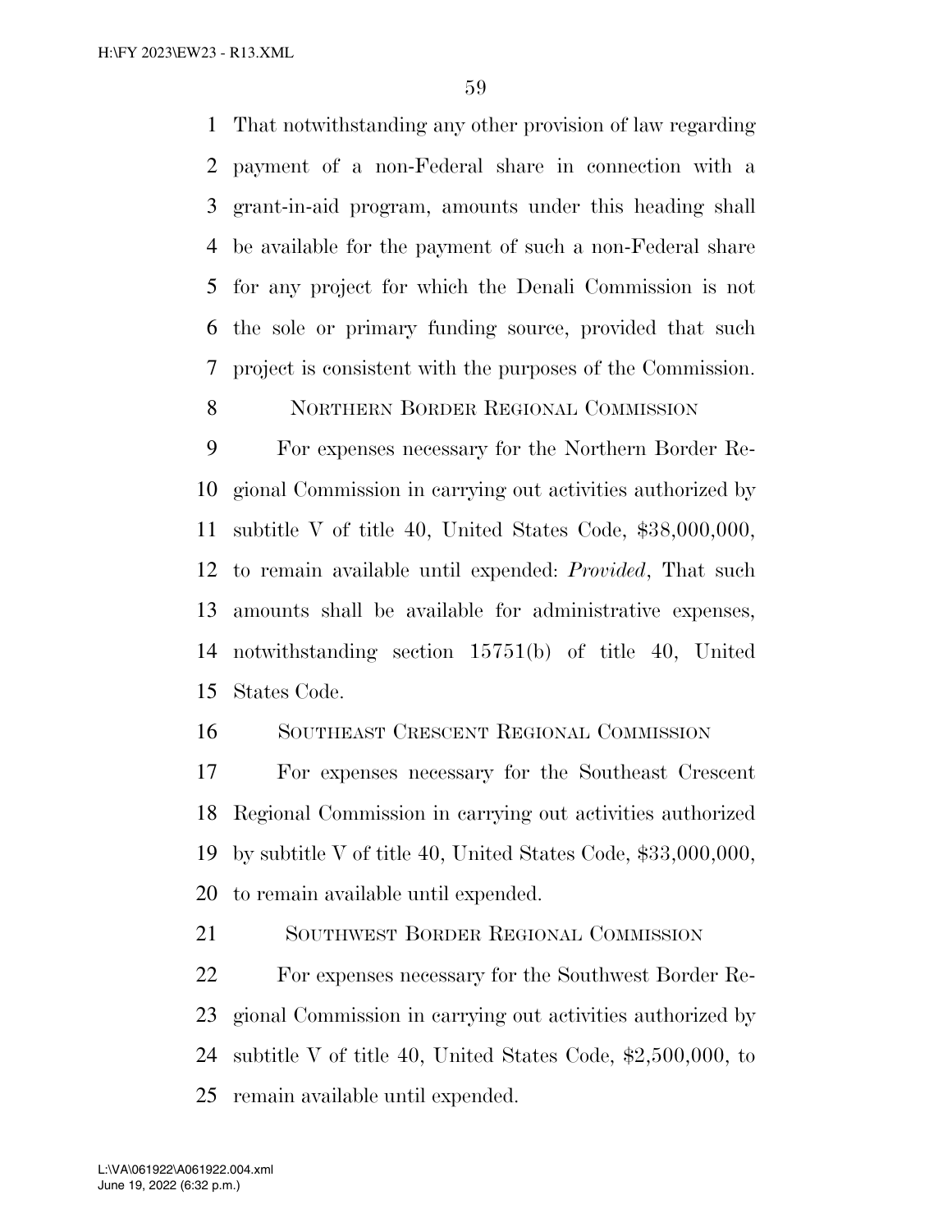That notwithstanding any other provision of law regarding payment of a non-Federal share in connection with a grant-in-aid program, amounts under this heading shall be available for the payment of such a non-Federal share for any project for which the Denali Commission is not the sole or primary funding source, provided that such project is consistent with the purposes of the Commission.

NORTHERN BORDER REGIONAL COMMISSION

For expenses necessary for the Northern Border Regional Commission in carrying out activities authorized by subtitle V of title 40, United States Code, $38,000,000, to remain available until expended: *Provided*, That such amounts shall be available for administrative expenses, notwithstanding section 15751(b) of title 40, United States Code.

SOUTHEAST CRESCENT REGIONAL COMMISSION

For expenses necessary for the Southeast Crescent Regional Commission in carrying out activities authorized by subtitle V of title 40, United States Code, $33,000,000, to remain available until expended.

SOUTHWEST BORDER REGIONAL COMMISSION

For expenses necessary for the Southwest Border Regional Commission in carrying out activities authorized by subtitle V of title 40, United States Code, $2,500,000, to remain available until expended.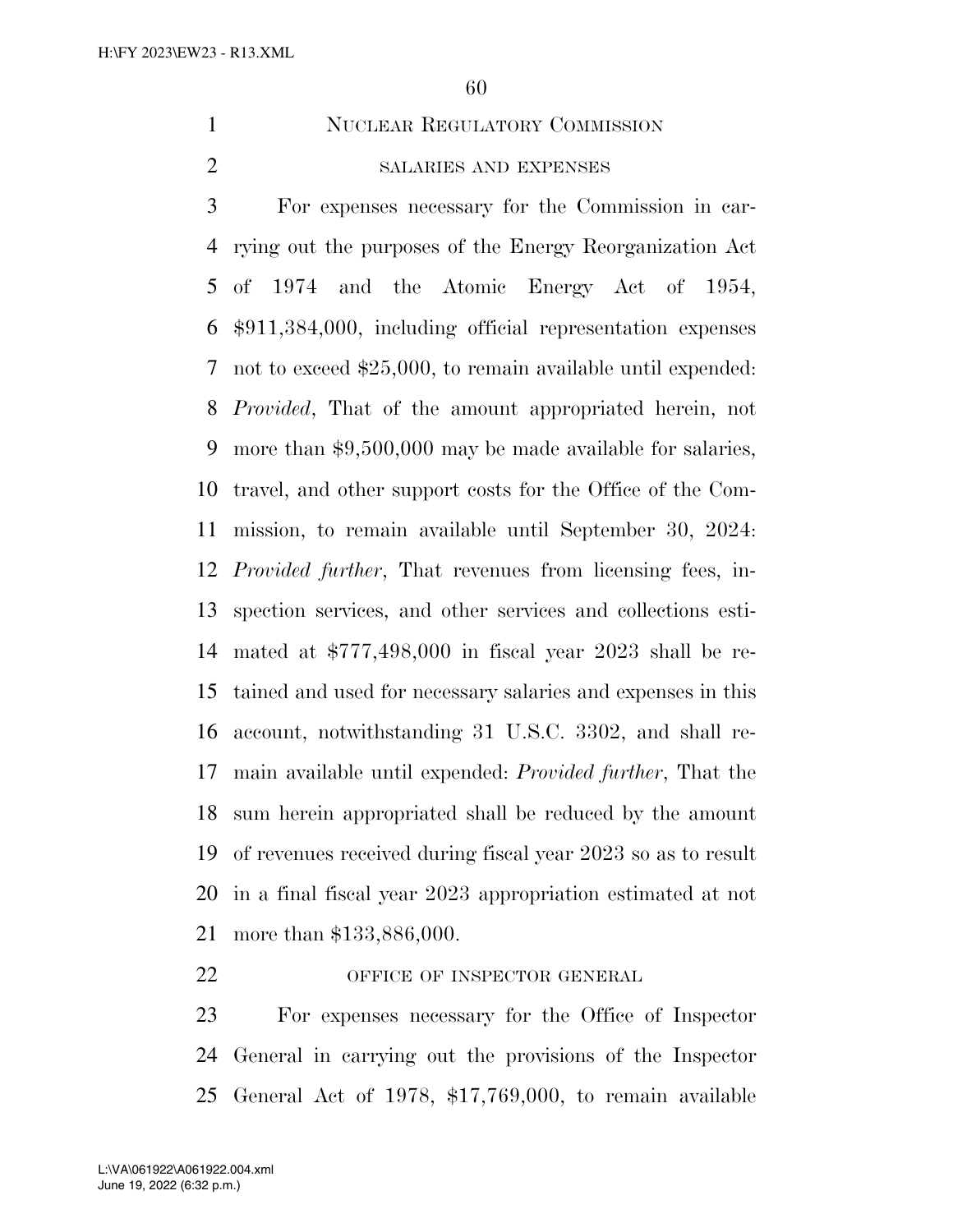## NUCLEAR REGULATORY COMMISSION

### SALARIES AND EXPENSES

For expenses necessary for the Commission in carrying out the purposes of the Energy Reorganization Act of 1974 and the Atomic Energy Act of 1954, $911,384,000, including official representation expenses not to exceed $25,000, to remain available until expended: *Provided*, That of the amount appropriated herein, not more than $9,500,000 may be made available for salaries, travel, and other support costs for the Office of the Commission, to remain available until September 30, 2024: *Provided further*, That revenues from licensing fees, inspection services, and other services and collections estimated at $777,498,000 in fiscal year 2023 shall be retained and used for necessary salaries and expenses in this account, notwithstanding 31 U.S.C. 3302, and shall remain available until expended: *Provided further*, That the sum herein appropriated shall be reduced by the amount of revenues received during fiscal year 2023 so as to result in a final fiscal year 2023 appropriation estimated at not more than $133,886,000.

### OFFICE OF INSPECTOR GENERAL

For expenses necessary for the Office of Inspector General in carrying out the provisions of the Inspector General Act of 1978, $17,769,000, to remain available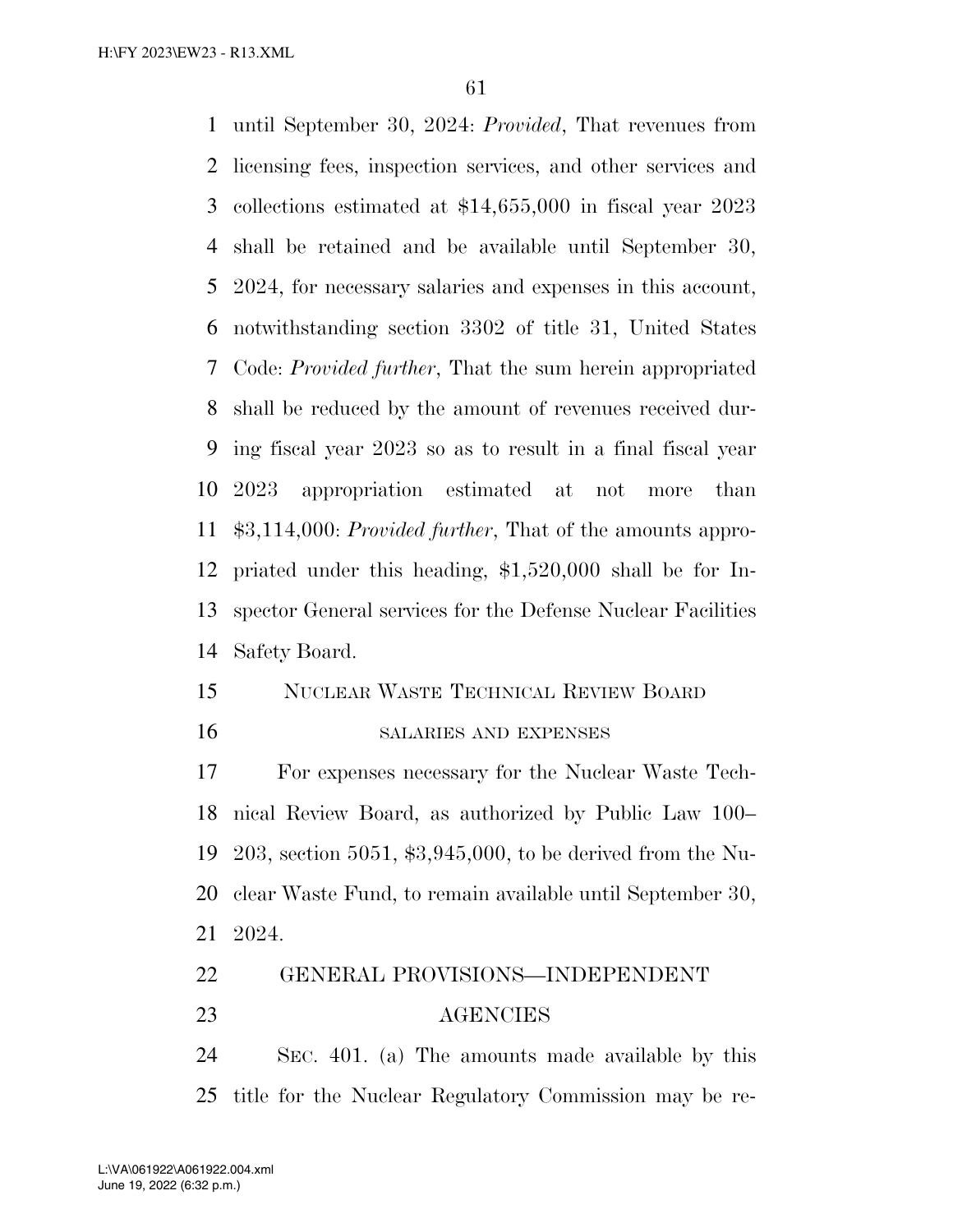until September 30, 2024: *Provided*, That revenues from licensing fees, inspection services, and other services and collections estimated at $14,655,000 in fiscal year 2023 shall be retained and be available until September 30, 2024, for necessary salaries and expenses in this account, notwithstanding section 3302 of title 31, United States Code: *Provided further*, That the sum herein appropriated shall be reduced by the amount of revenues received during fiscal year 2023 so as to result in a final fiscal year 2023 appropriation estimated at not more than $3,114,000: *Provided further*, That of the amounts appropriated under this heading, $1,520,000 shall be for Inspector General services for the Defense Nuclear Facilities Safety Board.

NUCLEAR WASTE TECHNICAL REVIEW BOARD

SALARIES AND EXPENSES

For expenses necessary for the Nuclear Waste Technical Review Board, as authorized by Public Law 100–203, section 5051, $3,945,000, to be derived from the Nuclear Waste Fund, to remain available until September 30, 2024.

GENERAL PROVISIONS—INDEPENDENT AGENCIES

SEC. 401. (a) The amounts made available by this title for the Nuclear Regulatory Commission may be re-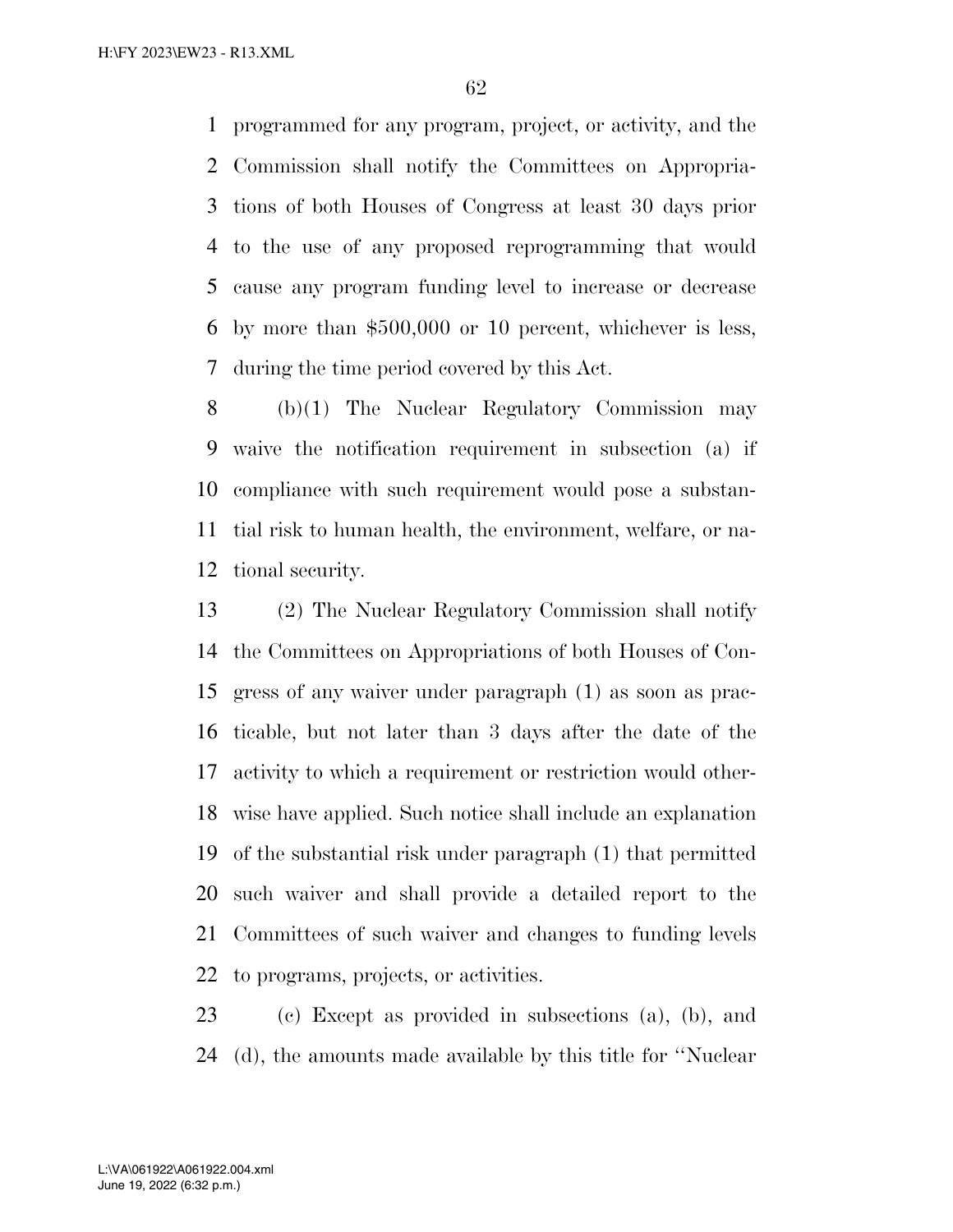programmed for any program, project, or activity, and the Commission shall notify the Committees on Appropriations of both Houses of Congress at least 30 days prior to the use of any proposed reprogramming that would cause any program funding level to increase or decrease by more than $500,000 or 10 percent, whichever is less, during the time period covered by this Act.

(b)(1) The Nuclear Regulatory Commission may waive the notification requirement in subsection (a) if compliance with such requirement would pose a substantial risk to human health, the environment, welfare, or national security.

(2) The Nuclear Regulatory Commission shall notify the Committees on Appropriations of both Houses of Congress of any waiver under paragraph (1) as soon as practicable, but not later than 3 days after the date of the activity to which a requirement or restriction would otherwise have applied. Such notice shall include an explanation of the substantial risk under paragraph (1) that permitted such waiver and shall provide a detailed report to the Committees of such waiver and changes to funding levels to programs, projects, or activities.

(c) Except as provided in subsections (a), (b), and (d), the amounts made available by this title for ''Nuclear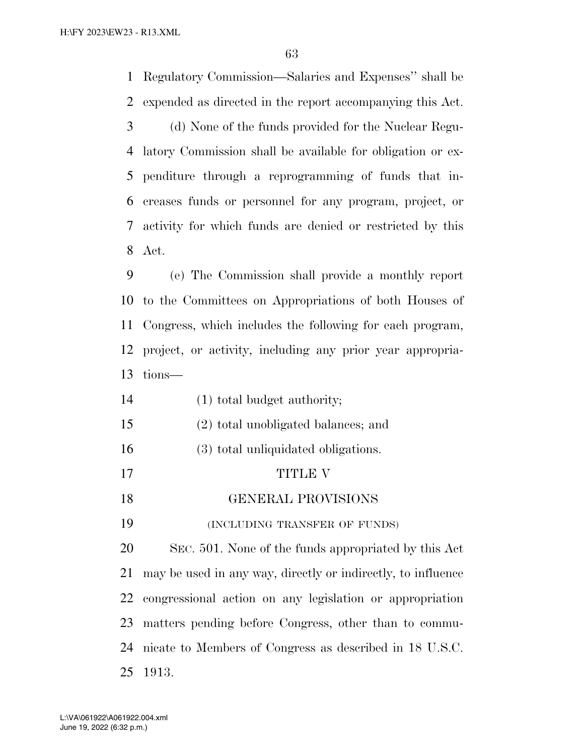Regulatory Commission—Salaries and Expenses'' shall be expended as directed in the report accompanying this Act.

(d) None of the funds provided for the Nuclear Regulatory Commission shall be available for obligation or expenditure through a reprogramming of funds that increases funds or personnel for any program, project, or activity for which funds are denied or restricted by this Act.

(e) The Commission shall provide a monthly report to the Committees on Appropriations of both Houses of Congress, which includes the following for each program, project, or activity, including any prior year appropriations—

(1) total budget authority;

(2) total unobligated balances; and

(3) total unliquidated obligations.

# TITLE V

## GENERAL PROVISIONS

(INCLUDING TRANSFER OF FUNDS)

SEC. 501. None of the funds appropriated by this Act may be used in any way, directly or indirectly, to influence congressional action on any legislation or appropriation matters pending before Congress, other than to communicate to Members of Congress as described in 18 U.S.C. 1913.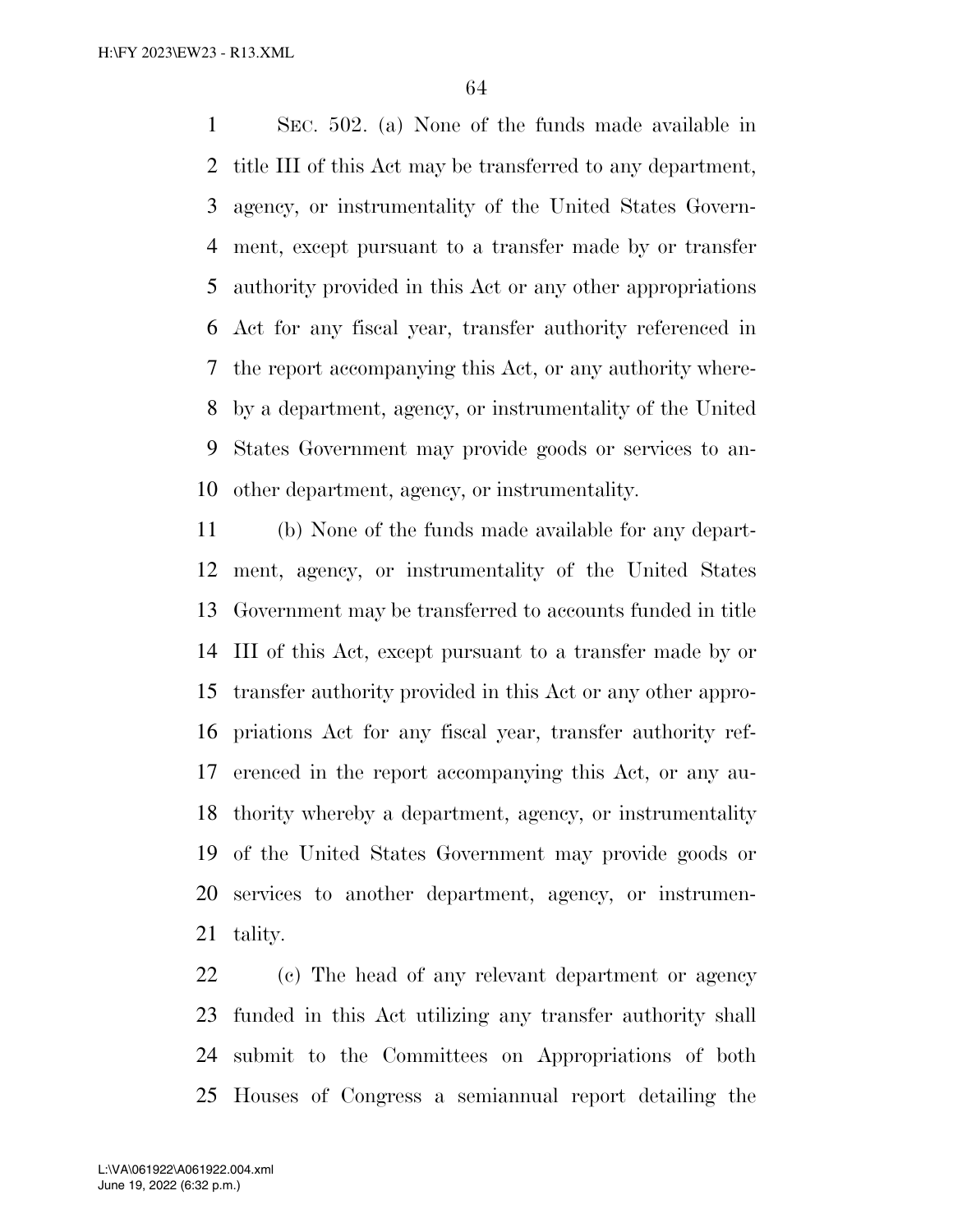SEC. 502. (a) None of the funds made available in title III of this Act may be transferred to any department, agency, or instrumentality of the United States Government, except pursuant to a transfer made by or transfer authority provided in this Act or any other appropriations Act for any fiscal year, transfer authority referenced in the report accompanying this Act, or any authority whereby a department, agency, or instrumentality of the United States Government may provide goods or services to another department, agency, or instrumentality.

(b) None of the funds made available for any department, agency, or instrumentality of the United States Government may be transferred to accounts funded in title III of this Act, except pursuant to a transfer made by or transfer authority provided in this Act or any other appropriations Act for any fiscal year, transfer authority referenced in the report accompanying this Act, or any authority whereby a department, agency, or instrumentality of the United States Government may provide goods or services to another department, agency, or instrumentality.

(c) The head of any relevant department or agency funded in this Act utilizing any transfer authority shall submit to the Committees on Appropriations of both Houses of Congress a semiannual report detailing the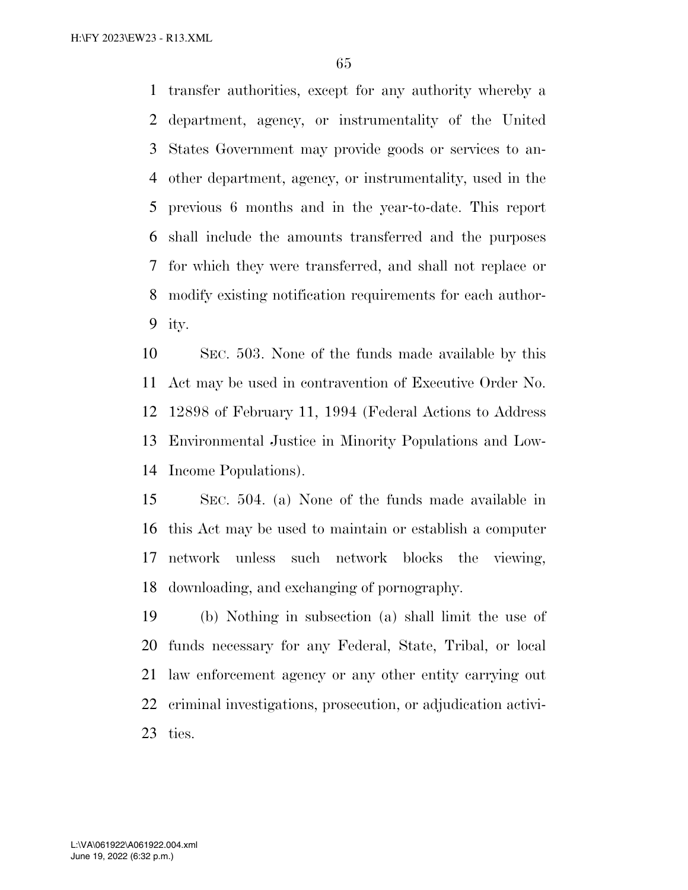transfer authorities, except for any authority whereby a department, agency, or instrumentality of the United States Government may provide goods or services to another department, agency, or instrumentality, used in the previous 6 months and in the year-to-date. This report shall include the amounts transferred and the purposes for which they were transferred, and shall not replace or modify existing notification requirements for each authority.

SEC. 503. None of the funds made available by this Act may be used in contravention of Executive Order No. 12898 of February 11, 1994 (Federal Actions to Address Environmental Justice in Minority Populations and Low-Income Populations).

SEC. 504. (a) None of the funds made available in this Act may be used to maintain or establish a computer network unless such network blocks the viewing, downloading, and exchanging of pornography.

(b) Nothing in subsection (a) shall limit the use of funds necessary for any Federal, State, Tribal, or local law enforcement agency or any other entity carrying out criminal investigations, prosecution, or adjudication activities.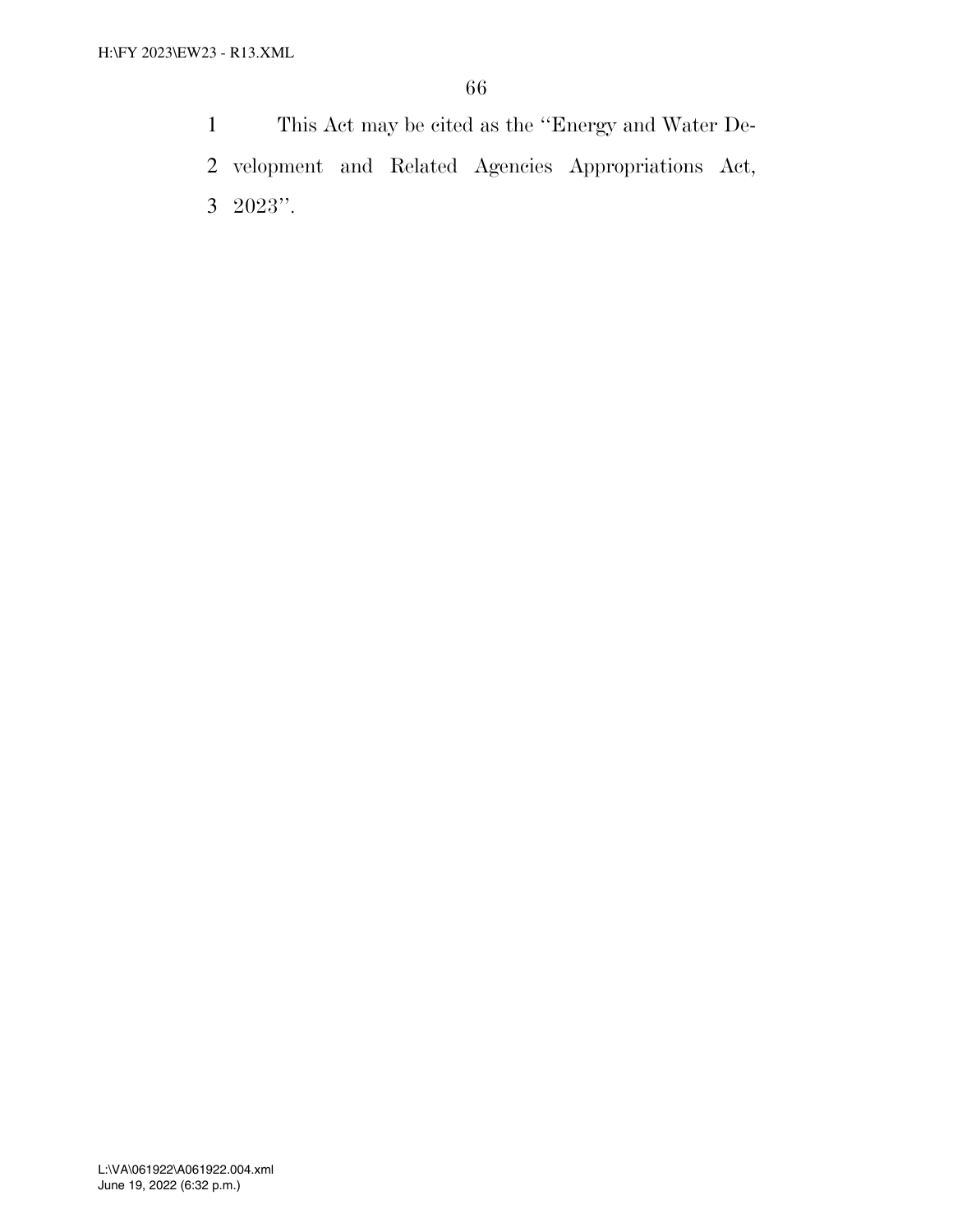This Act may be cited as the "Energy and Water Development and Related Agencies Appropriations Act, 2023".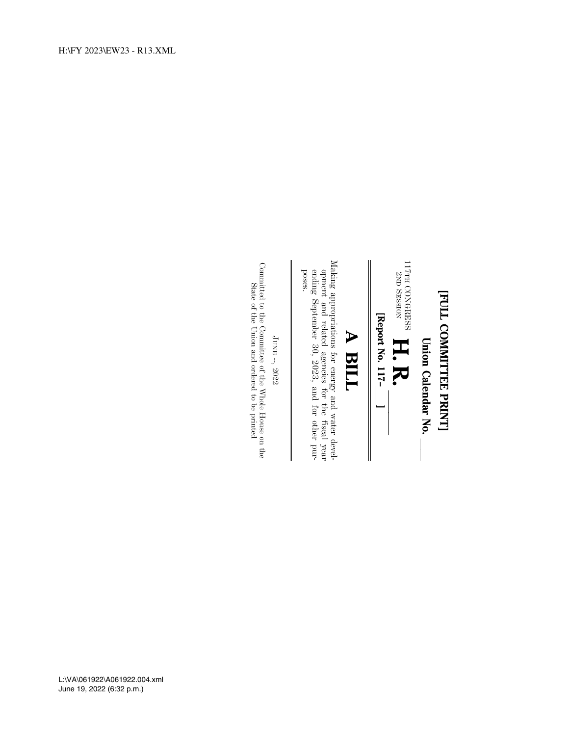**[FULL COMMITTEE PRINT]**

**Union Calendar No. \_\_\_\_**

117TH CONGRESS
2ND SESSION

# H. R. \_\_\_\_\_\_

**[Report No. 117–\_\_\_]**

# A BILL

Making appropriations for energy and water development and related agencies for the fiscal year ending September 30, 2023, and for other purposes.

JUNE --, 2022

Committed to the Committee of the Whole House on the State of the Union and ordered to be printed